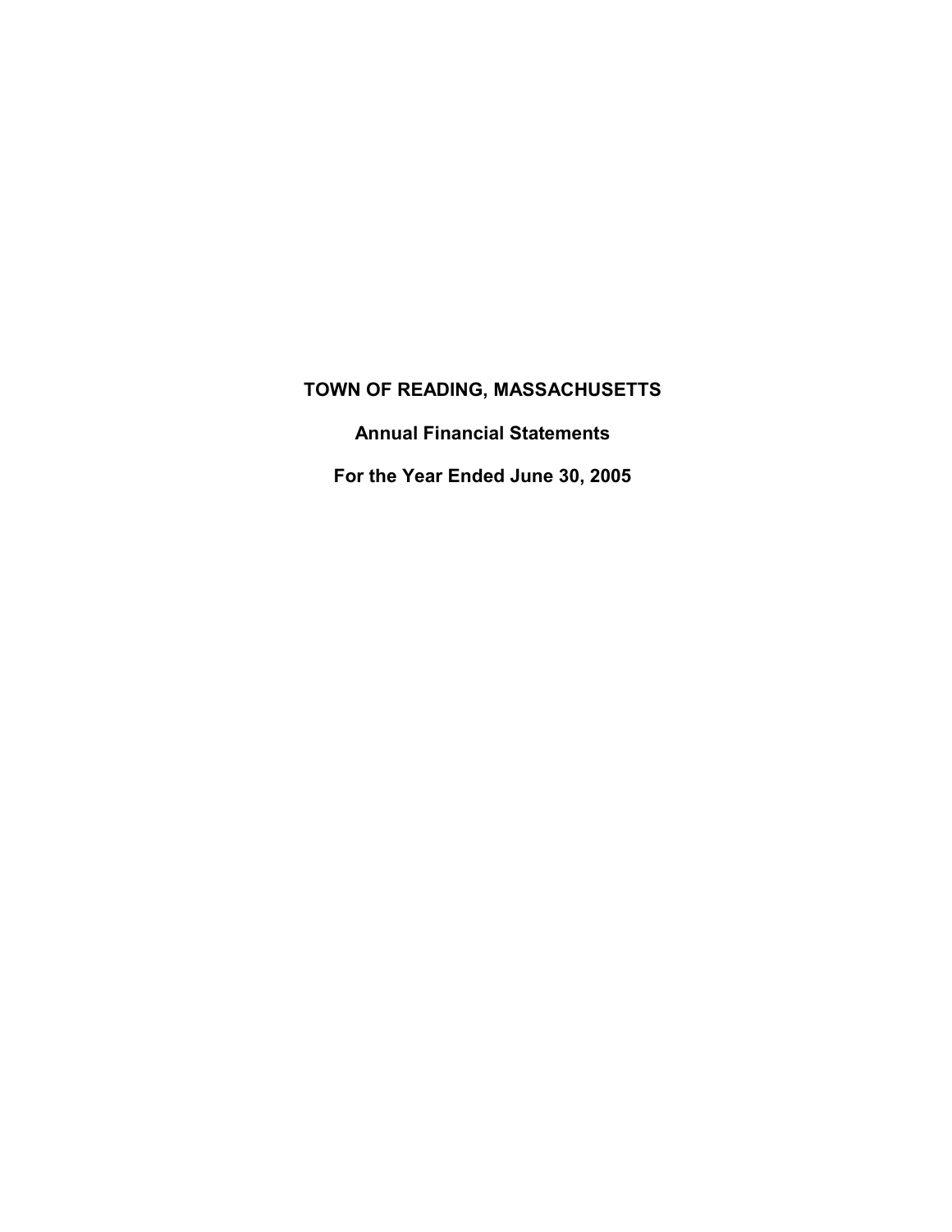# TOWN OF READING, MASSACHUSETTS

## Annual Financial Statements

## For the Year Ended June 30, 2005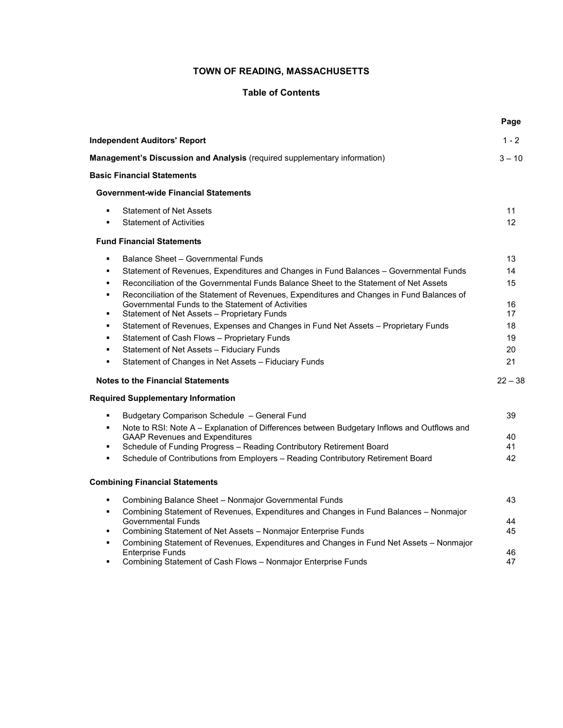# TOWN OF READING, MASSACHUSETTS

## Table of Contents

| | Page |
|---|---|
| **Independent Auditors' Report** | 1 - 2 |
| **Management's Discussion and Analysis** (required supplementary information) | 3 – 10 |
| **Basic Financial Statements** | |
| **Government-wide Financial Statements** | |
| ▪ Statement of Net Assets | 11 |
| ▪ Statement of Activities | 12 |
| **Fund Financial Statements** | |
| ▪ Balance Sheet – Governmental Funds | 13 |
| ▪ Statement of Revenues, Expenditures and Changes in Fund Balances – Governmental Funds | 14 |
| ▪ Reconciliation of the Governmental Funds Balance Sheet to the Statement of Net Assets | 15 |
| ▪ Reconciliation of the Statement of Revenues, Expenditures and Changes in Fund Balances of Governmental Funds to the Statement of Activities | 16 |
| ▪ Statement of Net Assets – Proprietary Funds | 17 |
| ▪ Statement of Revenues, Expenses and Changes in Fund Net Assets – Proprietary Funds | 18 |
| ▪ Statement of Cash Flows – Proprietary Funds | 19 |
| ▪ Statement of Net Assets – Fiduciary Funds | 20 |
| ▪ Statement of Changes in Net Assets – Fiduciary Funds | 21 |
| **Notes to the Financial Statements** | 22 – 38 |
| **Required Supplementary Information** | |
| ▪ Budgetary Comparison Schedule – General Fund | 39 |
| ▪ Note to RSI: Note A – Explanation of Differences between Budgetary Inflows and Outflows and GAAP Revenues and Expenditures | 40 |
| ▪ Schedule of Funding Progress – Reading Contributory Retirement Board | 41 |
| ▪ Schedule of Contributions from Employers – Reading Contributory Retirement Board | 42 |
| **Combining Financial Statements** | |
| ▪ Combining Balance Sheet – Nonmajor Governmental Funds | 43 |
| ▪ Combining Statement of Revenues, Expenditures and Changes in Fund Balances – Nonmajor Governmental Funds | 44 |
| ▪ Combining Statement of Net Assets – Nonmajor Enterprise Funds | 45 |
| ▪ Combining Statement of Revenues, Expenditures and Changes in Fund Net Assets – Nonmajor Enterprise Funds | 46 |
| ▪ Combining Statement of Cash Flows – Nonmajor Enterprise Funds | 47 |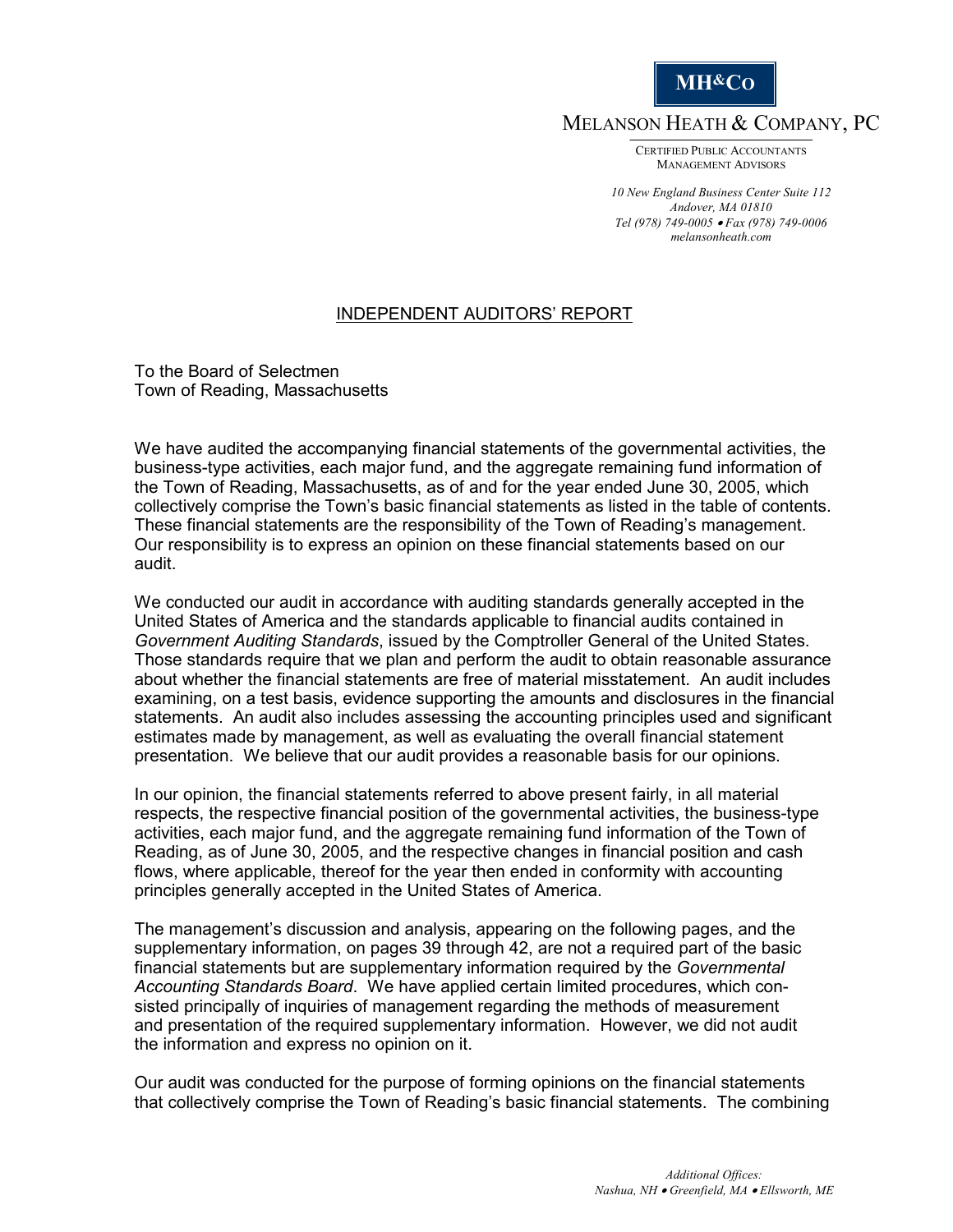MH&Co

MELANSON HEATH & COMPANY, PC

CERTIFIED PUBLIC ACCOUNTANTS
MANAGEMENT ADVISORS

*10 New England Business Center Suite 112*
*Andover, MA 01810*
*Tel (978) 749-0005 • Fax (978) 749-0006*
*melansonheath.com*

## INDEPENDENT AUDITORS' REPORT

To the Board of Selectmen
Town of Reading, Massachusetts

We have audited the accompanying financial statements of the governmental activities, the business-type activities, each major fund, and the aggregate remaining fund information of the Town of Reading, Massachusetts, as of and for the year ended June 30, 2005, which collectively comprise the Town's basic financial statements as listed in the table of contents. These financial statements are the responsibility of the Town of Reading's management. Our responsibility is to express an opinion on these financial statements based on our audit.

We conducted our audit in accordance with auditing standards generally accepted in the United States of America and the standards applicable to financial audits contained in *Government Auditing Standards*, issued by the Comptroller General of the United States. Those standards require that we plan and perform the audit to obtain reasonable assurance about whether the financial statements are free of material misstatement. An audit includes examining, on a test basis, evidence supporting the amounts and disclosures in the financial statements. An audit also includes assessing the accounting principles used and significant estimates made by management, as well as evaluating the overall financial statement presentation. We believe that our audit provides a reasonable basis for our opinions.

In our opinion, the financial statements referred to above present fairly, in all material respects, the respective financial position of the governmental activities, the business-type activities, each major fund, and the aggregate remaining fund information of the Town of Reading, as of June 30, 2005, and the respective changes in financial position and cash flows, where applicable, thereof for the year then ended in conformity with accounting principles generally accepted in the United States of America.

The management's discussion and analysis, appearing on the following pages, and the supplementary information, on pages 39 through 42, are not a required part of the basic financial statements but are supplementary information required by the *Governmental Accounting Standards Board*. We have applied certain limited procedures, which consisted principally of inquiries of management regarding the methods of measurement and presentation of the required supplementary information. However, we did not audit the information and express no opinion on it.

Our audit was conducted for the purpose of forming opinions on the financial statements that collectively comprise the Town of Reading's basic financial statements. The combining

*Additional Offices:*
*Nashua, NH • Greenfield, MA • Ellsworth, ME*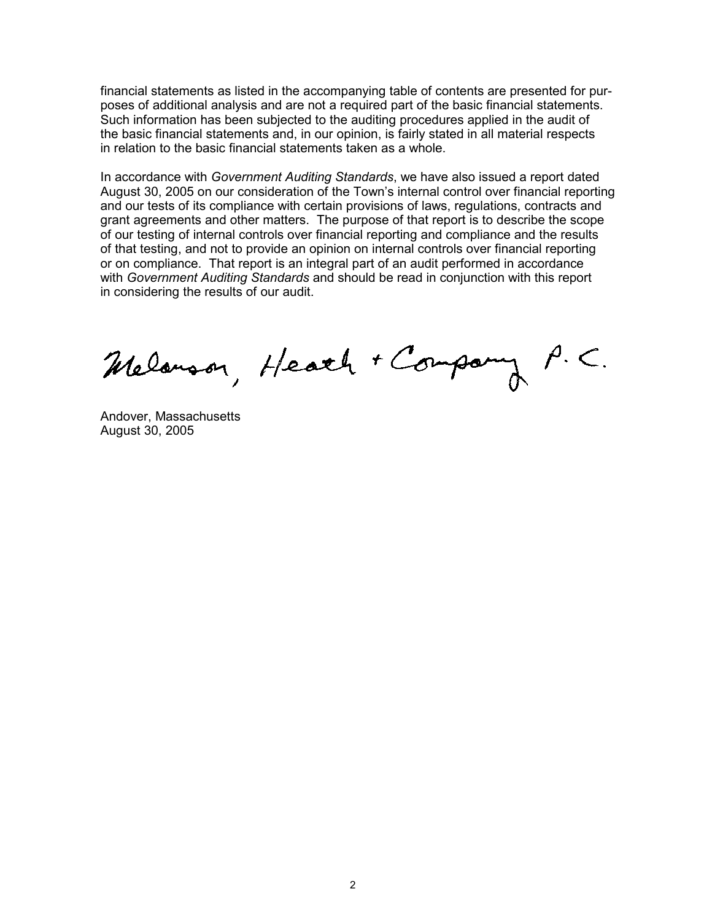financial statements as listed in the accompanying table of contents are presented for purposes of additional analysis and are not a required part of the basic financial statements. Such information has been subjected to the auditing procedures applied in the audit of the basic financial statements and, in our opinion, is fairly stated in all material respects in relation to the basic financial statements taken as a whole.

In accordance with *Government Auditing Standards*, we have also issued a report dated August 30, 2005 on our consideration of the Town's internal control over financial reporting and our tests of its compliance with certain provisions of laws, regulations, contracts and grant agreements and other matters. The purpose of that report is to describe the scope of our testing of internal controls over financial reporting and compliance and the results of that testing, and not to provide an opinion on internal controls over financial reporting or on compliance. That report is an integral part of an audit performed in accordance with *Government Auditing Standards* and should be read in conjunction with this report in considering the results of our audit.

Melanson, Heath + Company P.C.

Andover, Massachusetts
August 30, 2005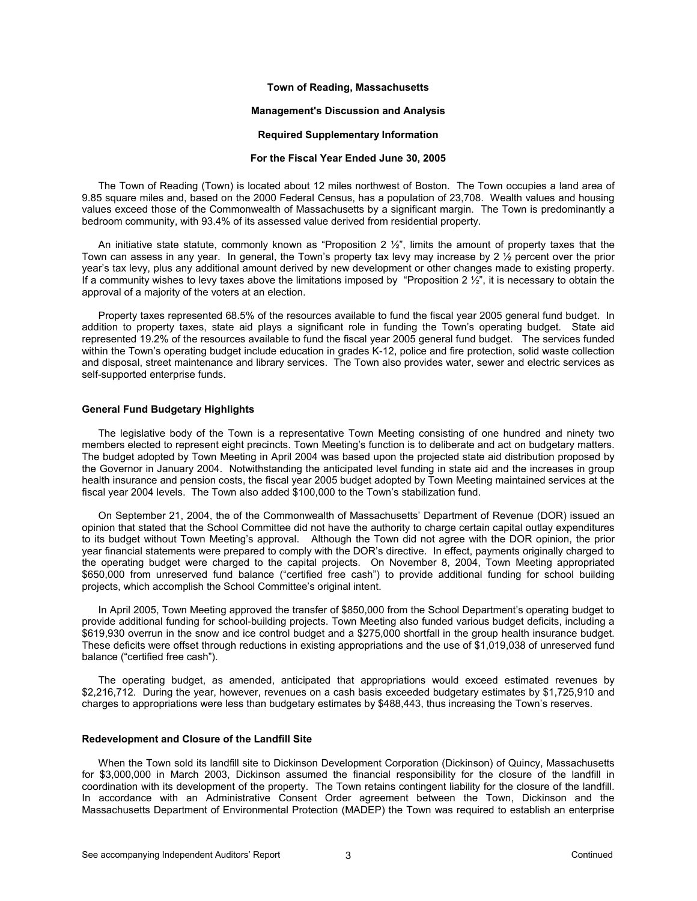**Town of Reading, Massachusetts**

**Management's Discussion and Analysis**

**Required Supplementary Information**

**For the Fiscal Year Ended June 30, 2005**

The Town of Reading (Town) is located about 12 miles northwest of Boston. The Town occupies a land area of 9.85 square miles and, based on the 2000 Federal Census, has a population of 23,708. Wealth values and housing values exceed those of the Commonwealth of Massachusetts by a significant margin. The Town is predominantly a bedroom community, with 93.4% of its assessed value derived from residential property.

An initiative state statute, commonly known as "Proposition 2 ½", limits the amount of property taxes that the Town can assess in any year. In general, the Town's property tax levy may increase by 2 ½ percent over the prior year's tax levy, plus any additional amount derived by new development or other changes made to existing property. If a community wishes to levy taxes above the limitations imposed by "Proposition 2 ½", it is necessary to obtain the approval of a majority of the voters at an election.

Property taxes represented 68.5% of the resources available to fund the fiscal year 2005 general fund budget. In addition to property taxes, state aid plays a significant role in funding the Town's operating budget. State aid represented 19.2% of the resources available to fund the fiscal year 2005 general fund budget. The services funded within the Town's operating budget include education in grades K-12, police and fire protection, solid waste collection and disposal, street maintenance and library services. The Town also provides water, sewer and electric services as self-supported enterprise funds.

**General Fund Budgetary Highlights**

The legislative body of the Town is a representative Town Meeting consisting of one hundred and ninety two members elected to represent eight precincts. Town Meeting's function is to deliberate and act on budgetary matters. The budget adopted by Town Meeting in April 2004 was based upon the projected state aid distribution proposed by the Governor in January 2004. Notwithstanding the anticipated level funding in state aid and the increases in group health insurance and pension costs, the fiscal year 2005 budget adopted by Town Meeting maintained services at the fiscal year 2004 levels. The Town also added $100,000 to the Town's stabilization fund.

On September 21, 2004, the of the Commonwealth of Massachusetts' Department of Revenue (DOR) issued an opinion that stated that the School Committee did not have the authority to charge certain capital outlay expenditures to its budget without Town Meeting's approval. Although the Town did not agree with the DOR opinion, the prior year financial statements were prepared to comply with the DOR's directive. In effect, payments originally charged to the operating budget were charged to the capital projects. On November 8, 2004, Town Meeting appropriated $650,000 from unreserved fund balance ("certified free cash") to provide additional funding for school building projects, which accomplish the School Committee's original intent.

In April 2005, Town Meeting approved the transfer of $850,000 from the School Department's operating budget to provide additional funding for school-building projects. Town Meeting also funded various budget deficits, including a $619,930 overrun in the snow and ice control budget and a $275,000 shortfall in the group health insurance budget. These deficits were offset through reductions in existing appropriations and the use of $1,019,038 of unreserved fund balance ("certified free cash").

The operating budget, as amended, anticipated that appropriations would exceed estimated revenues by $2,216,712. During the year, however, revenues on a cash basis exceeded budgetary estimates by $1,725,910 and charges to appropriations were less than budgetary estimates by $488,443, thus increasing the Town's reserves.

**Redevelopment and Closure of the Landfill Site**

When the Town sold its landfill site to Dickinson Development Corporation (Dickinson) of Quincy, Massachusetts for $3,000,000 in March 2003, Dickinson assumed the financial responsibility for the closure of the landfill in coordination with its development of the property. The Town retains contingent liability for the closure of the landfill. In accordance with an Administrative Consent Order agreement between the Town, Dickinson and the Massachusetts Department of Environmental Protection (MADEP) the Town was required to establish an enterprise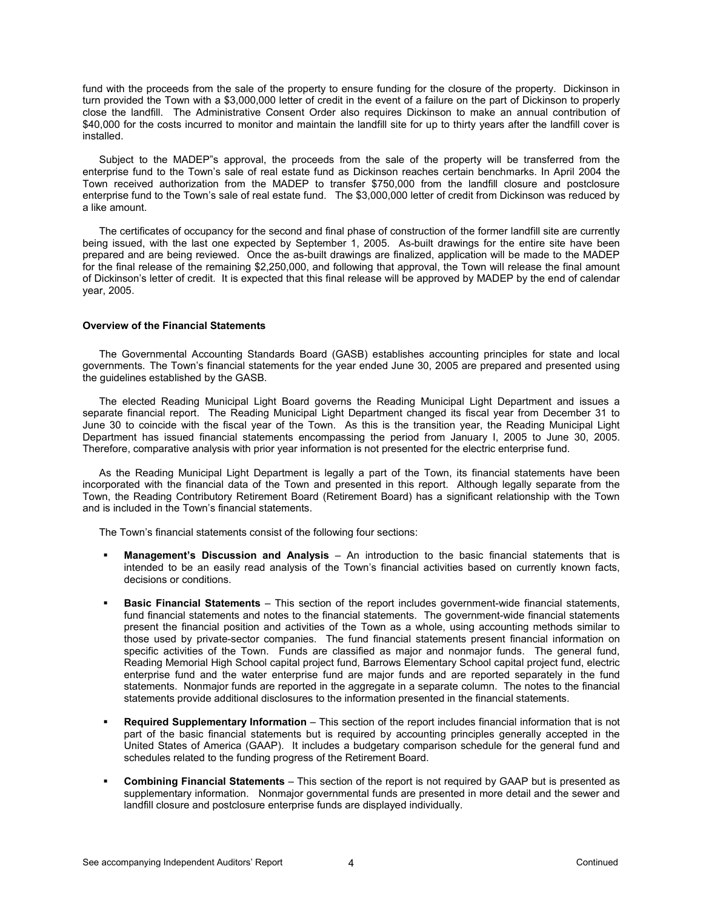fund with the proceeds from the sale of the property to ensure funding for the closure of the property. Dickinson in turn provided the Town with a $3,000,000 letter of credit in the event of a failure on the part of Dickinson to properly close the landfill. The Administrative Consent Order also requires Dickinson to make an annual contribution of $40,000 for the costs incurred to monitor and maintain the landfill site for up to thirty years after the landfill cover is installed.

Subject to the MADEP"s approval, the proceeds from the sale of the property will be transferred from the enterprise fund to the Town's sale of real estate fund as Dickinson reaches certain benchmarks. In April 2004 the Town received authorization from the MADEP to transfer $750,000 from the landfill closure and postclosure enterprise fund to the Town's sale of real estate fund. The $3,000,000 letter of credit from Dickinson was reduced by a like amount.

The certificates of occupancy for the second and final phase of construction of the former landfill site are currently being issued, with the last one expected by September 1, 2005. As-built drawings for the entire site have been prepared and are being reviewed. Once the as-built drawings are finalized, application will be made to the MADEP for the final release of the remaining $2,250,000, and following that approval, the Town will release the final amount of Dickinson's letter of credit. It is expected that this final release will be approved by MADEP by the end of calendar year, 2005.

**Overview of the Financial Statements**

The Governmental Accounting Standards Board (GASB) establishes accounting principles for state and local governments. The Town's financial statements for the year ended June 30, 2005 are prepared and presented using the guidelines established by the GASB.

The elected Reading Municipal Light Board governs the Reading Municipal Light Department and issues a separate financial report. The Reading Municipal Light Department changed its fiscal year from December 31 to June 30 to coincide with the fiscal year of the Town. As this is the transition year, the Reading Municipal Light Department has issued financial statements encompassing the period from January I, 2005 to June 30, 2005. Therefore, comparative analysis with prior year information is not presented for the electric enterprise fund.

As the Reading Municipal Light Department is legally a part of the Town, its financial statements have been incorporated with the financial data of the Town and presented in this report. Although legally separate from the Town, the Reading Contributory Retirement Board (Retirement Board) has a significant relationship with the Town and is included in the Town's financial statements.

The Town's financial statements consist of the following four sections:

- **Management's Discussion and Analysis** – An introduction to the basic financial statements that is intended to be an easily read analysis of the Town's financial activities based on currently known facts, decisions or conditions.
- **Basic Financial Statements** – This section of the report includes government-wide financial statements, fund financial statements and notes to the financial statements. The government-wide financial statements present the financial position and activities of the Town as a whole, using accounting methods similar to those used by private-sector companies. The fund financial statements present financial information on specific activities of the Town. Funds are classified as major and nonmajor funds. The general fund, Reading Memorial High School capital project fund, Barrows Elementary School capital project fund, electric enterprise fund and the water enterprise fund are major funds and are reported separately in the fund statements. Nonmajor funds are reported in the aggregate in a separate column. The notes to the financial statements provide additional disclosures to the information presented in the financial statements.
- **Required Supplementary Information** – This section of the report includes financial information that is not part of the basic financial statements but is required by accounting principles generally accepted in the United States of America (GAAP). It includes a budgetary comparison schedule for the general fund and schedules related to the funding progress of the Retirement Board.
- **Combining Financial Statements** – This section of the report is not required by GAAP but is presented as supplementary information. Nonmajor governmental funds are presented in more detail and the sewer and landfill closure and postclosure enterprise funds are displayed individually.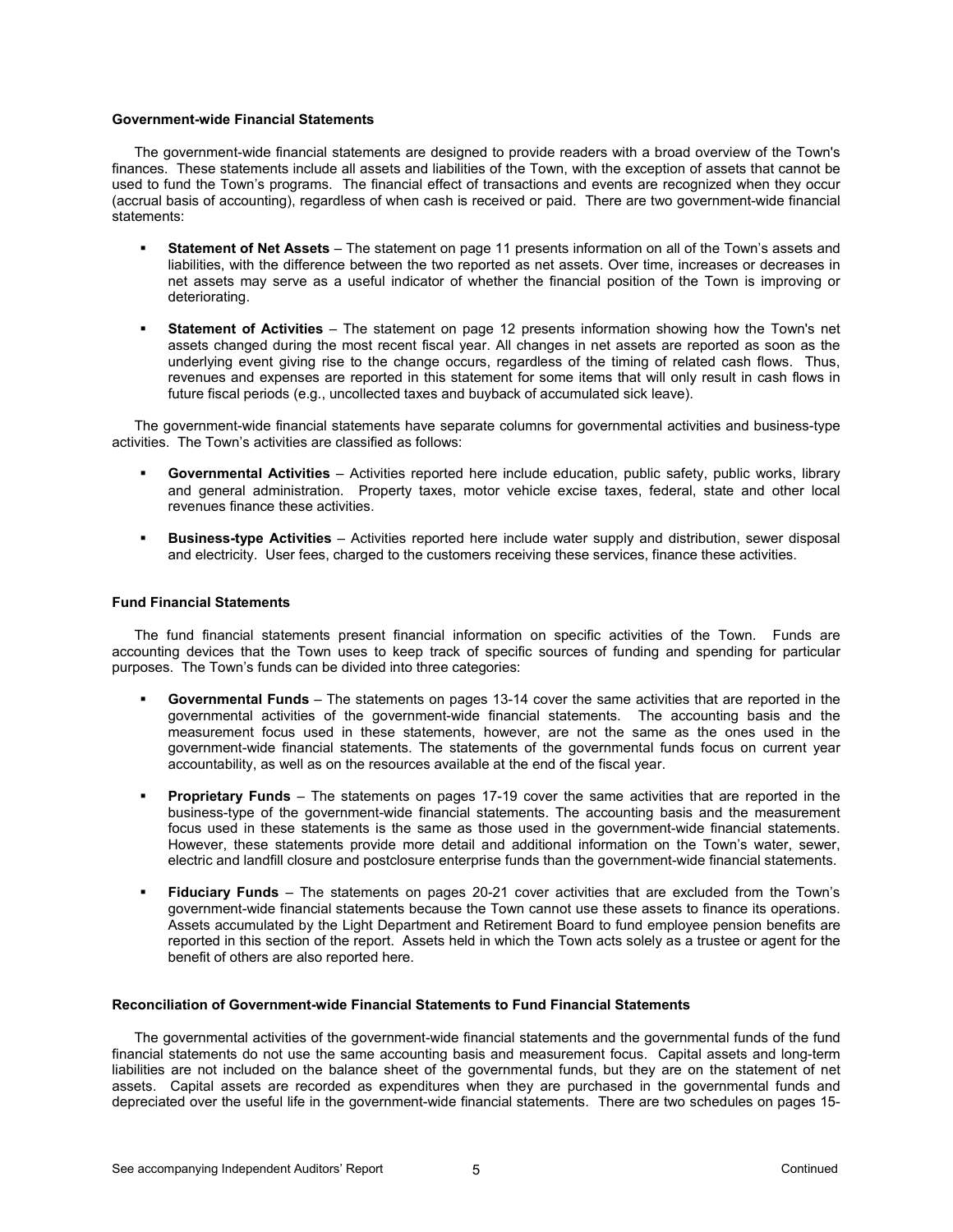### Government-wide Financial Statements

The government-wide financial statements are designed to provide readers with a broad overview of the Town's finances. These statements include all assets and liabilities of the Town, with the exception of assets that cannot be used to fund the Town's programs. The financial effect of transactions and events are recognized when they occur (accrual basis of accounting), regardless of when cash is received or paid. There are two government-wide financial statements:

- **Statement of Net Assets** – The statement on page 11 presents information on all of the Town's assets and liabilities, with the difference between the two reported as net assets. Over time, increases or decreases in net assets may serve as a useful indicator of whether the financial position of the Town is improving or deteriorating.
- **Statement of Activities** – The statement on page 12 presents information showing how the Town's net assets changed during the most recent fiscal year. All changes in net assets are reported as soon as the underlying event giving rise to the change occurs, regardless of the timing of related cash flows. Thus, revenues and expenses are reported in this statement for some items that will only result in cash flows in future fiscal periods (e.g., uncollected taxes and buyback of accumulated sick leave).

The government-wide financial statements have separate columns for governmental activities and business-type activities. The Town's activities are classified as follows:

- **Governmental Activities** – Activities reported here include education, public safety, public works, library and general administration. Property taxes, motor vehicle excise taxes, federal, state and other local revenues finance these activities.
- **Business-type Activities** – Activities reported here include water supply and distribution, sewer disposal and electricity. User fees, charged to the customers receiving these services, finance these activities.

### Fund Financial Statements

The fund financial statements present financial information on specific activities of the Town. Funds are accounting devices that the Town uses to keep track of specific sources of funding and spending for particular purposes. The Town's funds can be divided into three categories:

- **Governmental Funds** – The statements on pages 13-14 cover the same activities that are reported in the governmental activities of the government-wide financial statements. The accounting basis and the measurement focus used in these statements, however, are not the same as the ones used in the government-wide financial statements. The statements of the governmental funds focus on current year accountability, as well as on the resources available at the end of the fiscal year.
- **Proprietary Funds** – The statements on pages 17-19 cover the same activities that are reported in the business-type of the government-wide financial statements. The accounting basis and the measurement focus used in these statements is the same as those used in the government-wide financial statements. However, these statements provide more detail and additional information on the Town's water, sewer, electric and landfill closure and postclosure enterprise funds than the government-wide financial statements.
- **Fiduciary Funds** – The statements on pages 20-21 cover activities that are excluded from the Town's government-wide financial statements because the Town cannot use these assets to finance its operations. Assets accumulated by the Light Department and Retirement Board to fund employee pension benefits are reported in this section of the report. Assets held in which the Town acts solely as a trustee or agent for the benefit of others are also reported here.

### Reconciliation of Government-wide Financial Statements to Fund Financial Statements

The governmental activities of the government-wide financial statements and the governmental funds of the fund financial statements do not use the same accounting basis and measurement focus. Capital assets and long-term liabilities are not included on the balance sheet of the governmental funds, but they are on the statement of net assets. Capital assets are recorded as expenditures when they are purchased in the governmental funds and depreciated over the useful life in the government-wide financial statements. There are two schedules on pages 15-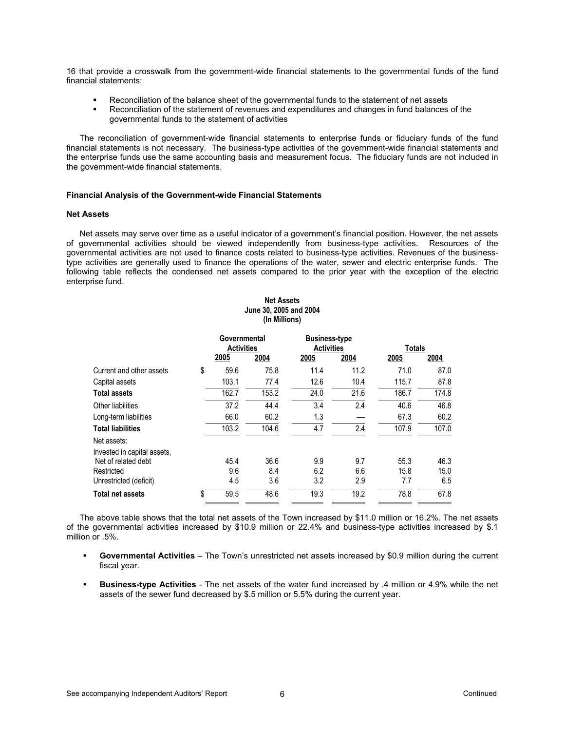16 that provide a crosswalk from the government-wide financial statements to the governmental funds of the fund financial statements:

- Reconciliation of the balance sheet of the governmental funds to the statement of net assets
- Reconciliation of the statement of revenues and expenditures and changes in fund balances of the governmental funds to the statement of activities

The reconciliation of government-wide financial statements to enterprise funds or fiduciary funds of the fund financial statements is not necessary. The business-type activities of the government-wide financial statements and the enterprise funds use the same accounting basis and measurement focus. The fiduciary funds are not included in the government-wide financial statements.

**Financial Analysis of the Government-wide Financial Statements**

**Net Assets**

Net assets may serve over time as a useful indicator of a government's financial position. However, the net assets of governmental activities should be viewed independently from business-type activities. Resources of the governmental activities are not used to finance costs related to business-type activities. Revenues of the business-type activities are generally used to finance the operations of the water, sewer and electric enterprise funds. The following table reflects the condensed net assets compared to the prior year with the exception of the electric enterprise fund.

**Net Assets**
**June 30, 2005 and 2004**
**(In Millions)**

| | Governmental Activities | | Business-type Activities | | Totals | |
|---|---|---|---|---|---|---|
| | 2005 | 2004 | 2005 | 2004 | 2005 | 2004 |
| Current and other assets | $ 59.6 | 75.8 | 11.4 | 11.2 | 71.0 | 87.0 |
| Capital assets | 103.1 | 77.4 | 12.6 | 10.4 | 115.7 | 87.8 |
| **Total assets** | 162.7 | 153.2 | 24.0 | 21.6 | 186.7 | 174.8 |
| Other liabilities | 37.2 | 44.4 | 3.4 | 2.4 | 40.6 | 46.8 |
| Long-term liabilities | 66.0 | 60.2 | 1.3 | — | 67.3 | 60.2 |
| **Total liabilities** | 103.2 | 104.6 | 4.7 | 2.4 | 107.9 | 107.0 |
| Net assets: | | | | | | |
| Invested in capital assets, Net of related debt | 45.4 | 36.6 | 9.9 | 9.7 | 55.3 | 46.3 |
| Restricted | 9.6 | 8.4 | 6.2 | 6.6 | 15.8 | 15.0 |
| Unrestricted (deficit) | 4.5 | 3.6 | 3.2 | 2.9 | 7.7 | 6.5 |
| **Total net assets** | $ 59.5 | 48.6 | 19.3 | 19.2 | 78.8 | 67.8 |

The above table shows that the total net assets of the Town increased by $11.0 million or 16.2%. The net assets of the governmental activities increased by $10.9 million or 22.4% and business-type activities increased by $.1 million or .5%.

- **Governmental Activities** – The Town's unrestricted net assets increased by $0.9 million during the current fiscal year.
- **Business-type Activities** - The net assets of the water fund increased by .4 million or 4.9% while the net assets of the sewer fund decreased by $.5 million or 5.5% during the current year.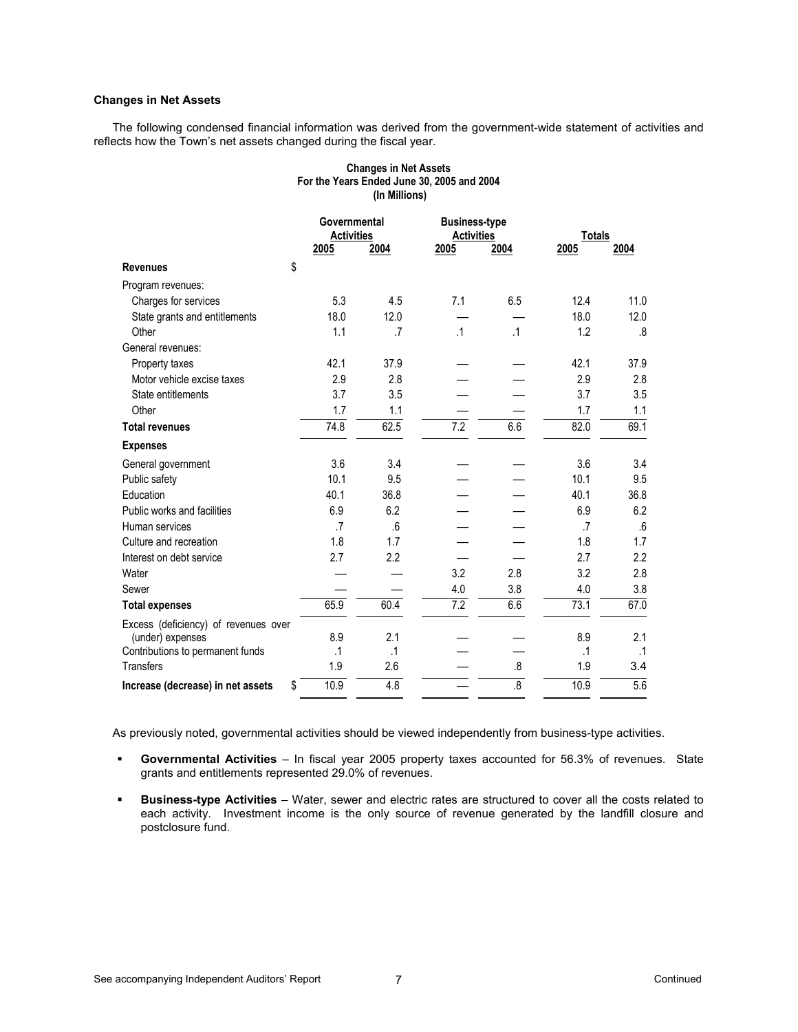**Changes in Net Assets**

The following condensed financial information was derived from the government-wide statement of activities and reflects how the Town's net assets changed during the fiscal year.

**Changes in Net Assets**
**For the Years Ended June 30, 2005 and 2004**
**(In Millions)**

| | Governmental Activities | | Business-type Activities | | Totals | |
|---|---|---|---|---|---|---|
| | 2005 | 2004 | 2005 | 2004 | 2005 | 2004 |
| **Revenues** | $ | | | | | |
| Program revenues: | | | | | | |
| Charges for services | 5.3 | 4.5 | 7.1 | 6.5 | 12.4 | 11.0 |
| State grants and entitlements | 18.0 | 12.0 | — | — | 18.0 | 12.0 |
| Other | 1.1 | .7 | .1 | .1 | 1.2 | .8 |
| General revenues: | | | | | | |
| Property taxes | 42.1 | 37.9 | — | — | 42.1 | 37.9 |
| Motor vehicle excise taxes | 2.9 | 2.8 | — | — | 2.9 | 2.8 |
| State entitlements | 3.7 | 3.5 | — | — | 3.7 | 3.5 |
| Other | 1.7 | 1.1 | — | — | 1.7 | 1.1 |
| **Total revenues** | 74.8 | 62.5 | 7.2 | 6.6 | 82.0 | 69.1 |
| **Expenses** | | | | | | |
| General government | 3.6 | 3.4 | — | — | 3.6 | 3.4 |
| Public safety | 10.1 | 9.5 | — | — | 10.1 | 9.5 |
| Education | 40.1 | 36.8 | — | — | 40.1 | 36.8 |
| Public works and facilities | 6.9 | 6.2 | — | — | 6.9 | 6.2 |
| Human services | .7 | .6 | — | — | .7 | .6 |
| Culture and recreation | 1.8 | 1.7 | — | — | 1.8 | 1.7 |
| Interest on debt service | 2.7 | 2.2 | — | — | 2.7 | 2.2 |
| Water | — | — | 3.2 | 2.8 | 3.2 | 2.8 |
| Sewer | — | — | 4.0 | 3.8 | 4.0 | 3.8 |
| **Total expenses** | 65.9 | 60.4 | 7.2 | 6.6 | 73.1 | 67.0 |
| Excess (deficiency) of revenues over (under) expenses | 8.9 | 2.1 | — | — | 8.9 | 2.1 |
| Contributions to permanent funds | .1 | .1 | — | — | .1 | .1 |
| Transfers | 1.9 | 2.6 | — | .8 | 1.9 | 3.4 |
| **Increase (decrease) in net assets** | $ 10.9 | 4.8 | — | .8 | 10.9 | 5.6 |

As previously noted, governmental activities should be viewed independently from business-type activities.

- **Governmental Activities** – In fiscal year 2005 property taxes accounted for 56.3% of revenues. State grants and entitlements represented 29.0% of revenues.
- **Business-type Activities** – Water, sewer and electric rates are structured to cover all the costs related to each activity. Investment income is the only source of revenue generated by the landfill closure and postclosure fund.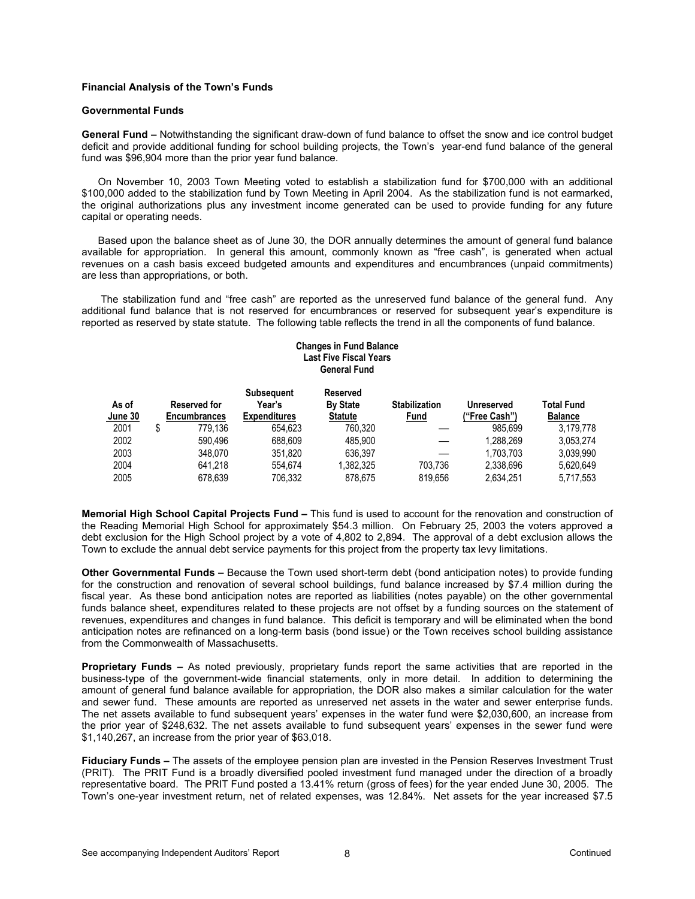**Financial Analysis of the Town's Funds**

**Governmental Funds**

**General Fund –** Notwithstanding the significant draw-down of fund balance to offset the snow and ice control budget deficit and provide additional funding for school building projects, the Town's year-end fund balance of the general fund was $96,904 more than the prior year fund balance.

On November 10, 2003 Town Meeting voted to establish a stabilization fund for $700,000 with an additional $100,000 added to the stabilization fund by Town Meeting in April 2004. As the stabilization fund is not earmarked, the original authorizations plus any investment income generated can be used to provide funding for any future capital or operating needs.

Based upon the balance sheet as of June 30, the DOR annually determines the amount of general fund balance available for appropriation. In general this amount, commonly known as "free cash", is generated when actual revenues on a cash basis exceed budgeted amounts and expenditures and encumbrances (unpaid commitments) are less than appropriations, or both.

The stabilization fund and "free cash" are reported as the unreserved fund balance of the general fund. Any additional fund balance that is not reserved for encumbrances or reserved for subsequent year's expenditure is reported as reserved by state statute. The following table reflects the trend in all the components of fund balance.

**Changes in Fund Balance**
**Last Five Fiscal Years**
**General Fund**

| As of June 30 | Reserved for Encumbrances | Subsequent Year's Expenditures | Reserved By State Statute | Stabilization Fund | Unreserved ("Free Cash") | Total Fund Balance |
|---|---|---|---|---|---|---|
| 2001 | $ 779,136 | 654,623 | 760,320 | — | 985,699 | 3,179,778 |
| 2002 | 590,496 | 688,609 | 485,900 | — | 1,288,269 | 3,053,274 |
| 2003 | 348,070 | 351,820 | 636,397 | — | 1,703,703 | 3,039,990 |
| 2004 | 641,218 | 554,674 | 1,382,325 | 703,736 | 2,338,696 | 5,620,649 |
| 2005 | 678,639 | 706,332 | 878,675 | 819,656 | 2,634,251 | 5,717,553 |

**Memorial High School Capital Projects Fund –** This fund is used to account for the renovation and construction of the Reading Memorial High School for approximately $54.3 million. On February 25, 2003 the voters approved a debt exclusion for the High School project by a vote of 4,802 to 2,894. The approval of a debt exclusion allows the Town to exclude the annual debt service payments for this project from the property tax levy limitations.

**Other Governmental Funds –** Because the Town used short-term debt (bond anticipation notes) to provide funding for the construction and renovation of several school buildings, fund balance increased by $7.4 million during the fiscal year. As these bond anticipation notes are reported as liabilities (notes payable) on the other governmental funds balance sheet, expenditures related to these projects are not offset by a funding sources on the statement of revenues, expenditures and changes in fund balance. This deficit is temporary and will be eliminated when the bond anticipation notes are refinanced on a long-term basis (bond issue) or the Town receives school building assistance from the Commonwealth of Massachusetts.

**Proprietary Funds –** As noted previously, proprietary funds report the same activities that are reported in the business-type of the government-wide financial statements, only in more detail. In addition to determining the amount of general fund balance available for appropriation, the DOR also makes a similar calculation for the water and sewer fund. These amounts are reported as unreserved net assets in the water and sewer enterprise funds. The net assets available to fund subsequent years' expenses in the water fund were $2,030,600, an increase from the prior year of $248,632. The net assets available to fund subsequent years' expenses in the sewer fund were $1,140,267, an increase from the prior year of $63,018.

**Fiduciary Funds –** The assets of the employee pension plan are invested in the Pension Reserves Investment Trust (PRIT). The PRIT Fund is a broadly diversified pooled investment fund managed under the direction of a broadly representative board. The PRIT Fund posted a 13.41% return (gross of fees) for the year ended June 30, 2005. The Town's one-year investment return, net of related expenses, was 12.84%. Net assets for the year increased $7.5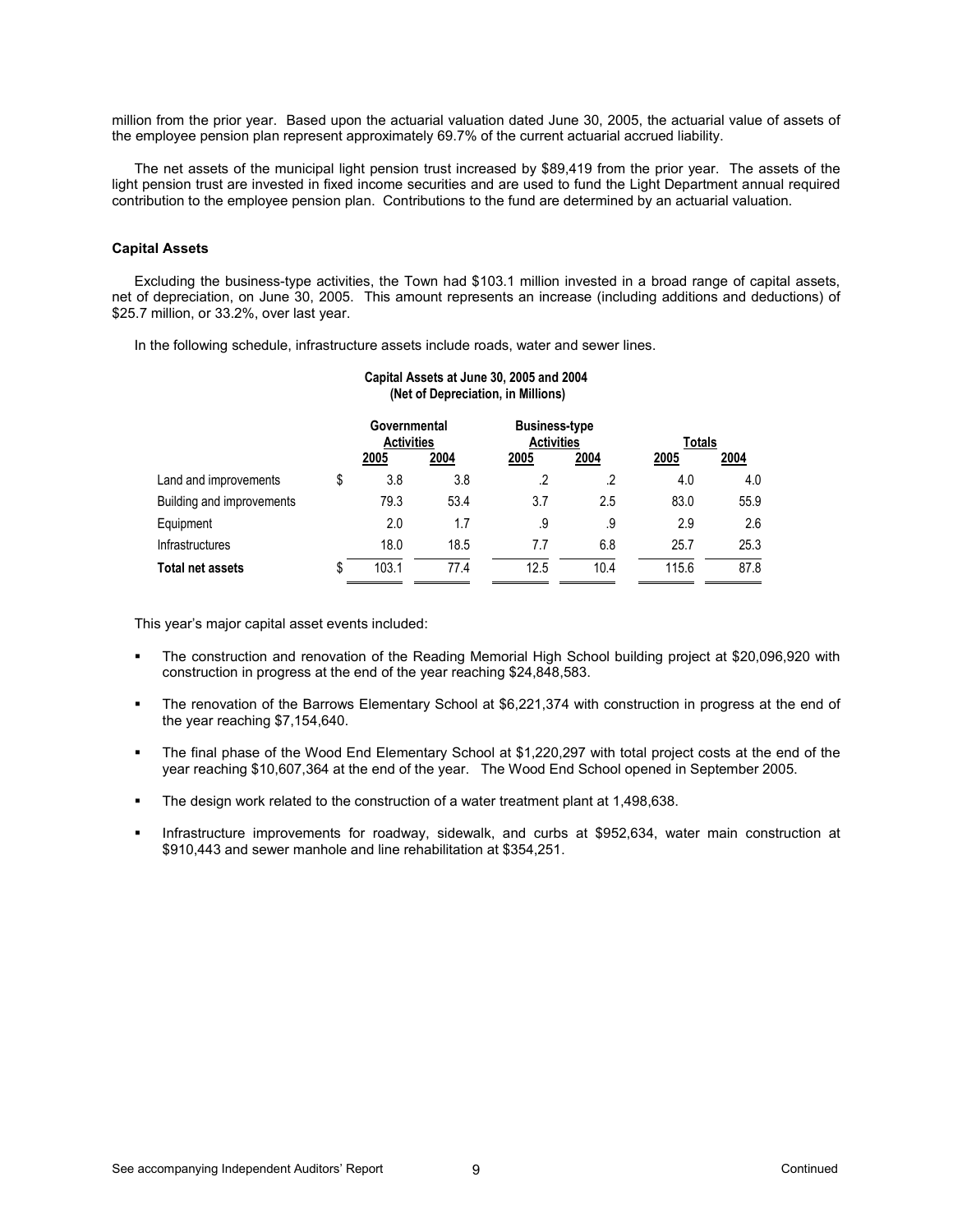million from the prior year. Based upon the actuarial valuation dated June 30, 2005, the actuarial value of assets of the employee pension plan represent approximately 69.7% of the current actuarial accrued liability.

The net assets of the municipal light pension trust increased by $89,419 from the prior year. The assets of the light pension trust are invested in fixed income securities and are used to fund the Light Department annual required contribution to the employee pension plan. Contributions to the fund are determined by an actuarial valuation.

**Capital Assets**

Excluding the business-type activities, the Town had $103.1 million invested in a broad range of capital assets, net of depreciation, on June 30, 2005. This amount represents an increase (including additions and deductions) of $25.7 million, or 33.2%, over last year.

In the following schedule, infrastructure assets include roads, water and sewer lines.

**Capital Assets at June 30, 2005 and 2004**
**(Net of Depreciation, in Millions)**

| | Governmental Activities | | Business-type Activities | | Totals | |
|---|---|---|---|---|---|---|
| | 2005 | 2004 | 2005 | 2004 | 2005 | 2004 |
| Land and improvements | $ 3.8 | 3.8 | .2 | .2 | 4.0 | 4.0 |
| Building and improvements | 79.3 | 53.4 | 3.7 | 2.5 | 83.0 | 55.9 |
| Equipment | 2.0 | 1.7 | .9 | .9 | 2.9 | 2.6 |
| Infrastructures | 18.0 | 18.5 | 7.7 | 6.8 | 25.7 | 25.3 |
| **Total net assets** | $ 103.1 | 77.4 | 12.5 | 10.4 | 115.6 | 87.8 |

This year's major capital asset events included:

- The construction and renovation of the Reading Memorial High School building project at $20,096,920 with construction in progress at the end of the year reaching $24,848,583.
- The renovation of the Barrows Elementary School at $6,221,374 with construction in progress at the end of the year reaching $7,154,640.
- The final phase of the Wood End Elementary School at $1,220,297 with total project costs at the end of the year reaching $10,607,364 at the end of the year. The Wood End School opened in September 2005.
- The design work related to the construction of a water treatment plant at 1,498,638.
- Infrastructure improvements for roadway, sidewalk, and curbs at $952,634, water main construction at $910,443 and sewer manhole and line rehabilitation at $354,251.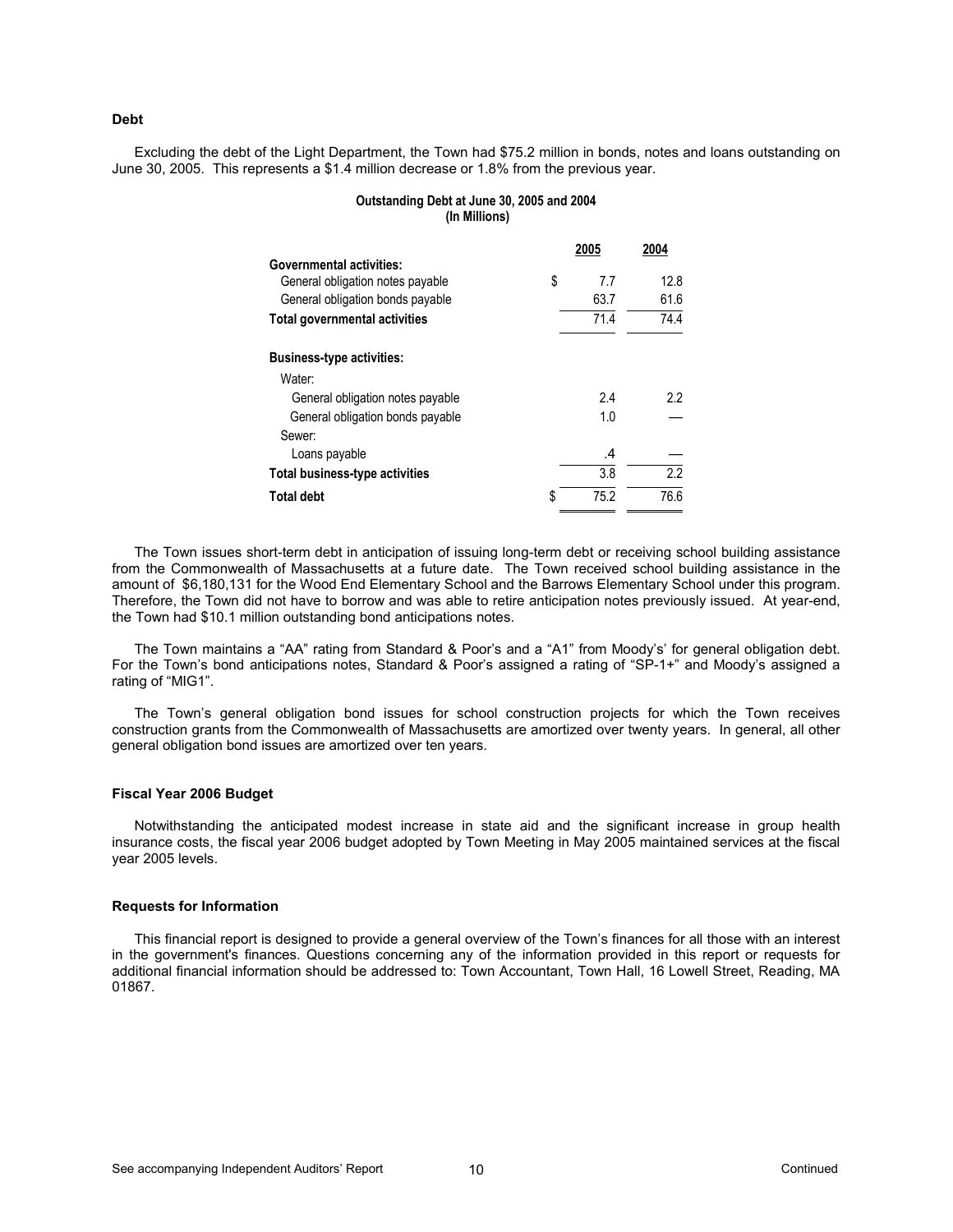**Debt**

Excluding the debt of the Light Department, the Town had $75.2 million in bonds, notes and loans outstanding on June 30, 2005. This represents a $1.4 million decrease or 1.8% from the previous year.

**Outstanding Debt at June 30, 2005 and 2004**
**(In Millions)**

| | 2005 | 2004 |
|---|---|---|
| **Governmental activities:** | | |
| General obligation notes payable | $ 7.7 | 12.8 |
| General obligation bonds payable | 63.7 | 61.6 |
| **Total governmental activities** | 71.4 | 74.4 |
| **Business-type activities:** | | |
| Water: | | |
| General obligation notes payable | 2.4 | 2.2 |
| General obligation bonds payable | 1.0 | — |
| Sewer: | | |
| Loans payable | .4 | — |
| **Total business-type activities** | 3.8 | 2.2 |
| **Total debt** | $ 75.2 | 76.6 |

The Town issues short-term debt in anticipation of issuing long-term debt or receiving school building assistance from the Commonwealth of Massachusetts at a future date. The Town received school building assistance in the amount of $6,180,131 for the Wood End Elementary School and the Barrows Elementary School under this program. Therefore, the Town did not have to borrow and was able to retire anticipation notes previously issued. At year-end, the Town had $10.1 million outstanding bond anticipations notes.

The Town maintains a "AA" rating from Standard & Poor's and a "A1" from Moody's' for general obligation debt. For the Town's bond anticipations notes, Standard & Poor's assigned a rating of "SP-1+" and Moody's assigned a rating of "MIG1".

The Town's general obligation bond issues for school construction projects for which the Town receives construction grants from the Commonwealth of Massachusetts are amortized over twenty years. In general, all other general obligation bond issues are amortized over ten years.

**Fiscal Year 2006 Budget**

Notwithstanding the anticipated modest increase in state aid and the significant increase in group health insurance costs, the fiscal year 2006 budget adopted by Town Meeting in May 2005 maintained services at the fiscal year 2005 levels.

**Requests for Information**

This financial report is designed to provide a general overview of the Town's finances for all those with an interest in the government's finances. Questions concerning any of the information provided in this report or requests for additional financial information should be addressed to: Town Accountant, Town Hall, 16 Lowell Street, Reading, MA 01867.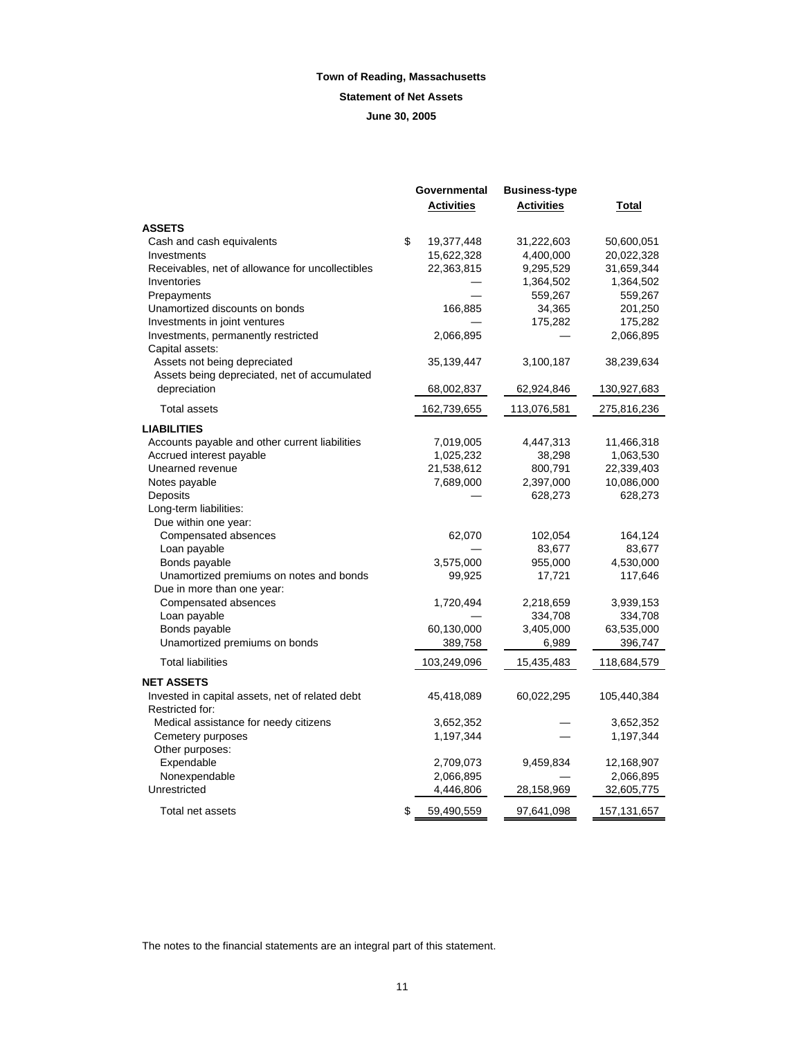**Town of Reading, Massachusetts**

**Statement of Net Assets**

**June 30, 2005**

| | Governmental Activities | Business-type Activities | Total |
|---|---|---|---|
| **ASSETS** | | | |
| Cash and cash equivalents | $ 19,377,448 | 31,222,603 | 50,600,051 |
| Investments | 15,622,328 | 4,400,000 | 20,022,328 |
| Receivables, net of allowance for uncollectibles | 22,363,815 | 9,295,529 | 31,659,344 |
| Inventories | — | 1,364,502 | 1,364,502 |
| Prepayments | — | 559,267 | 559,267 |
| Unamortized discounts on bonds | 166,885 | 34,365 | 201,250 |
| Investments in joint ventures | — | 175,282 | 175,282 |
| Investments, permanently restricted | 2,066,895 | — | 2,066,895 |
| Capital assets: | | | |
| Assets not being depreciated | 35,139,447 | 3,100,187 | 38,239,634 |
| Assets being depreciated, net of accumulated depreciation | 68,002,837 | 62,924,846 | 130,927,683 |
| Total assets | 162,739,655 | 113,076,581 | 275,816,236 |
| **LIABILITIES** | | | |
| Accounts payable and other current liabilities | 7,019,005 | 4,447,313 | 11,466,318 |
| Accrued interest payable | 1,025,232 | 38,298 | 1,063,530 |
| Unearned revenue | 21,538,612 | 800,791 | 22,339,403 |
| Notes payable | 7,689,000 | 2,397,000 | 10,086,000 |
| Deposits | — | 628,273 | 628,273 |
| Long-term liabilities: | | | |
| Due within one year: | | | |
| Compensated absences | 62,070 | 102,054 | 164,124 |
| Loan payable | — | 83,677 | 83,677 |
| Bonds payable | 3,575,000 | 955,000 | 4,530,000 |
| Unamortized premiums on notes and bonds | 99,925 | 17,721 | 117,646 |
| Due in more than one year: | | | |
| Compensated absences | 1,720,494 | 2,218,659 | 3,939,153 |
| Loan payable | — | 334,708 | 334,708 |
| Bonds payable | 60,130,000 | 3,405,000 | 63,535,000 |
| Unamortized premiums on bonds | 389,758 | 6,989 | 396,747 |
| Total liabilities | 103,249,096 | 15,435,483 | 118,684,579 |
| **NET ASSETS** | | | |
| Invested in capital assets, net of related debt | 45,418,089 | 60,022,295 | 105,440,384 |
| Restricted for: | | | |
| Medical assistance for needy citizens | 3,652,352 | — | 3,652,352 |
| Cemetery purposes | 1,197,344 | — | 1,197,344 |
| Other purposes: | | | |
| Expendable | 2,709,073 | 9,459,834 | 12,168,907 |
| Nonexpendable | 2,066,895 | — | 2,066,895 |
| Unrestricted | 4,446,806 | 28,158,969 | 32,605,775 |
| Total net assets | $ 59,490,559 | 97,641,098 | 157,131,657 |

The notes to the financial statements are an integral part of this statement.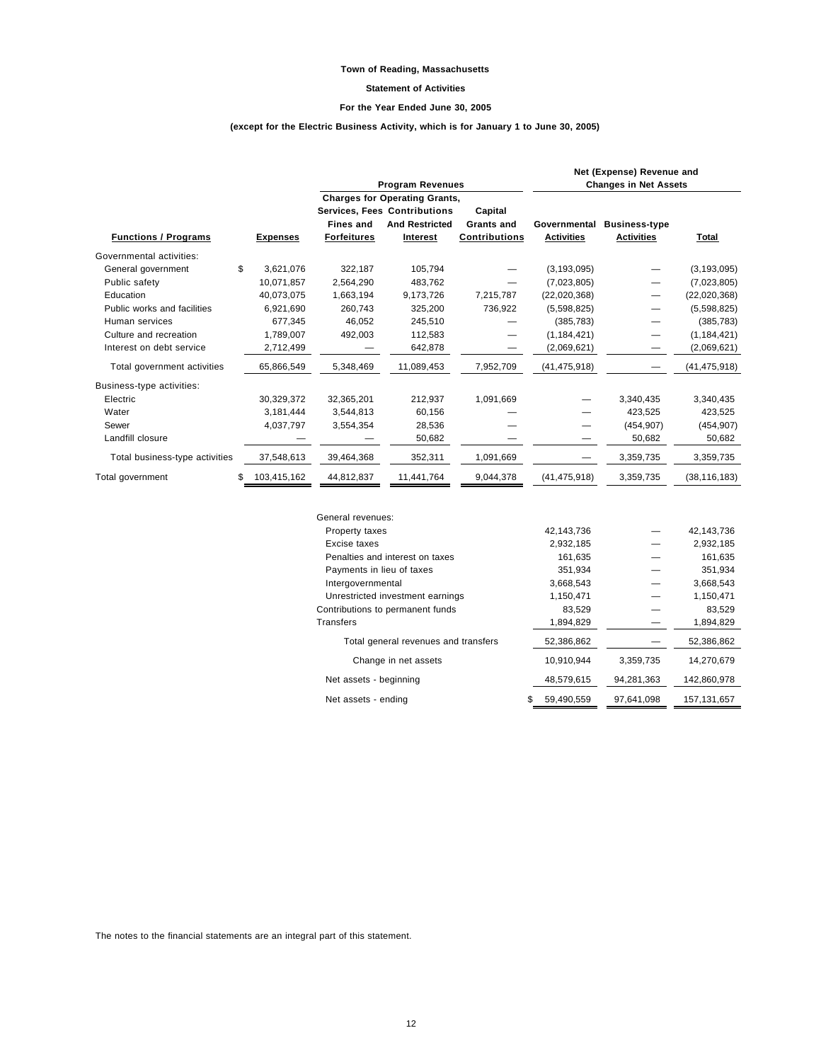**Town of Reading, Massachusetts**

**Statement of Activities**

**For the Year Ended June 30, 2005**

**(except for the Electric Business Activity, which is for January 1 to June 30, 2005)**

| | | Program Revenues | | | Net (Expense) Revenue and Changes in Net Assets | | |
|---|---|---|---|---|---|---|---|
| **Functions / Programs** | **Expenses** | **Charges for Services, Fees Fines and Forfeitures** | **Operating Grants, Contributions And Restricted Interest** | **Capital Grants and Contributions** | **Governmental Activities** | **Business-type Activities** | **Total** |
| Governmental activities: | | | | | | | |
| General government | $ 3,621,076 | 322,187 | 105,794 | — | (3,193,095) | — | (3,193,095) |
| Public safety | 10,071,857 | 2,564,290 | 483,762 | — | (7,023,805) | — | (7,023,805) |
| Education | 40,073,075 | 1,663,194 | 9,173,726 | 7,215,787 | (22,020,368) | — | (22,020,368) |
| Public works and facilities | 6,921,690 | 260,743 | 325,200 | 736,922 | (5,598,825) | — | (5,598,825) |
| Human services | 677,345 | 46,052 | 245,510 | — | (385,783) | — | (385,783) |
| Culture and recreation | 1,789,007 | 492,003 | 112,583 | — | (1,184,421) | — | (1,184,421) |
| Interest on debt service | 2,712,499 | — | 642,878 | — | (2,069,621) | — | (2,069,621) |
| Total government activities | 65,866,549 | 5,348,469 | 11,089,453 | 7,952,709 | (41,475,918) | — | (41,475,918) |
| Business-type activities: | | | | | | | |
| Electric | 30,329,372 | 32,365,201 | 212,937 | 1,091,669 | — | 3,340,435 | 3,340,435 |
| Water | 3,181,444 | 3,544,813 | 60,156 | — | — | 423,525 | 423,525 |
| Sewer | 4,037,797 | 3,554,354 | 28,536 | — | — | (454,907) | (454,907) |
| Landfill closure | — | — | 50,682 | — | — | 50,682 | 50,682 |
| Total business-type activities | 37,548,613 | 39,464,368 | 352,311 | 1,091,669 | — | 3,359,735 | 3,359,735 |
| Total government | $ 103,415,162 | 44,812,837 | 11,441,764 | 9,044,378 | (41,475,918) | 3,359,735 | (38,116,183) |
| | | General revenues: | | | | | |
| | | Property taxes | | | 42,143,736 | — | 42,143,736 |
| | | Excise taxes | | | 2,932,185 | — | 2,932,185 |
| | | Penalties and interest on taxes | | | 161,635 | — | 161,635 |
| | | Payments in lieu of taxes | | | 351,934 | — | 351,934 |
| | | Intergovernmental | | | 3,668,543 | — | 3,668,543 |
| | | Unrestricted investment earnings | | | 1,150,471 | — | 1,150,471 |
| | | Contributions to permanent funds | | | 83,529 | — | 83,529 |
| | | Transfers | | | 1,894,829 | — | 1,894,829 |
| | | Total general revenues and transfers | | | 52,386,862 | — | 52,386,862 |
| | | Change in net assets | | | 10,910,944 | 3,359,735 | 14,270,679 |
| | | Net assets - beginning | | | 48,579,615 | 94,281,363 | 142,860,978 |
| | | Net assets - ending | | | $ 59,490,559 | 97,641,098 | 157,131,657 |

The notes to the financial statements are an integral part of this statement.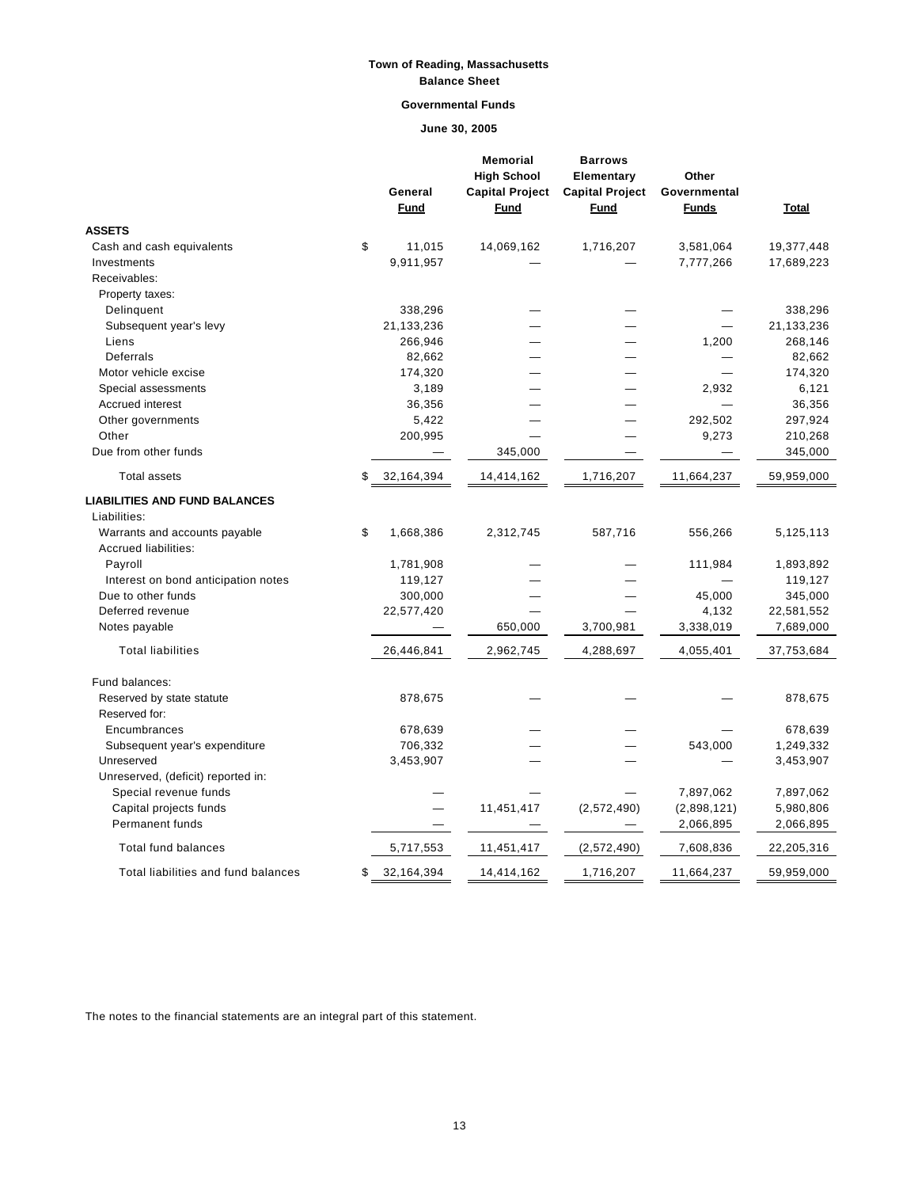# Town of Reading, Massachusetts

## Balance Sheet

### Governmental Funds

### June 30, 2005

| | General Fund | Memorial High School Capital Project Fund | Barrows Elementary Capital Project Fund | Other Governmental Funds | Total |
|---|---|---|---|---|---|
| **ASSETS** | | | | | |
| Cash and cash equivalents | $ 11,015 | 14,069,162 | 1,716,207 | 3,581,064 | 19,377,448 |
| Investments | 9,911,957 | — | — | 7,777,266 | 17,689,223 |
| Receivables: | | | | | |
| Property taxes: | | | | | |
| Delinquent | 338,296 | — | — | — | 338,296 |
| Subsequent year's levy | 21,133,236 | — | — | — | 21,133,236 |
| Liens | 266,946 | — | — | 1,200 | 268,146 |
| Deferrals | 82,662 | — | — | — | 82,662 |
| Motor vehicle excise | 174,320 | — | — | — | 174,320 |
| Special assessments | 3,189 | — | — | 2,932 | 6,121 |
| Accrued interest | 36,356 | — | — | — | 36,356 |
| Other governments | 5,422 | — | — | 292,502 | 297,924 |
| Other | 200,995 | — | — | 9,273 | 210,268 |
| Due from other funds | — | 345,000 | — | — | 345,000 |
| Total assets | $ 32,164,394 | 14,414,162 | 1,716,207 | 11,664,237 | 59,959,000 |
| **LIABILITIES AND FUND BALANCES** | | | | | |
| Liabilities: | | | | | |
| Warrants and accounts payable | $ 1,668,386 | 2,312,745 | 587,716 | 556,266 | 5,125,113 |
| Accrued liabilities: | | | | | |
| Payroll | 1,781,908 | — | — | 111,984 | 1,893,892 |
| Interest on bond anticipation notes | 119,127 | — | — | — | 119,127 |
| Due to other funds | 300,000 | — | — | 45,000 | 345,000 |
| Deferred revenue | 22,577,420 | — | — | 4,132 | 22,581,552 |
| Notes payable | — | 650,000 | 3,700,981 | 3,338,019 | 7,689,000 |
| Total liabilities | 26,446,841 | 2,962,745 | 4,288,697 | 4,055,401 | 37,753,684 |
| Fund balances: | | | | | |
| Reserved by state statute | 878,675 | — | — | — | 878,675 |
| Reserved for: | | | | | |
| Encumbrances | 678,639 | — | — | — | 678,639 |
| Subsequent year's expenditure | 706,332 | — | — | 543,000 | 1,249,332 |
| Unreserved | 3,453,907 | — | — | — | 3,453,907 |
| Unreserved, (deficit) reported in: | | | | | |
| Special revenue funds | — | — | — | 7,897,062 | 7,897,062 |
| Capital projects funds | — | 11,451,417 | (2,572,490) | (2,898,121) | 5,980,806 |
| Permanent funds | — | — | — | 2,066,895 | 2,066,895 |
| Total fund balances | 5,717,553 | 11,451,417 | (2,572,490) | 7,608,836 | 22,205,316 |
| Total liabilities and fund balances | $ 32,164,394 | 14,414,162 | 1,716,207 | 11,664,237 | 59,959,000 |

The notes to the financial statements are an integral part of this statement.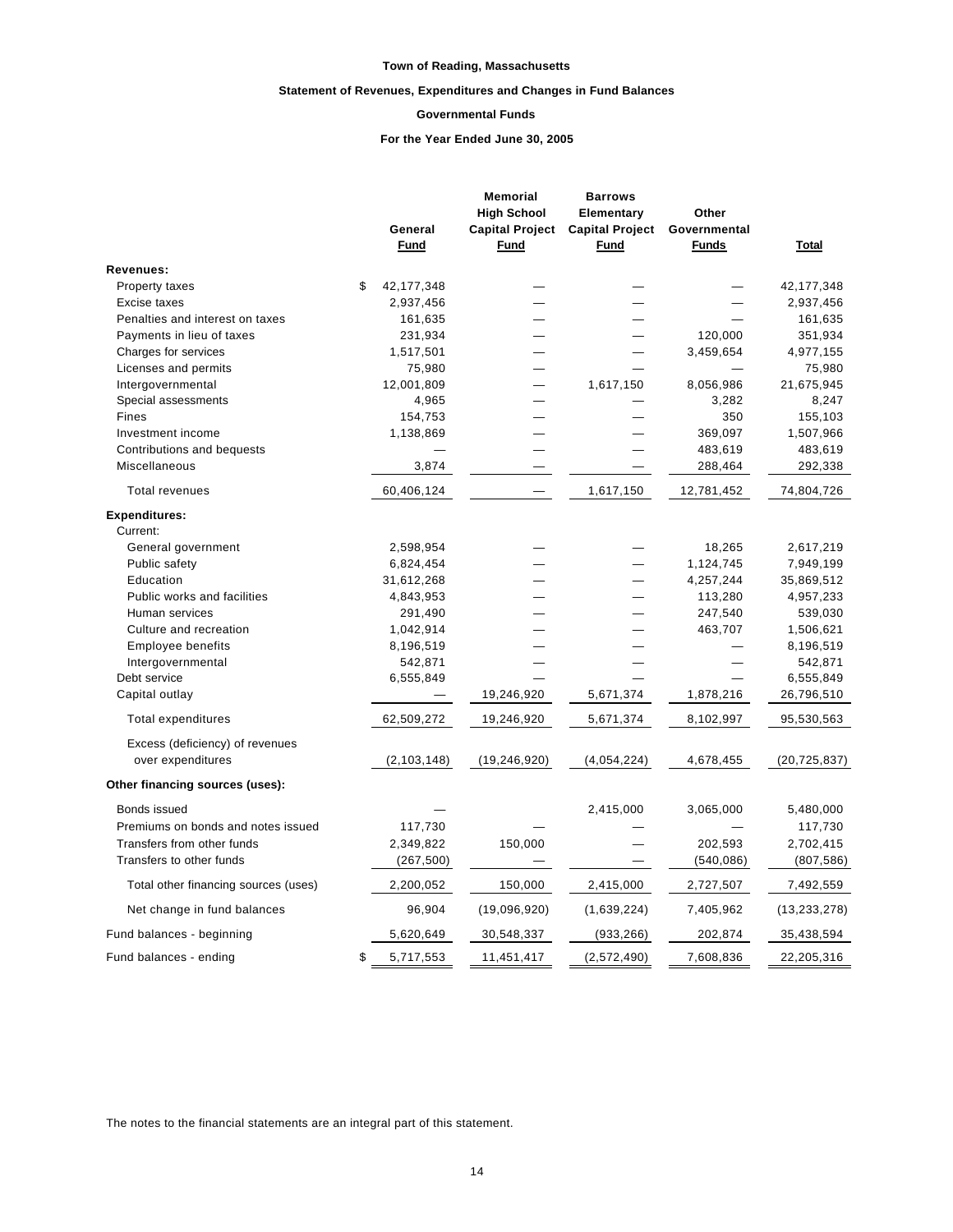**Town of Reading, Massachusetts**

**Statement of Revenues, Expenditures and Changes in Fund Balances**

**Governmental Funds**

**For the Year Ended June 30, 2005**

| | General Fund | Memorial High School Capital Project Fund | Barrows Elementary Capital Project Fund | Other Governmental Funds | Total |
|---|---|---|---|---|---|
| **Revenues:** | | | | | |
| Property taxes | $ 42,177,348 | — | — | — | 42,177,348 |
| Excise taxes | 2,937,456 | — | — | — | 2,937,456 |
| Penalties and interest on taxes | 161,635 | — | — | — | 161,635 |
| Payments in lieu of taxes | 231,934 | — | — | 120,000 | 351,934 |
| Charges for services | 1,517,501 | — | — | 3,459,654 | 4,977,155 |
| Licenses and permits | 75,980 | — | — | — | 75,980 |
| Intergovernmental | 12,001,809 | — | 1,617,150 | 8,056,986 | 21,675,945 |
| Special assessments | 4,965 | — | — | 3,282 | 8,247 |
| Fines | 154,753 | — | — | 350 | 155,103 |
| Investment income | 1,138,869 | — | — | 369,097 | 1,507,966 |
| Contributions and bequests | — | — | — | 483,619 | 483,619 |
| Miscellaneous | 3,874 | — | — | 288,464 | 292,338 |
| Total revenues | 60,406,124 | — | 1,617,150 | 12,781,452 | 74,804,726 |
| **Expenditures:** | | | | | |
| Current: | | | | | |
| General government | 2,598,954 | — | — | 18,265 | 2,617,219 |
| Public safety | 6,824,454 | — | — | 1,124,745 | 7,949,199 |
| Education | 31,612,268 | — | — | 4,257,244 | 35,869,512 |
| Public works and facilities | 4,843,953 | — | — | 113,280 | 4,957,233 |
| Human services | 291,490 | — | — | 247,540 | 539,030 |
| Culture and recreation | 1,042,914 | — | — | 463,707 | 1,506,621 |
| Employee benefits | 8,196,519 | — | — | — | 8,196,519 |
| Intergovernmental | 542,871 | — | — | — | 542,871 |
| Debt service | 6,555,849 | — | — | — | 6,555,849 |
| Capital outlay | — | 19,246,920 | 5,671,374 | 1,878,216 | 26,796,510 |
| Total expenditures | 62,509,272 | 19,246,920 | 5,671,374 | 8,102,997 | 95,530,563 |
| Excess (deficiency) of revenues over expenditures | (2,103,148) | (19,246,920) | (4,054,224) | 4,678,455 | (20,725,837) |
| **Other financing sources (uses):** | | | | | |
| Bonds issued | — | | 2,415,000 | 3,065,000 | 5,480,000 |
| Premiums on bonds and notes issued | 117,730 | — | — | — | 117,730 |
| Transfers from other funds | 2,349,822 | 150,000 | — | 202,593 | 2,702,415 |
| Transfers to other funds | (267,500) | — | — | (540,086) | (807,586) |
| Total other financing sources (uses) | 2,200,052 | 150,000 | 2,415,000 | 2,727,507 | 7,492,559 |
| Net change in fund balances | 96,904 | (19,096,920) | (1,639,224) | 7,405,962 | (13,233,278) |
| Fund balances - beginning | 5,620,649 | 30,548,337 | (933,266) | 202,874 | 35,438,594 |
| Fund balances - ending | $ 5,717,553 | 11,451,417 | (2,572,490) | 7,608,836 | 22,205,316 |

The notes to the financial statements are an integral part of this statement.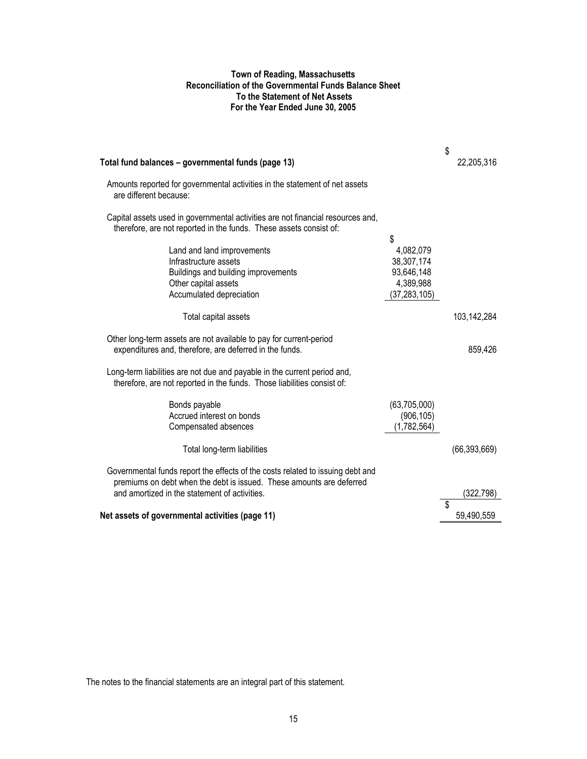**Town of Reading, Massachusetts**
**Reconciliation of the Governmental Funds Balance Sheet**
**To the Statement of Net Assets**
**For the Year Ended June 30, 2005**

| | | |
|---|---|---|
| **Total fund balances – governmental funds (page 13)** | | $ 22,205,316 |
| Amounts reported for governmental activities in the statement of net assets are different because: | | |
| Capital assets used in governmental activities are not financial resources and, therefore, are not reported in the funds. These assets consist of: | | |
| Land and land improvements | $ 4,082,079 | |
| Infrastructure assets | 38,307,174 | |
| Buildings and building improvements | 93,646,148 | |
| Other capital assets | 4,389,988 | |
| Accumulated depreciation | (37,283,105) | |
| Total capital assets | | 103,142,284 |
| Other long-term assets are not available to pay for current-period expenditures and, therefore, are deferred in the funds. | | 859,426 |
| Long-term liabilities are not due and payable in the current period and, therefore, are not reported in the funds. Those liabilities consist of: | | |
| Bonds payable | (63,705,000) | |
| Accrued interest on bonds | (906,105) | |
| Compensated absences | (1,782,564) | |
| Total long-term liabilities | | (66,393,669) |
| Governmental funds report the effects of the costs related to issuing debt and premiums on debt when the debt is issued. These amounts are deferred and amortized in the statement of activities. | | (322,798) |
| **Net assets of governmental activities (page 11)** | | $ 59,490,559 |

The notes to the financial statements are an integral part of this statement.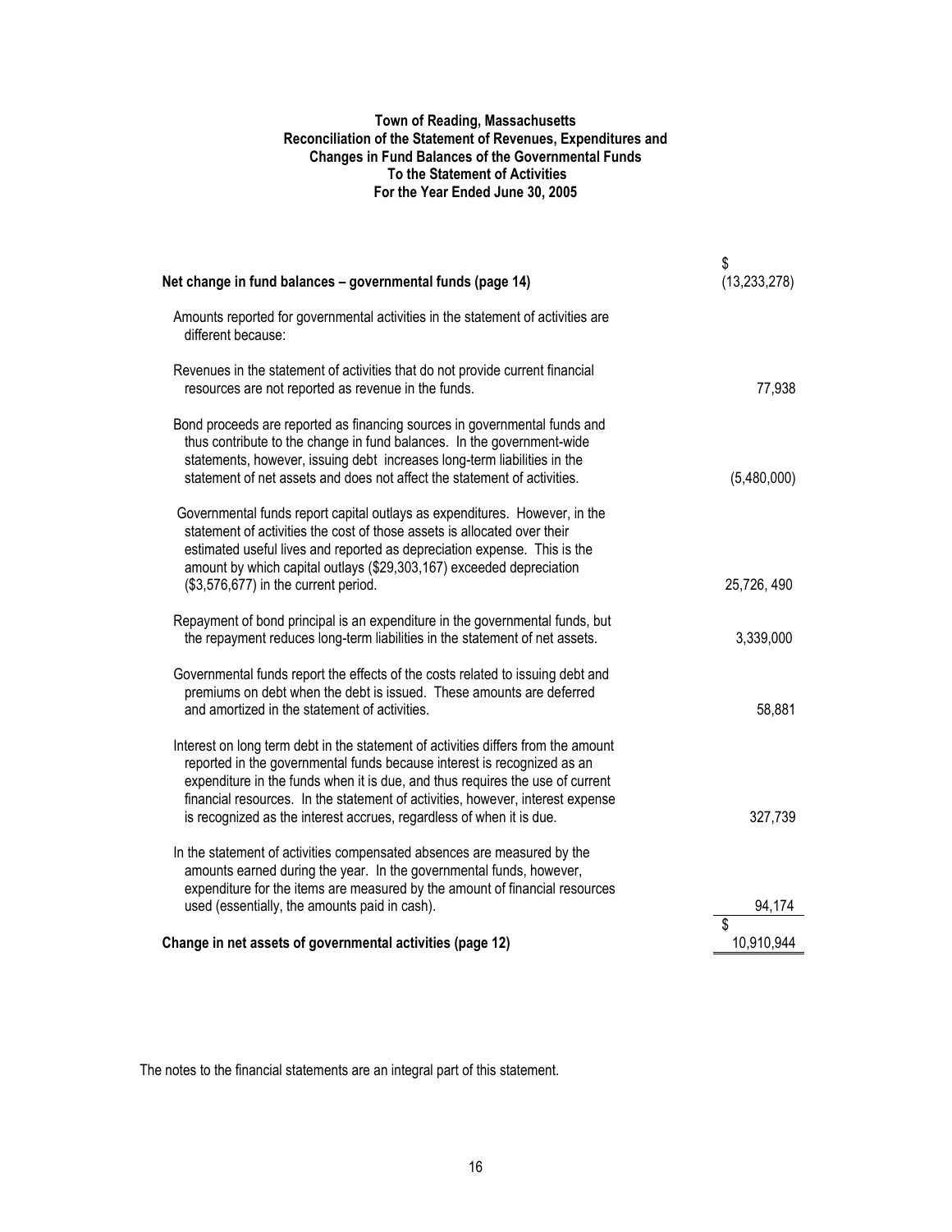**Town of Reading, Massachusetts**
**Reconciliation of the Statement of Revenues, Expenditures and Changes in Fund Balances of the Governmental Funds To the Statement of Activities**
**For the Year Ended June 30, 2005**

| | |
|---|---|
| **Net change in fund balances – governmental funds (page 14)** | $ (13,233,278) |
| Amounts reported for governmental activities in the statement of activities are different because: | |
| Revenues in the statement of activities that do not provide current financial resources are not reported as revenue in the funds. | 77,938 |
| Bond proceeds are reported as financing sources in governmental funds and thus contribute to the change in fund balances. In the government-wide statements, however, issuing debt increases long-term liabilities in the statement of net assets and does not affect the statement of activities. | (5,480,000) |
| Governmental funds report capital outlays as expenditures. However, in the statement of activities the cost of those assets is allocated over their estimated useful lives and reported as depreciation expense. This is the amount by which capital outlays ($29,303,167) exceeded depreciation ($3,576,677) in the current period. | 25,726, 490 |
| Repayment of bond principal is an expenditure in the governmental funds, but the repayment reduces long-term liabilities in the statement of net assets. | 3,339,000 |
| Governmental funds report the effects of the costs related to issuing debt and premiums on debt when the debt is issued. These amounts are deferred and amortized in the statement of activities. | 58,881 |
| Interest on long term debt in the statement of activities differs from the amount reported in the governmental funds because interest is recognized as an expenditure in the funds when it is due, and thus requires the use of current financial resources. In the statement of activities, however, interest expense is recognized as the interest accrues, regardless of when it is due. | 327,739 |
| In the statement of activities compensated absences are measured by the amounts earned during the year. In the governmental funds, however, expenditure for the items are measured by the amount of financial resources used (essentially, the amounts paid in cash). | 94,174 |
| **Change in net assets of governmental activities (page 12)** | $ 10,910,944 |

The notes to the financial statements are an integral part of this statement.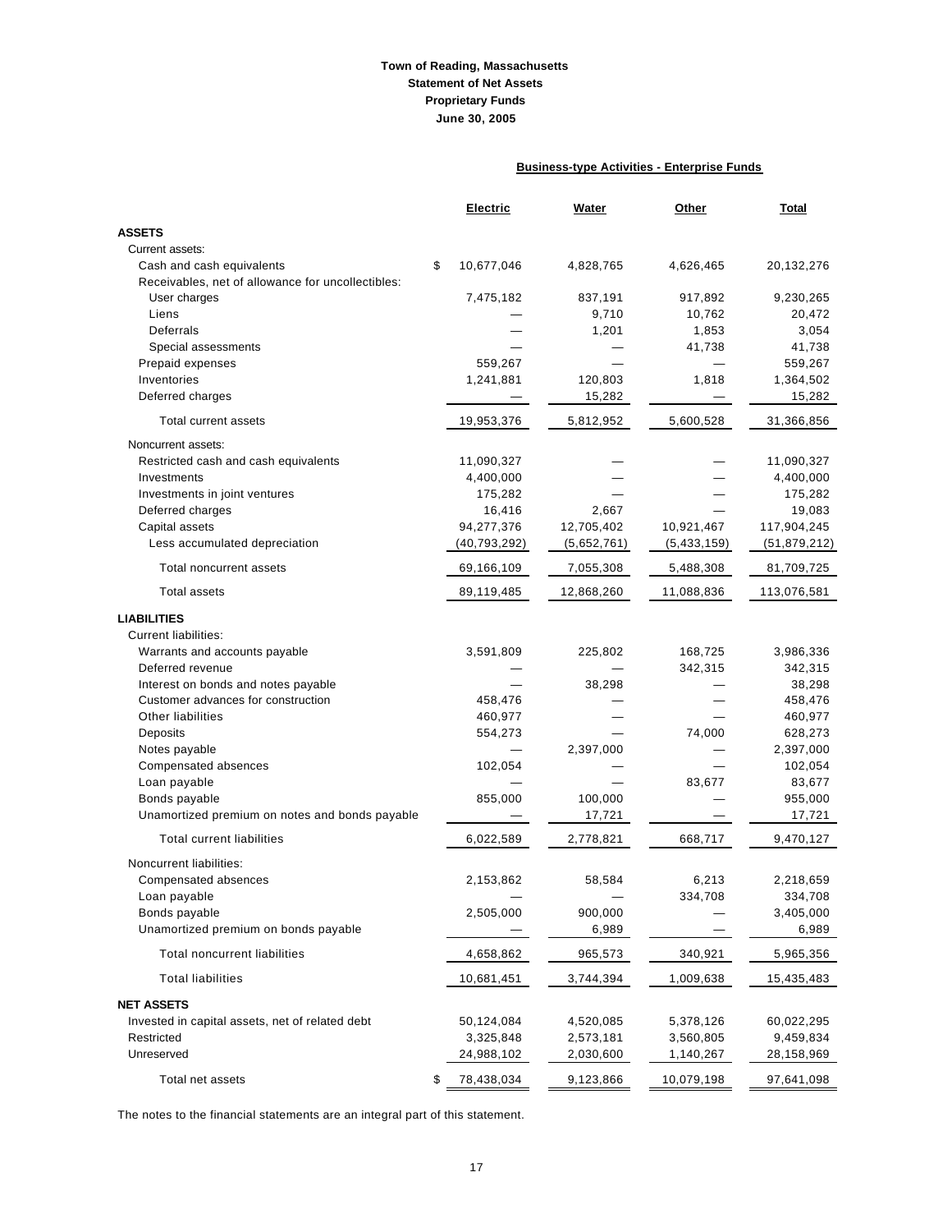**Town of Reading, Massachusetts**
**Statement of Net Assets**
**Proprietary Funds**
**June 30, 2005**

| | Business-type Activities - Enterprise Funds | | | |
|---|---|---|---|---|
| | **Electric** | **Water** | **Other** | **Total** |
| **ASSETS** | | | | |
| Current assets: | | | | |
| Cash and cash equivalents | $ 10,677,046 | 4,828,765 | 4,626,465 | 20,132,276 |
| Receivables, net of allowance for uncollectibles: | | | | |
| User charges | 7,475,182 | 837,191 | 917,892 | 9,230,265 |
| Liens | — | 9,710 | 10,762 | 20,472 |
| Deferrals | — | 1,201 | 1,853 | 3,054 |
| Special assessments | — | — | 41,738 | 41,738 |
| Prepaid expenses | 559,267 | — | — | 559,267 |
| Inventories | 1,241,881 | 120,803 | 1,818 | 1,364,502 |
| Deferred charges | — | 15,282 | — | 15,282 |
| Total current assets | 19,953,376 | 5,812,952 | 5,600,528 | 31,366,856 |
| Noncurrent assets: | | | | |
| Restricted cash and cash equivalents | 11,090,327 | — | — | 11,090,327 |
| Investments | 4,400,000 | — | — | 4,400,000 |
| Investments in joint ventures | 175,282 | — | — | 175,282 |
| Deferred charges | 16,416 | 2,667 | — | 19,083 |
| Capital assets | 94,277,376 | 12,705,402 | 10,921,467 | 117,904,245 |
| Less accumulated depreciation | (40,793,292) | (5,652,761) | (5,433,159) | (51,879,212) |
| Total noncurrent assets | 69,166,109 | 7,055,308 | 5,488,308 | 81,709,725 |
| Total assets | 89,119,485 | 12,868,260 | 11,088,836 | 113,076,581 |
| **LIABILITIES** | | | | |
| Current liabilities: | | | | |
| Warrants and accounts payable | 3,591,809 | 225,802 | 168,725 | 3,986,336 |
| Deferred revenue | — | — | 342,315 | 342,315 |
| Interest on bonds and notes payable | — | 38,298 | — | 38,298 |
| Customer advances for construction | 458,476 | — | — | 458,476 |
| Other liabilities | 460,977 | — | — | 460,977 |
| Deposits | 554,273 | — | 74,000 | 628,273 |
| Notes payable | — | 2,397,000 | — | 2,397,000 |
| Compensated absences | 102,054 | — | — | 102,054 |
| Loan payable | — | — | 83,677 | 83,677 |
| Bonds payable | 855,000 | 100,000 | — | 955,000 |
| Unamortized premium on notes and bonds payable | — | 17,721 | — | 17,721 |
| Total current liabilities | 6,022,589 | 2,778,821 | 668,717 | 9,470,127 |
| Noncurrent liabilities: | | | | |
| Compensated absences | 2,153,862 | 58,584 | 6,213 | 2,218,659 |
| Loan payable | — | — | 334,708 | 334,708 |
| Bonds payable | 2,505,000 | 900,000 | — | 3,405,000 |
| Unamortized premium on bonds payable | — | 6,989 | — | 6,989 |
| Total noncurrent liabilities | 4,658,862 | 965,573 | 340,921 | 5,965,356 |
| Total liabilities | 10,681,451 | 3,744,394 | 1,009,638 | 15,435,483 |
| **NET ASSETS** | | | | |
| Invested in capital assets, net of related debt | 50,124,084 | 4,520,085 | 5,378,126 | 60,022,295 |
| Restricted | 3,325,848 | 2,573,181 | 3,560,805 | 9,459,834 |
| Unreserved | 24,988,102 | 2,030,600 | 1,140,267 | 28,158,969 |
| Total net assets | $ 78,438,034 | 9,123,866 | 10,079,198 | 97,641,098 |

The notes to the financial statements are an integral part of this statement.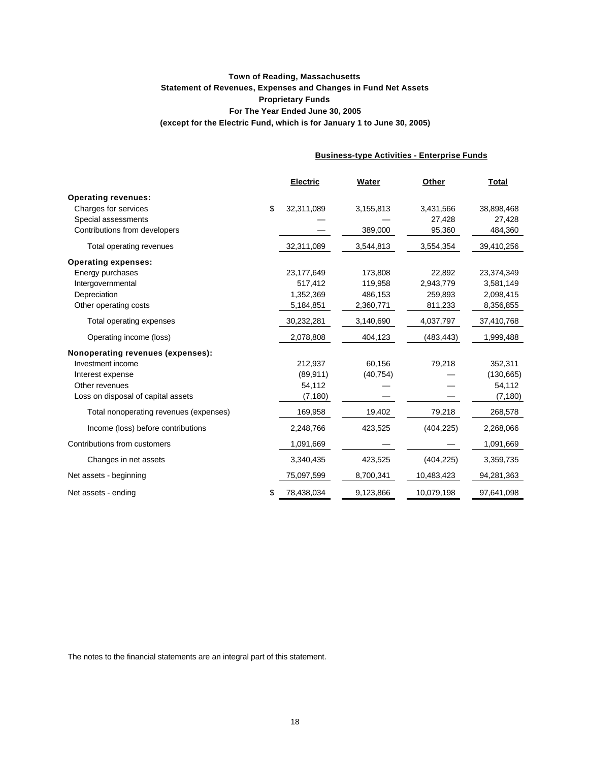**Town of Reading, Massachusetts**
**Statement of Revenues, Expenses and Changes in Fund Net Assets**
**Proprietary Funds**
**For The Year Ended June 30, 2005**
**(except for the Electric Fund, which is for January 1 to June 30, 2005)**

| | Business-type Activities - Enterprise Funds | | | |
|---|---|---|---|---|
| | **Electric** | **Water** | **Other** | **Total** |
| **Operating revenues:** | | | | |
| Charges for services | $ 32,311,089 | 3,155,813 | 3,431,566 | 38,898,468 |
| Special assessments | — | — | 27,428 | 27,428 |
| Contributions from developers | — | 389,000 | 95,360 | 484,360 |
| Total operating revenues | 32,311,089 | 3,544,813 | 3,554,354 | 39,410,256 |
| **Operating expenses:** | | | | |
| Energy purchases | 23,177,649 | 173,808 | 22,892 | 23,374,349 |
| Intergovernmental | 517,412 | 119,958 | 2,943,779 | 3,581,149 |
| Depreciation | 1,352,369 | 486,153 | 259,893 | 2,098,415 |
| Other operating costs | 5,184,851 | 2,360,771 | 811,233 | 8,356,855 |
| Total operating expenses | 30,232,281 | 3,140,690 | 4,037,797 | 37,410,768 |
| Operating income (loss) | 2,078,808 | 404,123 | (483,443) | 1,999,488 |
| **Nonoperating revenues (expenses):** | | | | |
| Investment income | 212,937 | 60,156 | 79,218 | 352,311 |
| Interest expense | (89,911) | (40,754) | — | (130,665) |
| Other revenues | 54,112 | — | — | 54,112 |
| Loss on disposal of capital assets | (7,180) | — | — | (7,180) |
| Total nonoperating revenues (expenses) | 169,958 | 19,402 | 79,218 | 268,578 |
| Income (loss) before contributions | 2,248,766 | 423,525 | (404,225) | 2,268,066 |
| Contributions from customers | 1,091,669 | — | — | 1,091,669 |
| Changes in net assets | 3,340,435 | 423,525 | (404,225) | 3,359,735 |
| Net assets - beginning | 75,097,599 | 8,700,341 | 10,483,423 | 94,281,363 |
| Net assets - ending | $ 78,438,034 | 9,123,866 | 10,079,198 | 97,641,098 |

The notes to the financial statements are an integral part of this statement.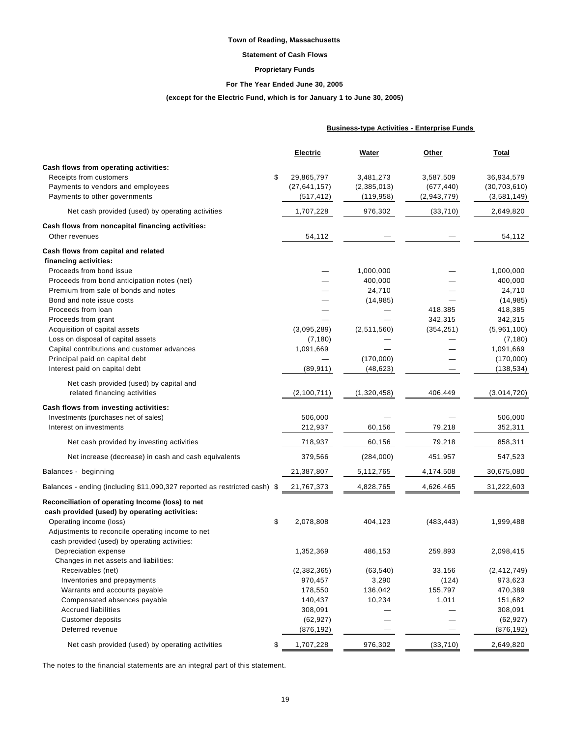**Town of Reading, Massachusetts**

**Statement of Cash Flows**

**Proprietary Funds**

**For The Year Ended June 30, 2005**

**(except for the Electric Fund, which is for January 1 to June 30, 2005)**

| | Business-type Activities - Enterprise Funds | | | |
|---|---|---|---|---|
| | **Electric** | **Water** | **Other** | **Total** |
| **Cash flows from operating activities:** | | | | |
| Receipts from customers | $ 29,865,797 | 3,481,273 | 3,587,509 | 36,934,579 |
| Payments to vendors and employees | (27,641,157) | (2,385,013) | (677,440) | (30,703,610) |
| Payments to other governments | (517,412) | (119,958) | (2,943,779) | (3,581,149) |
| Net cash provided (used) by operating activities | 1,707,228 | 976,302 | (33,710) | 2,649,820 |
| **Cash flows from noncapital financing activities:** | | | | |
| Other revenues | 54,112 | — | — | 54,112 |
| **Cash flows from capital and related financing activities:** | | | | |
| Proceeds from bond issue | — | 1,000,000 | — | 1,000,000 |
| Proceeds from bond anticipation notes (net) | — | 400,000 | — | 400,000 |
| Premium from sale of bonds and notes | — | 24,710 | — | 24,710 |
| Bond and note issue costs | — | (14,985) | — | (14,985) |
| Proceeds from loan | — | — | 418,385 | 418,385 |
| Proceeds from grant | — | — | 342,315 | 342,315 |
| Acquisition of capital assets | (3,095,289) | (2,511,560) | (354,251) | (5,961,100) |
| Loss on disposal of capital assets | (7,180) | — | — | (7,180) |
| Capital contributions and customer advances | 1,091,669 | — | — | 1,091,669 |
| Principal paid on capital debt | — | (170,000) | — | (170,000) |
| Interest paid on capital debt | (89,911) | (48,623) | — | (138,534) |
| Net cash provided (used) by capital and related financing activities | (2,100,711) | (1,320,458) | 406,449 | (3,014,720) |
| **Cash flows from investing activities:** | | | | |
| Investments (purchases net of sales) | 506,000 | — | — | 506,000 |
| Interest on investments | 212,937 | 60,156 | 79,218 | 352,311 |
| Net cash provided by investing activities | 718,937 | 60,156 | 79,218 | 858,311 |
| Net increase (decrease) in cash and cash equivalents | 379,566 | (284,000) | 451,957 | 547,523 |
| Balances - beginning | 21,387,807 | 5,112,765 | 4,174,508 | 30,675,080 |
| Balances - ending (including $11,090,327 reported as restricted cash) | $ 21,767,373 | 4,828,765 | 4,626,465 | 31,222,603 |
| **Reconciliation of operating Income (loss) to net cash provided (used) by operating activities:** | | | | |
| Operating income (loss) | $ 2,078,808 | 404,123 | (483,443) | 1,999,488 |
| Adjustments to reconcile operating income to net cash provided (used) by operating activities: | | | | |
| Depreciation expense | 1,352,369 | 486,153 | 259,893 | 2,098,415 |
| Changes in net assets and liabilities: | | | | |
| Receivables (net) | (2,382,365) | (63,540) | 33,156 | (2,412,749) |
| Inventories and prepayments | 970,457 | 3,290 | (124) | 973,623 |
| Warrants and accounts payable | 178,550 | 136,042 | 155,797 | 470,389 |
| Compensated absences payable | 140,437 | 10,234 | 1,011 | 151,682 |
| Accrued liabilities | 308,091 | — | — | 308,091 |
| Customer deposits | (62,927) | — | — | (62,927) |
| Deferred revenue | (876,192) | — | — | (876,192) |
| Net cash provided (used) by operating activities | $ 1,707,228 | 976,302 | (33,710) | 2,649,820 |

The notes to the financial statements are an integral part of this statement.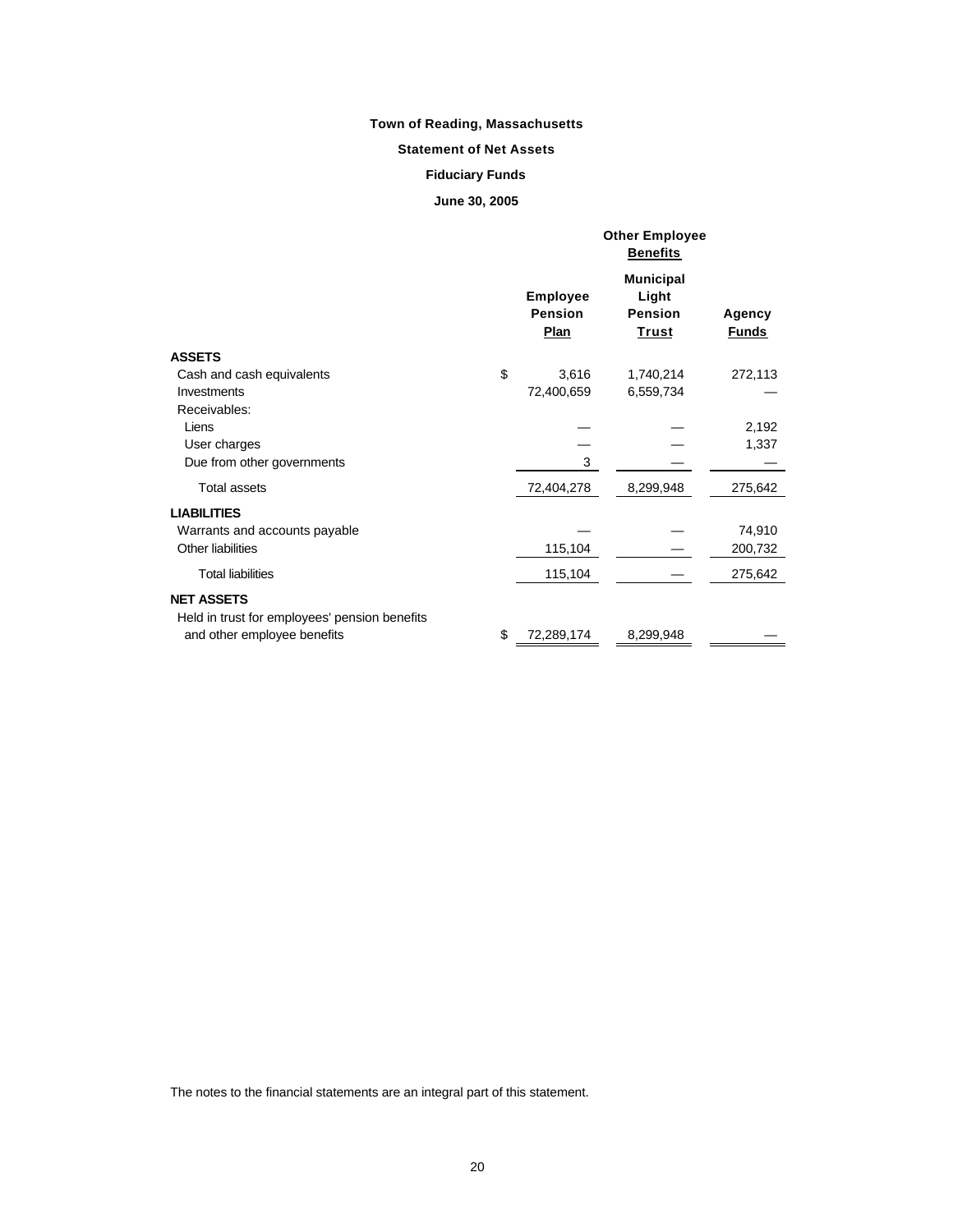**Town of Reading, Massachusetts**

**Statement of Net Assets**

**Fiduciary Funds**

**June 30, 2005**

| | Employee Pension Plan | Other Employee Benefits Municipal Light Pension Trust | Agency Funds |
|---|---|---|---|
| **ASSETS** | | | |
| Cash and cash equivalents | $ 3,616 | 1,740,214 | 272,113 |
| Investments | 72,400,659 | 6,559,734 | — |
| Receivables: | | | |
| Liens | — | — | 2,192 |
| User charges | — | — | 1,337 |
| Due from other governments | 3 | — | — |
| Total assets | 72,404,278 | 8,299,948 | 275,642 |
| **LIABILITIES** | | | |
| Warrants and accounts payable | — | — | 74,910 |
| Other liabilities | 115,104 | — | 200,732 |
| Total liabilities | 115,104 | — | 275,642 |
| **NET ASSETS** | | | |
| Held in trust for employees' pension benefits and other employee benefits | $ 72,289,174 | 8,299,948 | — |

The notes to the financial statements are an integral part of this statement.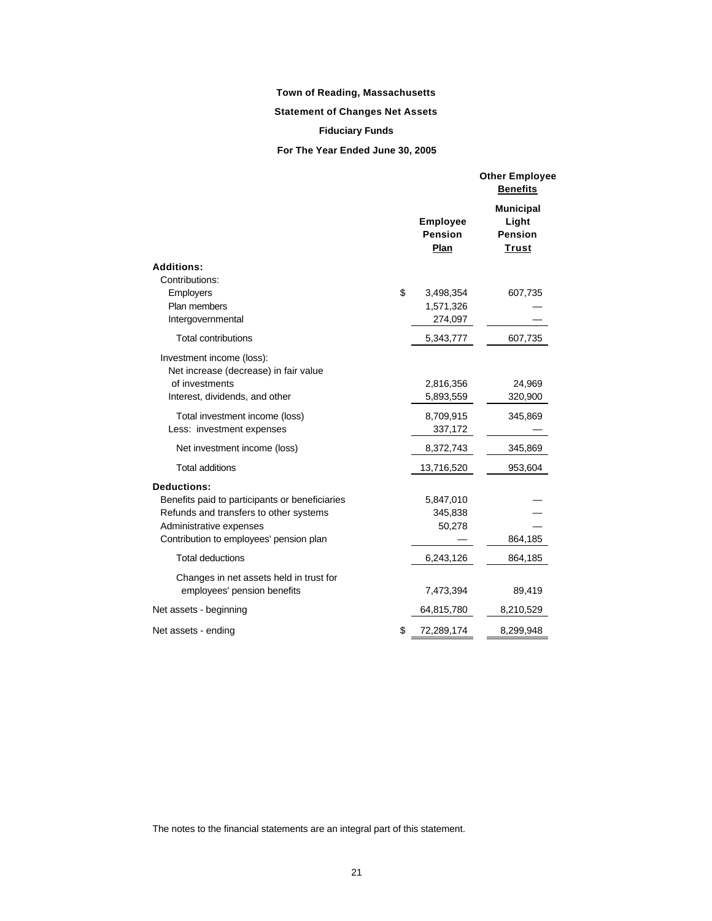**Town of Reading, Massachusetts**

**Statement of Changes Net Assets**

**Fiduciary Funds**

**For The Year Ended June 30, 2005**

| | Employee Pension Plan | Other Employee Benefits<br>Municipal Light Pension Trust |
|---|---|---|
| **Additions:** | | |
| Contributions: | | |
| Employers | $ 3,498,354 | 607,735 |
| Plan members | 1,571,326 | — |
| Intergovernmental | 274,097 | — |
| Total contributions | 5,343,777 | 607,735 |
| Investment income (loss): | | |
| Net increase (decrease) in fair value of investments | 2,816,356 | 24,969 |
| Interest, dividends, and other | 5,893,559 | 320,900 |
| Total investment income (loss) | 8,709,915 | 345,869 |
| Less: investment expenses | 337,172 | — |
| Net investment income (loss) | 8,372,743 | 345,869 |
| Total additions | 13,716,520 | 953,604 |
| **Deductions:** | | |
| Benefits paid to participants or beneficiaries | 5,847,010 | — |
| Refunds and transfers to other systems | 345,838 | — |
| Administrative expenses | 50,278 | — |
| Contribution to employees' pension plan | — | 864,185 |
| Total deductions | 6,243,126 | 864,185 |
| Changes in net assets held in trust for employees' pension benefits | 7,473,394 | 89,419 |
| Net assets - beginning | 64,815,780 | 8,210,529 |
| Net assets - ending | $ 72,289,174 | 8,299,948 |

The notes to the financial statements are an integral part of this statement.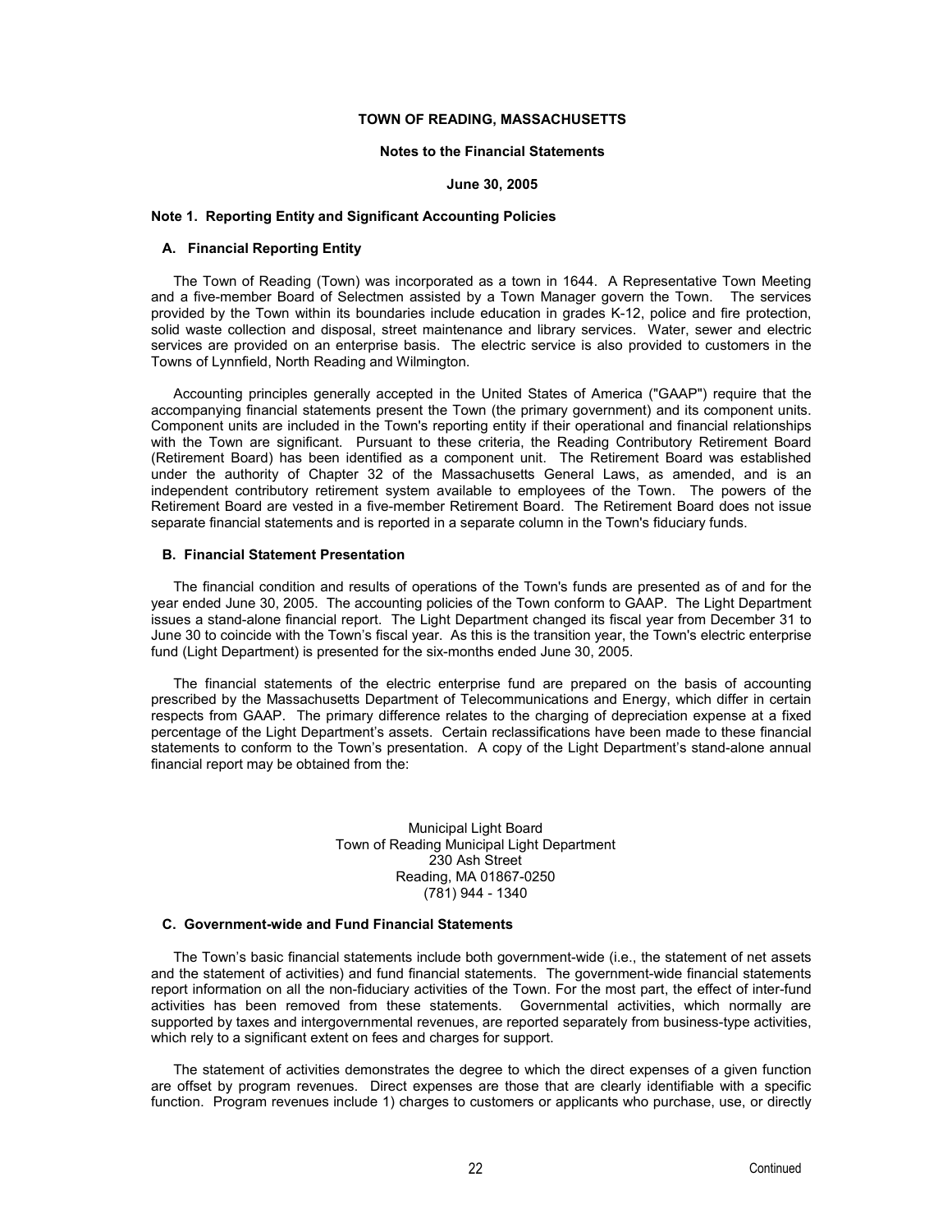**TOWN OF READING, MASSACHUSETTS**

**Notes to the Financial Statements**

**June 30, 2005**

## Note 1. Reporting Entity and Significant Accounting Policies

### A. Financial Reporting Entity

The Town of Reading (Town) was incorporated as a town in 1644. A Representative Town Meeting and a five-member Board of Selectmen assisted by a Town Manager govern the Town. The services provided by the Town within its boundaries include education in grades K-12, police and fire protection, solid waste collection and disposal, street maintenance and library services. Water, sewer and electric services are provided on an enterprise basis. The electric service is also provided to customers in the Towns of Lynnfield, North Reading and Wilmington.

Accounting principles generally accepted in the United States of America ("GAAP") require that the accompanying financial statements present the Town (the primary government) and its component units. Component units are included in the Town's reporting entity if their operational and financial relationships with the Town are significant. Pursuant to these criteria, the Reading Contributory Retirement Board (Retirement Board) has been identified as a component unit. The Retirement Board was established under the authority of Chapter 32 of the Massachusetts General Laws, as amended, and is an independent contributory retirement system available to employees of the Town. The powers of the Retirement Board are vested in a five-member Retirement Board. The Retirement Board does not issue separate financial statements and is reported in a separate column in the Town's fiduciary funds.

### B. Financial Statement Presentation

The financial condition and results of operations of the Town's funds are presented as of and for the year ended June 30, 2005. The accounting policies of the Town conform to GAAP. The Light Department issues a stand-alone financial report. The Light Department changed its fiscal year from December 31 to June 30 to coincide with the Town's fiscal year. As this is the transition year, the Town's electric enterprise fund (Light Department) is presented for the six-months ended June 30, 2005.

The financial statements of the electric enterprise fund are prepared on the basis of accounting prescribed by the Massachusetts Department of Telecommunications and Energy, which differ in certain respects from GAAP. The primary difference relates to the charging of depreciation expense at a fixed percentage of the Light Department's assets. Certain reclassifications have been made to these financial statements to conform to the Town's presentation. A copy of the Light Department's stand-alone annual financial report may be obtained from the:

Municipal Light Board
Town of Reading Municipal Light Department
230 Ash Street
Reading, MA 01867-0250
(781) 944 - 1340

### C. Government-wide and Fund Financial Statements

The Town's basic financial statements include both government-wide (i.e., the statement of net assets and the statement of activities) and fund financial statements. The government-wide financial statements report information on all the non-fiduciary activities of the Town. For the most part, the effect of inter-fund activities has been removed from these statements. Governmental activities, which normally are supported by taxes and intergovernmental revenues, are reported separately from business-type activities, which rely to a significant extent on fees and charges for support.

The statement of activities demonstrates the degree to which the direct expenses of a given function are offset by program revenues. Direct expenses are those that are clearly identifiable with a specific function. Program revenues include 1) charges to customers or applicants who purchase, use, or directly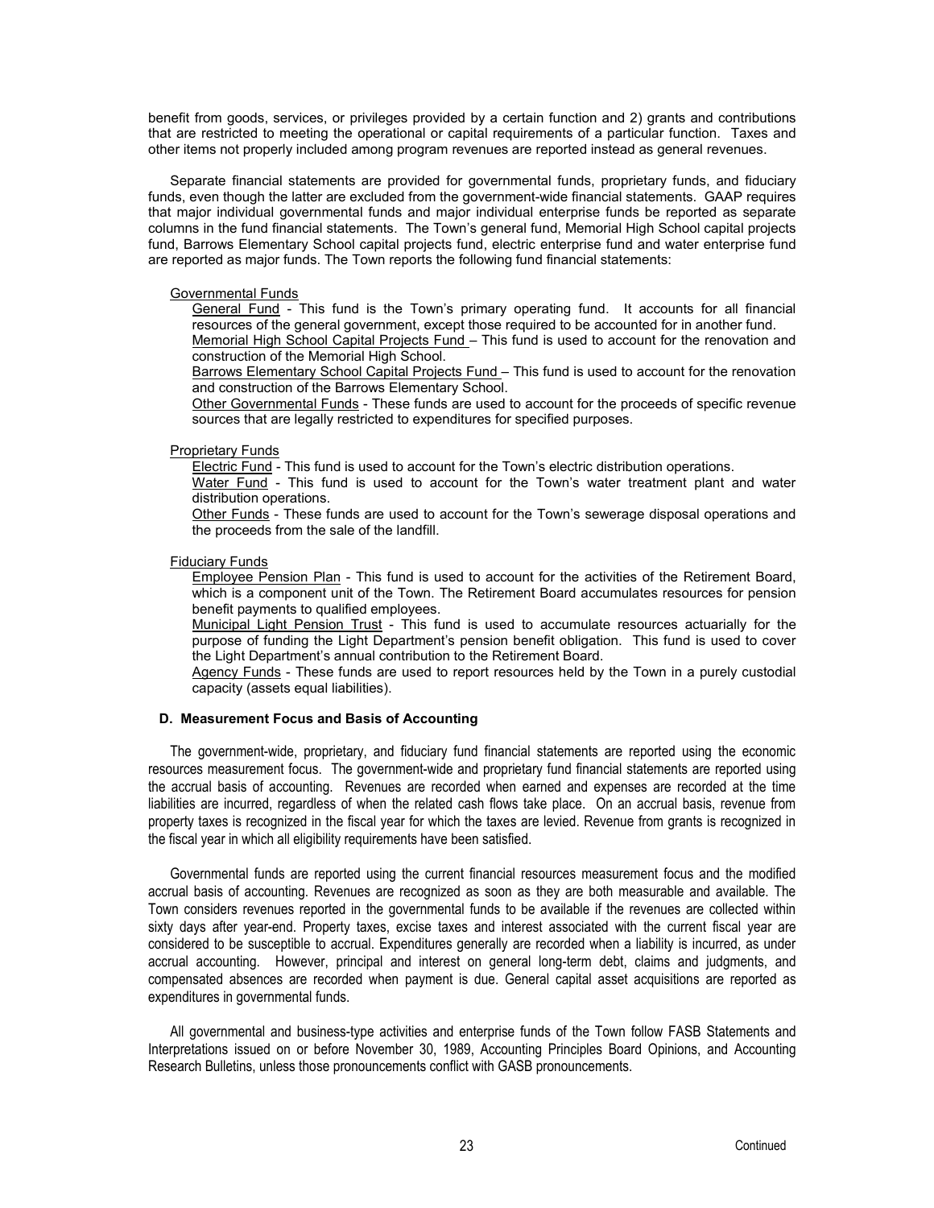benefit from goods, services, or privileges provided by a certain function and 2) grants and contributions that are restricted to meeting the operational or capital requirements of a particular function. Taxes and other items not properly included among program revenues are reported instead as general revenues.

Separate financial statements are provided for governmental funds, proprietary funds, and fiduciary funds, even though the latter are excluded from the government-wide financial statements. GAAP requires that major individual governmental funds and major individual enterprise funds be reported as separate columns in the fund financial statements. The Town's general fund, Memorial High School capital projects fund, Barrows Elementary School capital projects fund, electric enterprise fund and water enterprise fund are reported as major funds. The Town reports the following fund financial statements:

Governmental Funds

General Fund - This fund is the Town's primary operating fund. It accounts for all financial resources of the general government, except those required to be accounted for in another fund.

Memorial High School Capital Projects Fund – This fund is used to account for the renovation and construction of the Memorial High School.

Barrows Elementary School Capital Projects Fund – This fund is used to account for the renovation and construction of the Barrows Elementary School.

Other Governmental Funds - These funds are used to account for the proceeds of specific revenue sources that are legally restricted to expenditures for specified purposes.

Proprietary Funds

Electric Fund - This fund is used to account for the Town's electric distribution operations.

Water Fund - This fund is used to account for the Town's water treatment plant and water distribution operations.

Other Funds - These funds are used to account for the Town's sewerage disposal operations and the proceeds from the sale of the landfill.

Fiduciary Funds

Employee Pension Plan - This fund is used to account for the activities of the Retirement Board, which is a component unit of the Town. The Retirement Board accumulates resources for pension benefit payments to qualified employees.

Municipal Light Pension Trust - This fund is used to accumulate resources actuarially for the purpose of funding the Light Department's pension benefit obligation. This fund is used to cover the Light Department's annual contribution to the Retirement Board.

Agency Funds - These funds are used to report resources held by the Town in a purely custodial capacity (assets equal liabilities).

### D. Measurement Focus and Basis of Accounting

The government-wide, proprietary, and fiduciary fund financial statements are reported using the economic resources measurement focus. The government-wide and proprietary fund financial statements are reported using the accrual basis of accounting. Revenues are recorded when earned and expenses are recorded at the time liabilities are incurred, regardless of when the related cash flows take place. On an accrual basis, revenue from property taxes is recognized in the fiscal year for which the taxes are levied. Revenue from grants is recognized in the fiscal year in which all eligibility requirements have been satisfied.

Governmental funds are reported using the current financial resources measurement focus and the modified accrual basis of accounting. Revenues are recognized as soon as they are both measurable and available. The Town considers revenues reported in the governmental funds to be available if the revenues are collected within sixty days after year-end. Property taxes, excise taxes and interest associated with the current fiscal year are considered to be susceptible to accrual. Expenditures generally are recorded when a liability is incurred, as under accrual accounting. However, principal and interest on general long-term debt, claims and judgments, and compensated absences are recorded when payment is due. General capital asset acquisitions are reported as expenditures in governmental funds.

All governmental and business-type activities and enterprise funds of the Town follow FASB Statements and Interpretations issued on or before November 30, 1989, Accounting Principles Board Opinions, and Accounting Research Bulletins, unless those pronouncements conflict with GASB pronouncements.

Continued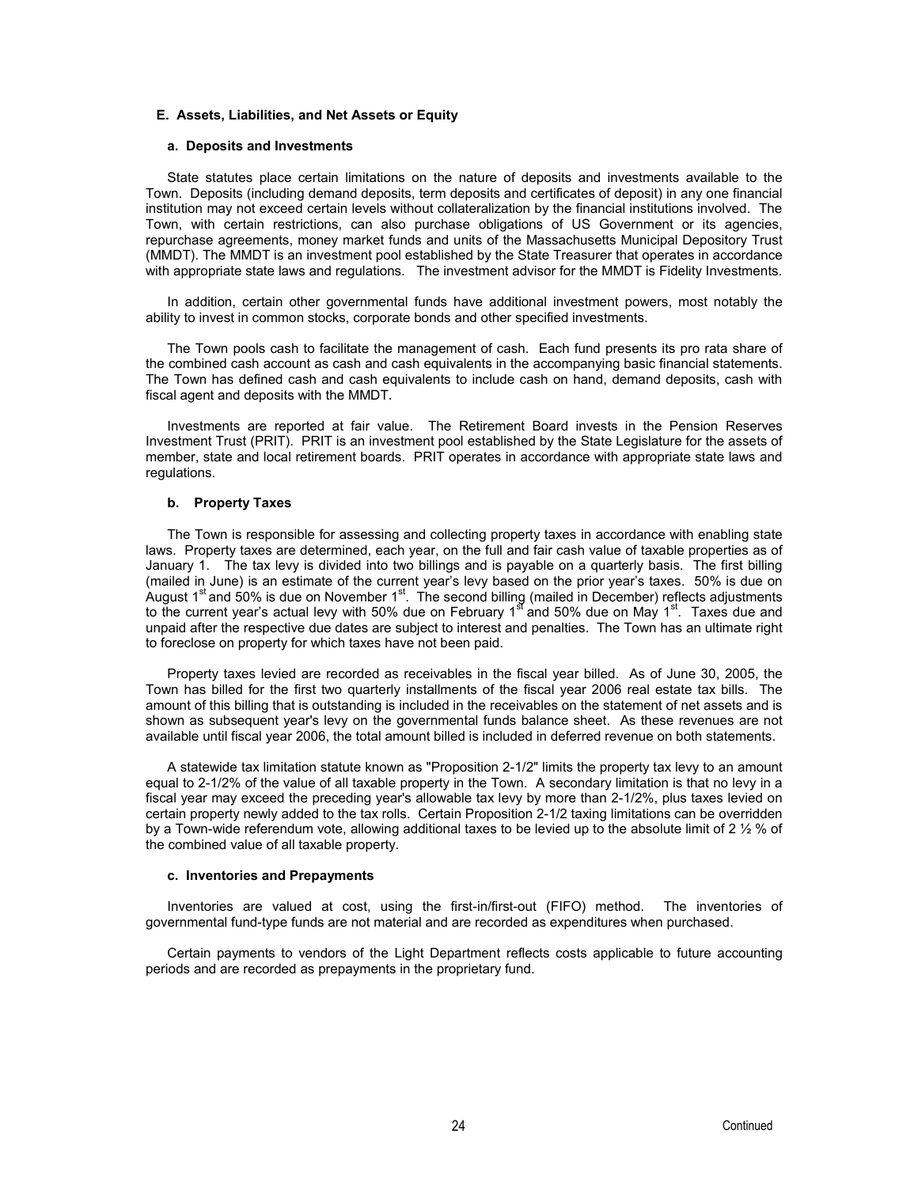### E. Assets, Liabilities, and Net Assets or Equity

#### a. Deposits and Investments

State statutes place certain limitations on the nature of deposits and investments available to the Town. Deposits (including demand deposits, term deposits and certificates of deposit) in any one financial institution may not exceed certain levels without collateralization by the financial institutions involved. The Town, with certain restrictions, can also purchase obligations of US Government or its agencies, repurchase agreements, money market funds and units of the Massachusetts Municipal Depository Trust (MMDT). The MMDT is an investment pool established by the State Treasurer that operates in accordance with appropriate state laws and regulations. The investment advisor for the MMDT is Fidelity Investments.

In addition, certain other governmental funds have additional investment powers, most notably the ability to invest in common stocks, corporate bonds and other specified investments.

The Town pools cash to facilitate the management of cash. Each fund presents its pro rata share of the combined cash account as cash and cash equivalents in the accompanying basic financial statements. The Town has defined cash and cash equivalents to include cash on hand, demand deposits, cash with fiscal agent and deposits with the MMDT.

Investments are reported at fair value. The Retirement Board invests in the Pension Reserves Investment Trust (PRIT). PRIT is an investment pool established by the State Legislature for the assets of member, state and local retirement boards. PRIT operates in accordance with appropriate state laws and regulations.

#### b. Property Taxes

The Town is responsible for assessing and collecting property taxes in accordance with enabling state laws. Property taxes are determined, each year, on the full and fair cash value of taxable properties as of January 1. The tax levy is divided into two billings and is payable on a quarterly basis. The first billing (mailed in June) is an estimate of the current year's levy based on the prior year's taxes. 50% is due on August 1st and 50% is due on November 1st. The second billing (mailed in December) reflects adjustments to the current year's actual levy with 50% due on February 1st and 50% due on May 1st. Taxes due and unpaid after the respective due dates are subject to interest and penalties. The Town has an ultimate right to foreclose on property for which taxes have not been paid.

Property taxes levied are recorded as receivables in the fiscal year billed. As of June 30, 2005, the Town has billed for the first two quarterly installments of the fiscal year 2006 real estate tax bills. The amount of this billing that is outstanding is included in the receivables on the statement of net assets and is shown as subsequent year's levy on the governmental funds balance sheet. As these revenues are not available until fiscal year 2006, the total amount billed is included in deferred revenue on both statements.

A statewide tax limitation statute known as "Proposition 2-1/2" limits the property tax levy to an amount equal to 2-1/2% of the value of all taxable property in the Town. A secondary limitation is that no levy in a fiscal year may exceed the preceding year's allowable tax levy by more than 2-1/2%, plus taxes levied on certain property newly added to the tax rolls. Certain Proposition 2-1/2 taxing limitations can be overridden by a Town-wide referendum vote, allowing additional taxes to be levied up to the absolute limit of 2 ½ % of the combined value of all taxable property.

#### c. Inventories and Prepayments

Inventories are valued at cost, using the first-in/first-out (FIFO) method. The inventories of governmental fund-type funds are not material and are recorded as expenditures when purchased.

Certain payments to vendors of the Light Department reflects costs applicable to future accounting periods and are recorded as prepayments in the proprietary fund.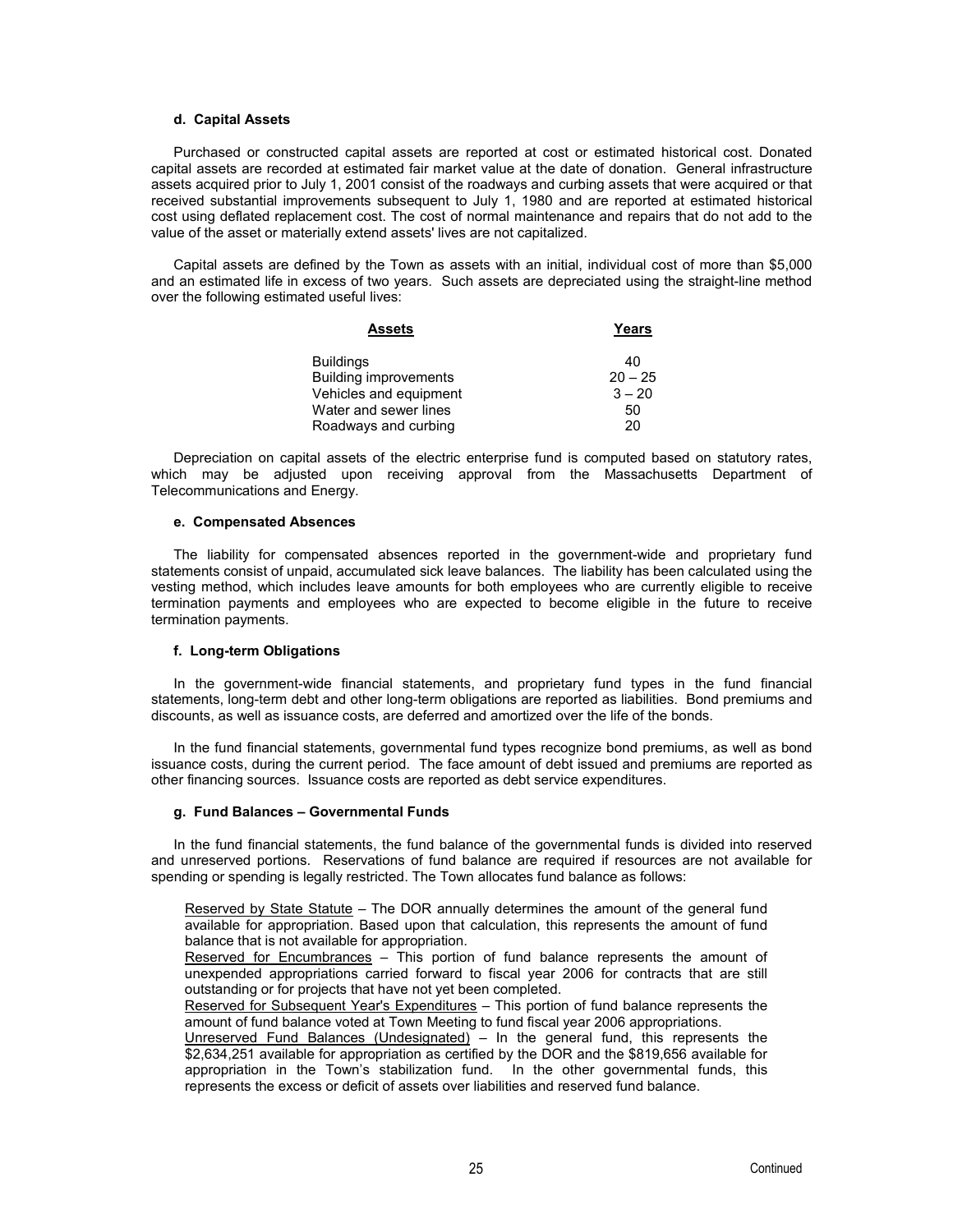#### d. Capital Assets

Purchased or constructed capital assets are reported at cost or estimated historical cost. Donated capital assets are recorded at estimated fair market value at the date of donation. General infrastructure assets acquired prior to July 1, 2001 consist of the roadways and curbing assets that were acquired or that received substantial improvements subsequent to July 1, 1980 and are reported at estimated historical cost using deflated replacement cost. The cost of normal maintenance and repairs that do not add to the value of the asset or materially extend assets' lives are not capitalized.

Capital assets are defined by the Town as assets with an initial, individual cost of more than $5,000 and an estimated life in excess of two years. Such assets are depreciated using the straight-line method over the following estimated useful lives:

| Assets | Years |
|---|---|
| Buildings | 40 |
| Building improvements | 20 – 25 |
| Vehicles and equipment | 3 – 20 |
| Water and sewer lines | 50 |
| Roadways and curbing | 20 |

Depreciation on capital assets of the electric enterprise fund is computed based on statutory rates, which may be adjusted upon receiving approval from the Massachusetts Department of Telecommunications and Energy.

#### e. Compensated Absences

The liability for compensated absences reported in the government-wide and proprietary fund statements consist of unpaid, accumulated sick leave balances. The liability has been calculated using the vesting method, which includes leave amounts for both employees who are currently eligible to receive termination payments and employees who are expected to become eligible in the future to receive termination payments.

#### f. Long-term Obligations

In the government-wide financial statements, and proprietary fund types in the fund financial statements, long-term debt and other long-term obligations are reported as liabilities. Bond premiums and discounts, as well as issuance costs, are deferred and amortized over the life of the bonds.

In the fund financial statements, governmental fund types recognize bond premiums, as well as bond issuance costs, during the current period. The face amount of debt issued and premiums are reported as other financing sources. Issuance costs are reported as debt service expenditures.

#### g. Fund Balances – Governmental Funds

In the fund financial statements, the fund balance of the governmental funds is divided into reserved and unreserved portions. Reservations of fund balance are required if resources are not available for spending or spending is legally restricted. The Town allocates fund balance as follows:

Reserved by State Statute – The DOR annually determines the amount of the general fund available for appropriation. Based upon that calculation, this represents the amount of fund balance that is not available for appropriation.

Reserved for Encumbrances – This portion of fund balance represents the amount of unexpended appropriations carried forward to fiscal year 2006 for contracts that are still outstanding or for projects that have not yet been completed.

Reserved for Subsequent Year's Expenditures – This portion of fund balance represents the amount of fund balance voted at Town Meeting to fund fiscal year 2006 appropriations.

Unreserved Fund Balances (Undesignated) – In the general fund, this represents the $2,634,251 available for appropriation as certified by the DOR and the $819,656 available for appropriation in the Town's stabilization fund. In the other governmental funds, this represents the excess or deficit of assets over liabilities and reserved fund balance.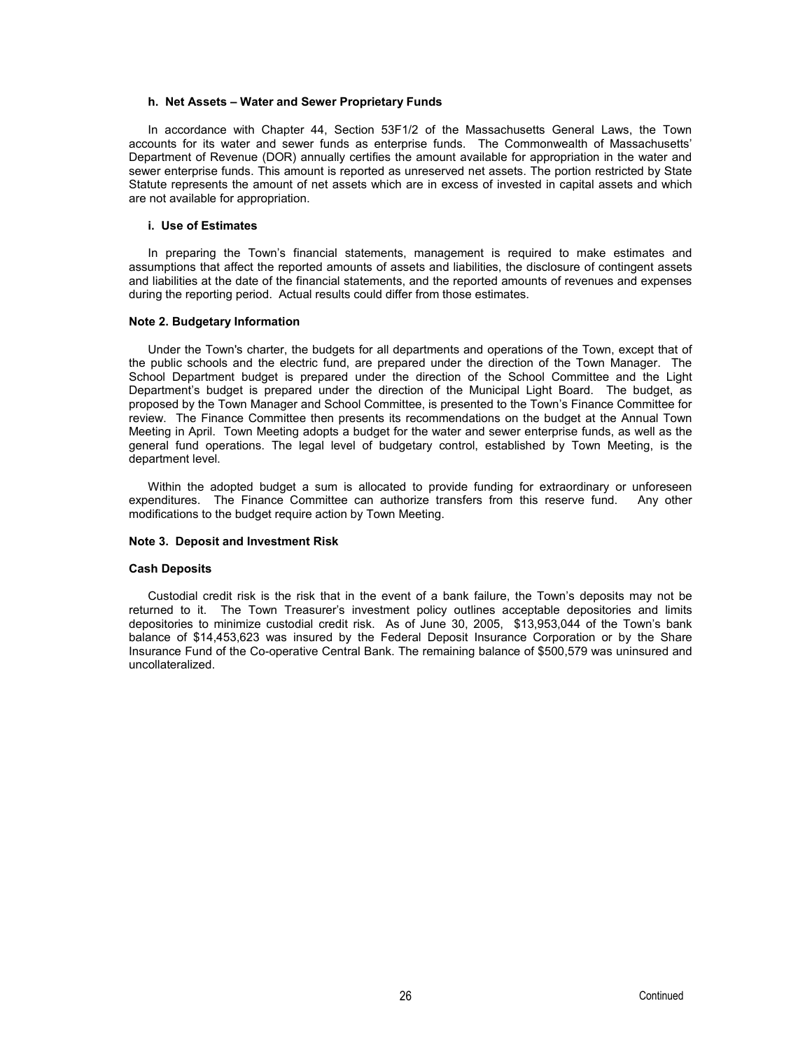**h. Net Assets – Water and Sewer Proprietary Funds**

In accordance with Chapter 44, Section 53F1/2 of the Massachusetts General Laws, the Town accounts for its water and sewer funds as enterprise funds. The Commonwealth of Massachusetts' Department of Revenue (DOR) annually certifies the amount available for appropriation in the water and sewer enterprise funds. This amount is reported as unreserved net assets. The portion restricted by State Statute represents the amount of net assets which are in excess of invested in capital assets and which are not available for appropriation.

**i. Use of Estimates**

In preparing the Town's financial statements, management is required to make estimates and assumptions that affect the reported amounts of assets and liabilities, the disclosure of contingent assets and liabilities at the date of the financial statements, and the reported amounts of revenues and expenses during the reporting period. Actual results could differ from those estimates.

**Note 2. Budgetary Information**

Under the Town's charter, the budgets for all departments and operations of the Town, except that of the public schools and the electric fund, are prepared under the direction of the Town Manager. The School Department budget is prepared under the direction of the School Committee and the Light Department's budget is prepared under the direction of the Municipal Light Board. The budget, as proposed by the Town Manager and School Committee, is presented to the Town's Finance Committee for review. The Finance Committee then presents its recommendations on the budget at the Annual Town Meeting in April. Town Meeting adopts a budget for the water and sewer enterprise funds, as well as the general fund operations. The legal level of budgetary control, established by Town Meeting, is the department level.

Within the adopted budget a sum is allocated to provide funding for extraordinary or unforeseen expenditures. The Finance Committee can authorize transfers from this reserve fund. Any other modifications to the budget require action by Town Meeting.

**Note 3. Deposit and Investment Risk**

**Cash Deposits**

Custodial credit risk is the risk that in the event of a bank failure, the Town's deposits may not be returned to it. The Town Treasurer's investment policy outlines acceptable depositories and limits depositories to minimize custodial credit risk. As of June 30, 2005, $13,953,044 of the Town's bank balance of $14,453,623 was insured by the Federal Deposit Insurance Corporation or by the Share Insurance Fund of the Co-operative Central Bank. The remaining balance of $500,579 was uninsured and uncollateralized.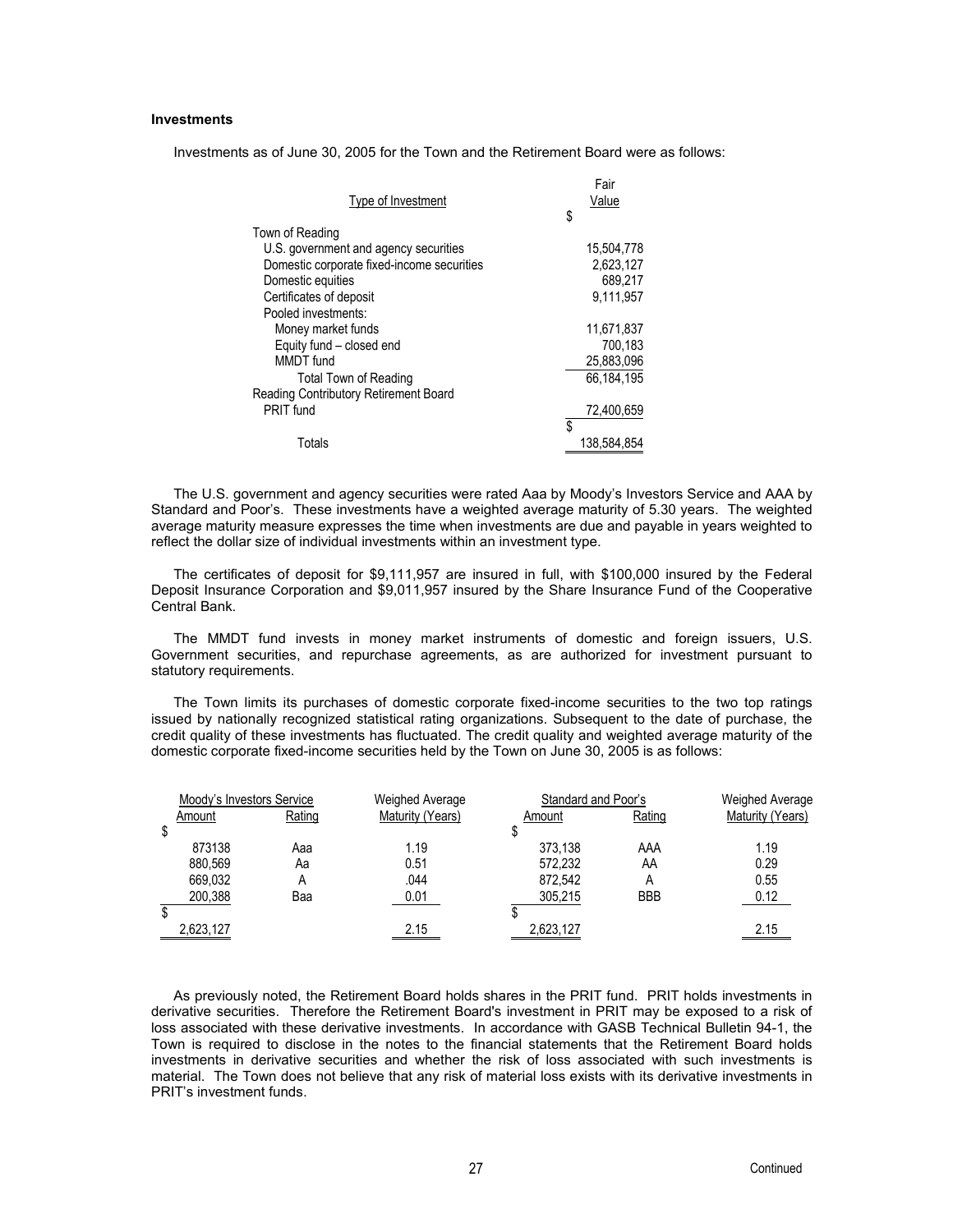**Investments**

Investments as of June 30, 2005 for the Town and the Retirement Board were as follows:

| Type of Investment | Fair Value |
|---|---|
| | $ |
| Town of Reading | |
| U.S. government and agency securities | 15,504,778 |
| Domestic corporate fixed-income securities | 2,623,127 |
| Domestic equities | 689,217 |
| Certificates of deposit | 9,111,957 |
| Pooled investments: | |
| Money market funds | 11,671,837 |
| Equity fund – closed end | 700,183 |
| MMDT fund | 25,883,096 |
| Total Town of Reading | 66,184,195 |
| Reading Contributory Retirement Board | |
| PRIT fund | 72,400,659 |
| Totals | $ 138,584,854 |

The U.S. government and agency securities were rated Aaa by Moody's Investors Service and AAA by Standard and Poor's. These investments have a weighted average maturity of 5.30 years. The weighted average maturity measure expresses the time when investments are due and payable in years weighted to reflect the dollar size of individual investments within an investment type.

The certificates of deposit for $9,111,957 are insured in full, with $100,000 insured by the Federal Deposit Insurance Corporation and $9,011,957 insured by the Share Insurance Fund of the Cooperative Central Bank.

The MMDT fund invests in money market instruments of domestic and foreign issuers, U.S. Government securities, and repurchase agreements, as are authorized for investment pursuant to statutory requirements.

The Town limits its purchases of domestic corporate fixed-income securities to the two top ratings issued by nationally recognized statistical rating organizations. Subsequent to the date of purchase, the credit quality of these investments has fluctuated. The credit quality and weighted average maturity of the domestic corporate fixed-income securities held by the Town on June 30, 2005 is as follows:

| Moody's Investors Service | | Weighed Average | Standard and Poor's | | Weighed Average |
|---|---|---|---|---|---|
| Amount | Rating | Maturity (Years) | Amount | Rating | Maturity (Years) |
| $ 873138 | Aaa | 1.19 | $ 373,138 | AAA | 1.19 |
| 880,569 | Aa | 0.51 | 572,232 | AA | 0.29 |
| 669,032 | A | .044 | 872,542 | A | 0.55 |
| 200,388 | Baa | 0.01 | 305,215 | BBB | 0.12 |
| $ 2,623,127 | | 2.15 | $ 2,623,127 | | 2.15 |

As previously noted, the Retirement Board holds shares in the PRIT fund. PRIT holds investments in derivative securities. Therefore the Retirement Board's investment in PRIT may be exposed to a risk of loss associated with these derivative investments. In accordance with GASB Technical Bulletin 94-1, the Town is required to disclose in the notes to the financial statements that the Retirement Board holds investments in derivative securities and whether the risk of loss associated with such investments is material. The Town does not believe that any risk of material loss exists with its derivative investments in PRIT's investment funds.

Continued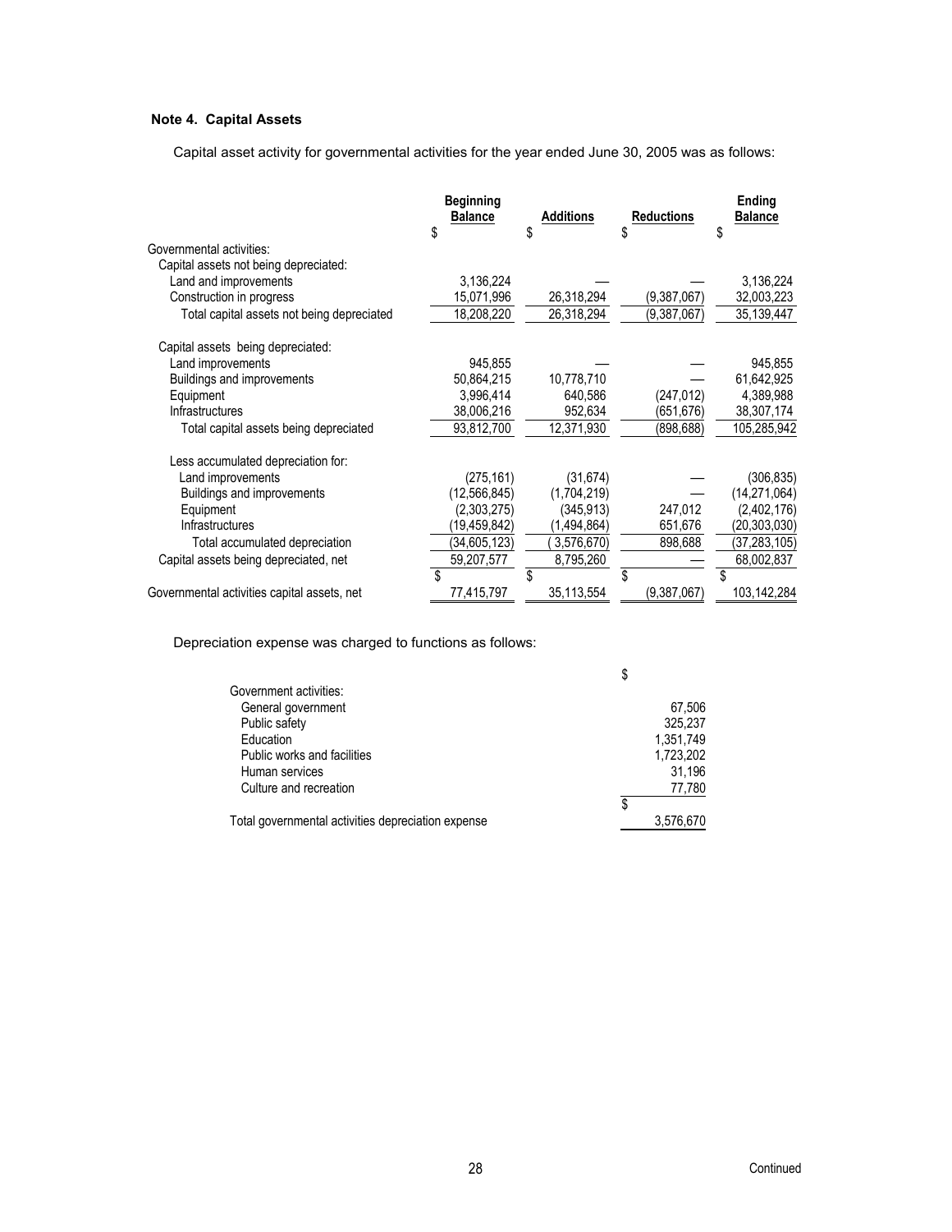### Note 4. Capital Assets

Capital asset activity for governmental activities for the year ended June 30, 2005 was as follows:

| | Beginning Balance $ | Additions $ | Reductions $ | Ending Balance $ |
|---|---|---|---|---|
| Governmental activities: | | | | |
| Capital assets not being depreciated: | | | | |
| Land and improvements | 3,136,224 | — | — | 3,136,224 |
| Construction in progress | 15,071,996 | 26,318,294 | (9,387,067) | 32,003,223 |
| Total capital assets not being depreciated | 18,208,220 | 26,318,294 | (9,387,067) | 35,139,447 |
| Capital assets being depreciated: | | | | |
| Land improvements | 945,855 | — | — | 945,855 |
| Buildings and improvements | 50,864,215 | 10,778,710 | — | 61,642,925 |
| Equipment | 3,996,414 | 640,586 | (247,012) | 4,389,988 |
| Infrastructures | 38,006,216 | 952,634 | (651,676) | 38,307,174 |
| Total capital assets being depreciated | 93,812,700 | 12,371,930 | (898,688) | 105,285,942 |
| Less accumulated depreciation for: | | | | |
| Land improvements | (275,161) | (31,674) | — | (306,835) |
| Buildings and improvements | (12,566,845) | (1,704,219) | — | (14,271,064) |
| Equipment | (2,303,275) | (345,913) | 247,012 | (2,402,176) |
| Infrastructures | (19,459,842) | (1,494,864) | 651,676 | (20,303,030) |
| Total accumulated depreciation | (34,605,123) | (3,576,670) | 898,688 | (37,283,105) |
| Capital assets being depreciated, net | 59,207,577 | 8,795,260 | — | 68,002,837 |
| Governmental activities capital assets, net | $ 77,415,797 | $ 35,113,554 | $ (9,387,067) | $ 103,142,284 |

Depreciation expense was charged to functions as follows:

| | $ |
|---|---|
| Government activities: | |
| General government | 67,506 |
| Public safety | 325,237 |
| Education | 1,351,749 |
| Public works and facilities | 1,723,202 |
| Human services | 31,196 |
| Culture and recreation | 77,780 |
| Total governmental activities depreciation expense | $ 3,576,670 |

Continued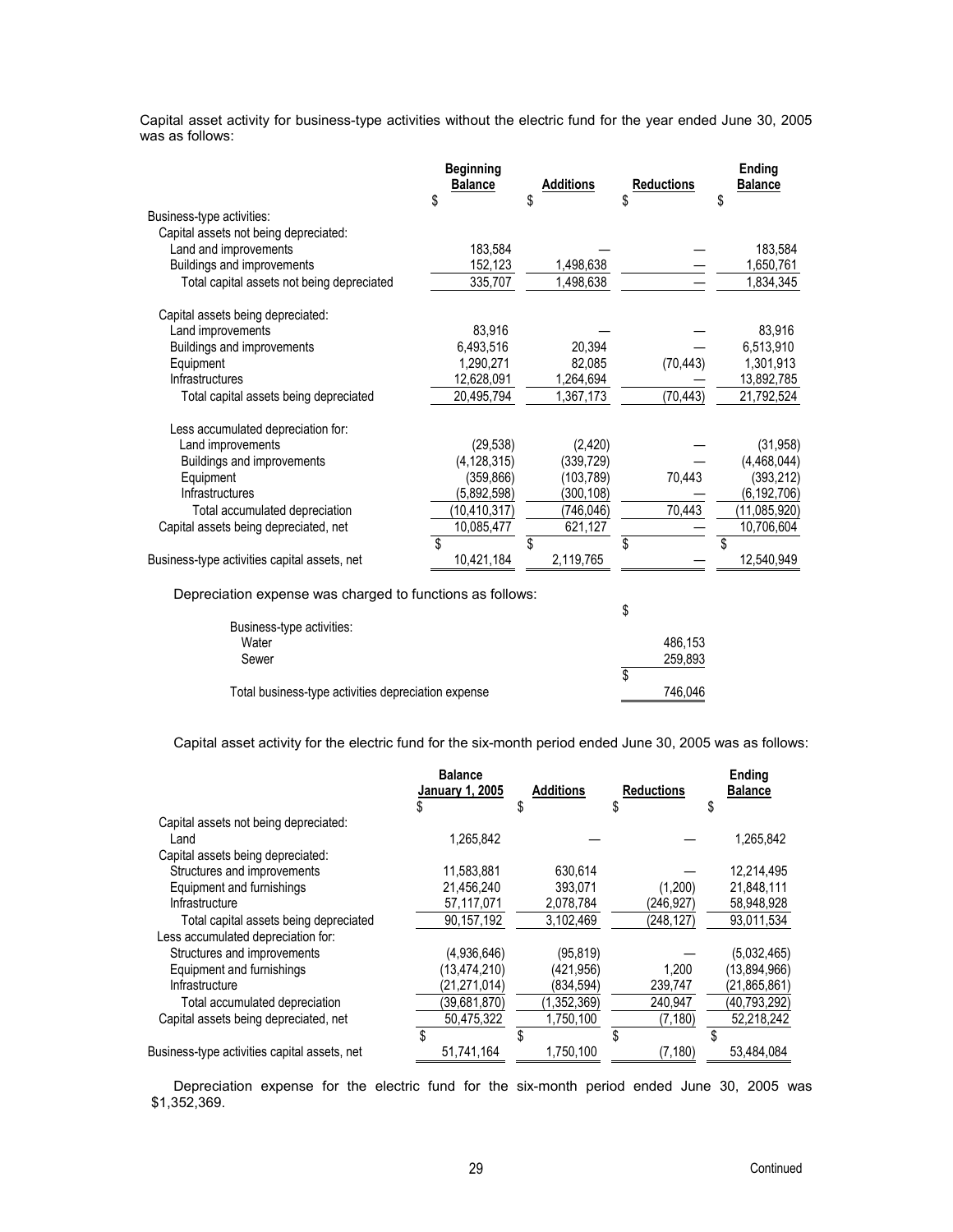Capital asset activity for business-type activities without the electric fund for the year ended June 30, 2005 was as follows:

| | Beginning Balance $ | Additions $ | Reductions $ | Ending Balance $ |
|---|---|---|---|---|
| Business-type activities: | | | | |
| Capital assets not being depreciated: | | | | |
| Land and improvements | 183,584 | — | — | 183,584 |
| Buildings and improvements | 152,123 | 1,498,638 | — | 1,650,761 |
| Total capital assets not being depreciated | 335,707 | 1,498,638 | — | 1,834,345 |
| Capital assets being depreciated: | | | | |
| Land improvements | 83,916 | — | — | 83,916 |
| Buildings and improvements | 6,493,516 | 20,394 | — | 6,513,910 |
| Equipment | 1,290,271 | 82,085 | (70,443) | 1,301,913 |
| Infrastructures | 12,628,091 | 1,264,694 | — | 13,892,785 |
| Total capital assets being depreciated | 20,495,794 | 1,367,173 | (70,443) | 21,792,524 |
| Less accumulated depreciation for: | | | | |
| Land improvements | (29,538) | (2,420) | — | (31,958) |
| Buildings and improvements | (4,128,315) | (339,729) | — | (4,468,044) |
| Equipment | (359,866) | (103,789) | 70,443 | (393,212) |
| Infrastructures | (5,892,598) | (300,108) | — | (6,192,706) |
| Total accumulated depreciation | (10,410,317) | (746,046) | 70,443 | (11,085,920) |
| Capital assets being depreciated, net | 10,085,477 | 621,127 | — | 10,706,604 |
| Business-type activities capital assets, net | $ 10,421,184 | $ 2,119,765 | $ — | $ 12,540,949 |

Depreciation expense was charged to functions as follows:

| | $ |
|---|---|
| Business-type activities: | |
| Water | 486,153 |
| Sewer | 259,893 |
| Total business-type activities depreciation expense | $ 746,046 |

Capital asset activity for the electric fund for the six-month period ended June 30, 2005 was as follows:

| | Balance January 1, 2005 $ | Additions $ | Reductions $ | Ending Balance $ |
|---|---|---|---|---|
| Capital assets not being depreciated: | | | | |
| Land | 1,265,842 | — | — | 1,265,842 |
| Capital assets being depreciated: | | | | |
| Structures and improvements | 11,583,881 | 630,614 | — | 12,214,495 |
| Equipment and furnishings | 21,456,240 | 393,071 | (1,200) | 21,848,111 |
| Infrastructure | 57,117,071 | 2,078,784 | (246,927) | 58,948,928 |
| Total capital assets being depreciated | 90,157,192 | 3,102,469 | (248,127) | 93,011,534 |
| Less accumulated depreciation for: | | | | |
| Structures and improvements | (4,936,646) | (95,819) | — | (5,032,465) |
| Equipment and furnishings | (13,474,210) | (421,956) | 1,200 | (13,894,966) |
| Infrastructure | (21,271,014) | (834,594) | 239,747 | (21,865,861) |
| Total accumulated depreciation | (39,681,870) | (1,352,369) | 240,947 | (40,793,292) |
| Capital assets being depreciated, net | 50,475,322 | 1,750,100 | (7,180) | 52,218,242 |
| Business-type activities capital assets, net | $ 51,741,164 | $ 1,750,100 | $ (7,180) | $ 53,484,084 |

Depreciation expense for the electric fund for the six-month period ended June 30, 2005 was $1,352,369.

Continued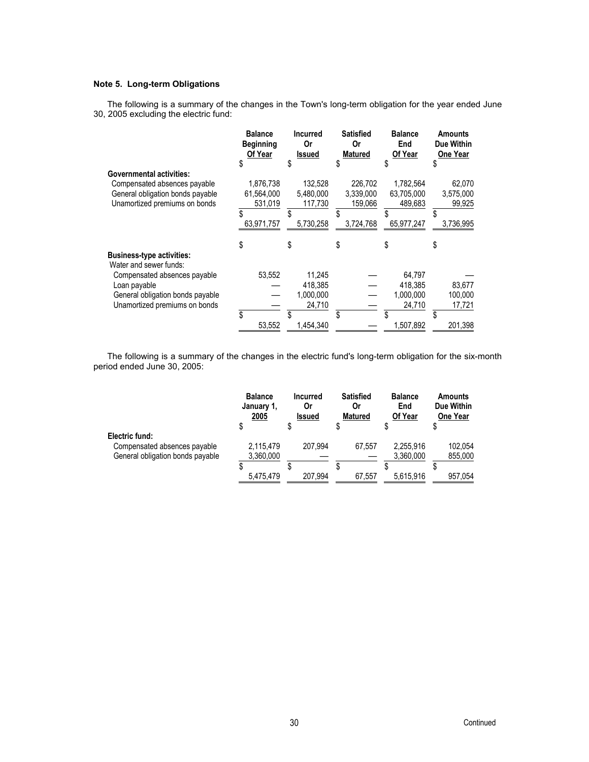### Note 5. Long-term Obligations

The following is a summary of the changes in the Town's long-term obligation for the year ended June 30, 2005 excluding the electric fund:

| | Balance Beginning Of Year | Incurred Or Issued | Satisfied Or Matured | Balance End Of Year | Amounts Due Within One Year |
|---|---|---|---|---|---|
| | $ | $ | $ | $ | $ |
| **Governmental activities:** | | | | | |
| Compensated absences payable | 1,876,738 | 132,528 | 226,702 | 1,782,564 | 62,070 |
| General obligation bonds payable | 61,564,000 | 5,480,000 | 3,339,000 | 63,705,000 | 3,575,000 |
| Unamortized premiums on bonds | 531,019 | 117,730 | 159,066 | 489,683 | 99,925 |
| | $ 63,971,757 | $ 5,730,258 | $ 3,724,768 | $ 65,977,247 | $ 3,736,995 |
| | $ | $ | $ | $ | $ |
| **Business-type activities:** | | | | | |
| Water and sewer funds: | | | | | |
| Compensated absences payable | 53,552 | 11,245 | — | 64,797 | — |
| Loan payable | — | 418,385 | — | 418,385 | 83,677 |
| General obligation bonds payable | — | 1,000,000 | — | 1,000,000 | 100,000 |
| Unamortized premiums on bonds | — | 24,710 | — | 24,710 | 17,721 |
| | $ 53,552 | $ 1,454,340 | $ — | $ 1,507,892 | $ 201,398 |

The following is a summary of the changes in the electric fund's long-term obligation for the six-month period ended June 30, 2005:

| | Balance January 1, 2005 | Incurred Or Issued | Satisfied Or Matured | Balance End Of Year | Amounts Due Within One Year |
|---|---|---|---|---|---|
| | $ | $ | $ | $ | $ |
| **Electric fund:** | | | | | |
| Compensated absences payable | 2,115,479 | 207,994 | 67,557 | 2,255,916 | 102,054 |
| General obligation bonds payable | 3,360,000 | — | — | 3,360,000 | 855,000 |
| | $ 5,475,479 | $ 207,994 | $ 67,557 | $ 5,615,916 | $ 957,054 |

Continued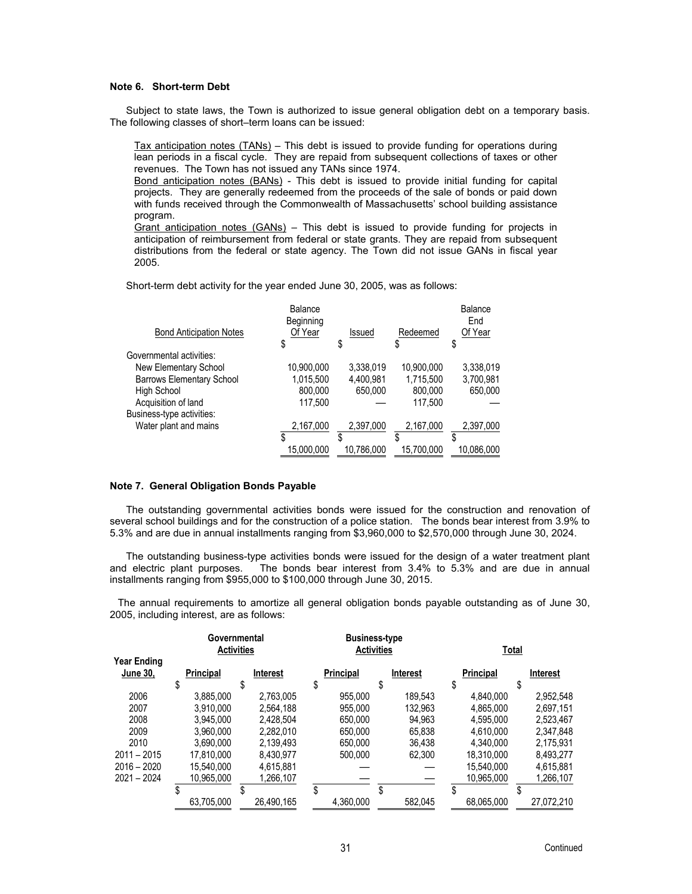**Note 6. Short-term Debt**

Subject to state laws, the Town is authorized to issue general obligation debt on a temporary basis. The following classes of short–term loans can be issued:

Tax anticipation notes (TANs) – This debt is issued to provide funding for operations during lean periods in a fiscal cycle. They are repaid from subsequent collections of taxes or other revenues. The Town has not issued any TANs since 1974.

Bond anticipation notes (BANs) - This debt is issued to provide initial funding for capital projects. They are generally redeemed from the proceeds of the sale of bonds or paid down with funds received through the Commonwealth of Massachusetts' school building assistance program.

Grant anticipation notes (GANs) – This debt is issued to provide funding for projects in anticipation of reimbursement from federal or state grants. They are repaid from subsequent distributions from the federal or state agency. The Town did not issue GANs in fiscal year 2005.

Short-term debt activity for the year ended June 30, 2005, was as follows:

| Bond Anticipation Notes | Balance Beginning Of Year | Issued | Redeemed | Balance End Of Year |
|---|---|---|---|---|
| | $ | $ | $ | $ |
| Governmental activities: | | | | |
| New Elementary School | 10,900,000 | 3,338,019 | 10,900,000 | 3,338,019 |
| Barrows Elementary School | 1,015,500 | 4,400,981 | 1,715,500 | 3,700,981 |
| High School | 800,000 | 650,000 | 800,000 | 650,000 |
| Acquisition of land | 117,500 | — | 117,500 | — |
| Business-type activities: | | | | |
| Water plant and mains | 2,167,000 | 2,397,000 | 2,167,000 | 2,397,000 |
| | $ 15,000,000 | $ 10,786,000 | $ 15,700,000 | $ 10,086,000 |

**Note 7. General Obligation Bonds Payable**

The outstanding governmental activities bonds were issued for the construction and renovation of several school buildings and for the construction of a police station. The bonds bear interest from 3.9% to 5.3% and are due in annual installments ranging from $3,960,000 to $2,570,000 through June 30, 2024.

The outstanding business-type activities bonds were issued for the design of a water treatment plant and electric plant purposes. The bonds bear interest from 3.4% to 5.3% and are due in annual installments ranging from $955,000 to $100,000 through June 30, 2015.

The annual requirements to amortize all general obligation bonds payable outstanding as of June 30, 2005, including interest, are as follows:

| Year Ending June 30, | Governmental Activities | | Business-type Activities | | Total | |
|---|---|---|---|---|---|---|
| | Principal | Interest | Principal | Interest | Principal | Interest |
| | $ | $ | $ | $ | $ | $ |
| 2006 | 3,885,000 | 2,763,005 | 955,000 | 189,543 | 4,840,000 | 2,952,548 |
| 2007 | 3,910,000 | 2,564,188 | 955,000 | 132,963 | 4,865,000 | 2,697,151 |
| 2008 | 3,945,000 | 2,428,504 | 650,000 | 94,963 | 4,595,000 | 2,523,467 |
| 2009 | 3,960,000 | 2,282,010 | 650,000 | 65,838 | 4,610,000 | 2,347,848 |
| 2010 | 3,690,000 | 2,139,493 | 650,000 | 36,438 | 4,340,000 | 2,175,931 |
| 2011 – 2015 | 17,810,000 | 8,430,977 | 500,000 | 62,300 | 18,310,000 | 8,493,277 |
| 2016 – 2020 | 15,540,000 | 4,615,881 | — | — | 15,540,000 | 4,615,881 |
| 2021 – 2024 | 10,965,000 | 1,266,107 | — | — | 10,965,000 | 1,266,107 |
| | $ 63,705,000 | $ 26,490,165 | $ 4,360,000 | $ 582,045 | $ 68,065,000 | $ 27,072,210 |

Continued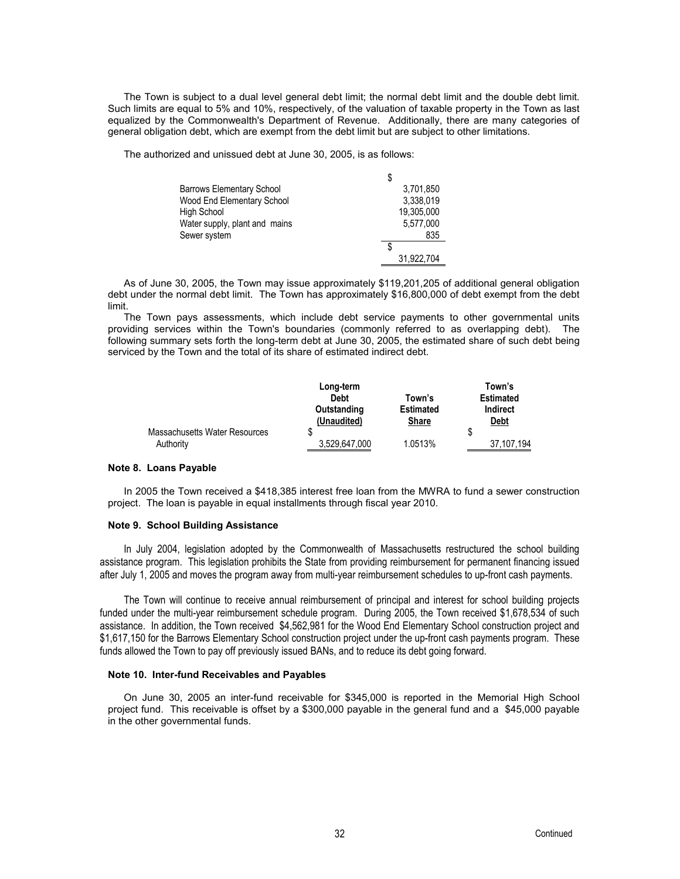The Town is subject to a dual level general debt limit; the normal debt limit and the double debt limit. Such limits are equal to 5% and 10%, respectively, of the valuation of taxable property in the Town as last equalized by the Commonwealth's Department of Revenue. Additionally, there are many categories of general obligation debt, which are exempt from the debt limit but are subject to other limitations.

The authorized and unissued debt at June 30, 2005, is as follows:

| | $ |
|---|---|
| Barrows Elementary School | 3,701,850 |
| Wood End Elementary School | 3,338,019 |
| High School | 19,305,000 |
| Water supply, plant and mains | 5,577,000 |
| Sewer system | 835 |
| | $ 31,922,704 |

As of June 30, 2005, the Town may issue approximately $119,201,205 of additional general obligation debt under the normal debt limit. The Town has approximately $16,800,000 of debt exempt from the debt limit.

The Town pays assessments, which include debt service payments to other governmental units providing services within the Town's boundaries (commonly referred to as overlapping debt). The following summary sets forth the long-term debt at June 30, 2005, the estimated share of such debt being serviced by the Town and the total of its share of estimated indirect debt.

| | Long-term Debt Outstanding (Unaudited) | Town's Estimated Share | Town's Estimated Indirect Debt |
|---|---|---|---|
| Massachusetts Water Resources Authority | $ 3,529,647,000 | 1.0513% | $ 37,107,194 |

### Note 8. Loans Payable

In 2005 the Town received a $418,385 interest free loan from the MWRA to fund a sewer construction project. The loan is payable in equal installments through fiscal year 2010.

### Note 9. School Building Assistance

In July 2004, legislation adopted by the Commonwealth of Massachusetts restructured the school building assistance program. This legislation prohibits the State from providing reimbursement for permanent financing issued after July 1, 2005 and moves the program away from multi-year reimbursement schedules to up-front cash payments.

The Town will continue to receive annual reimbursement of principal and interest for school building projects funded under the multi-year reimbursement schedule program. During 2005, the Town received $1,678,534 of such assistance. In addition, the Town received $4,562,981 for the Wood End Elementary School construction project and $1,617,150 for the Barrows Elementary School construction project under the up-front cash payments program. These funds allowed the Town to pay off previously issued BANs, and to reduce its debt going forward.

### Note 10. Inter-fund Receivables and Payables

On June 30, 2005 an inter-fund receivable for $345,000 is reported in the Memorial High School project fund. This receivable is offset by a $300,000 payable in the general fund and a $45,000 payable in the other governmental funds.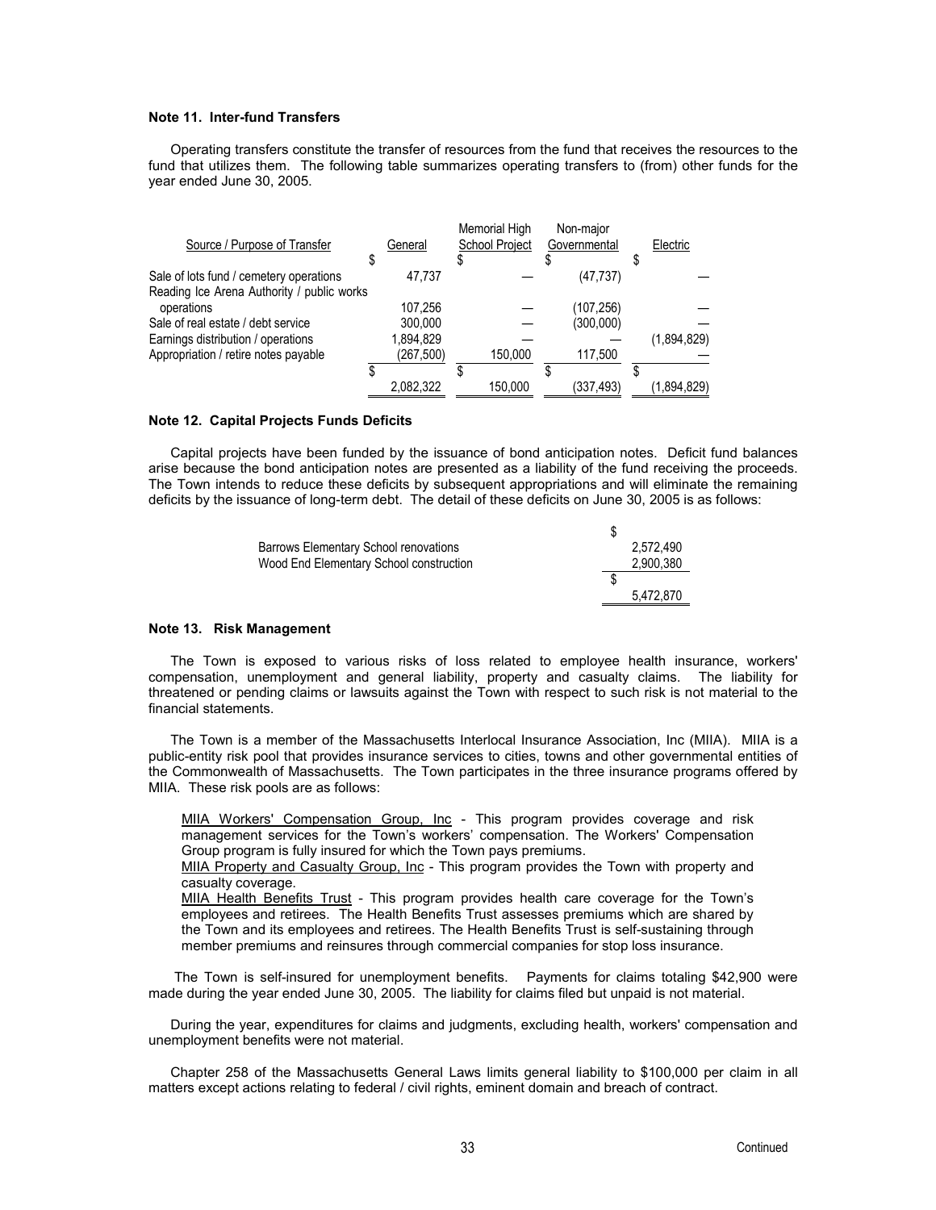### Note 11. Inter-fund Transfers

Operating transfers constitute the transfer of resources from the fund that receives the resources to the fund that utilizes them. The following table summarizes operating transfers to (from) other funds for the year ended June 30, 2005.

| Source / Purpose of Transfer | General | Memorial High School Project | Non-major Governmental | Electric |
|---|---|---|---|---|
| | $ | $ | $ | $ |
| Sale of lots fund / cemetery operations | 47,737 | — | (47,737) | — |
| Reading Ice Arena Authority / public works operations | 107,256 | — | (107,256) | — |
| Sale of real estate / debt service | 300,000 | — | (300,000) | — |
| Earnings distribution / operations | 1,894,829 | — | — | (1,894,829) |
| Appropriation / retire notes payable | (267,500) | 150,000 | 117,500 | — |
| | $ 2,082,322 | $ 150,000 | $ (337,493) | $ (1,894,829) |

### Note 12. Capital Projects Funds Deficits

Capital projects have been funded by the issuance of bond anticipation notes. Deficit fund balances arise because the bond anticipation notes are presented as a liability of the fund receiving the proceeds. The Town intends to reduce these deficits by subsequent appropriations and will eliminate the remaining deficits by the issuance of long-term debt. The detail of these deficits on June 30, 2005 is as follows:

| | $ |
|---|---|
| Barrows Elementary School renovations | 2,572,490 |
| Wood End Elementary School construction | 2,900,380 |
| | $ 5,472,870 |

### Note 13. Risk Management

The Town is exposed to various risks of loss related to employee health insurance, workers' compensation, unemployment and general liability, property and casualty claims. The liability for threatened or pending claims or lawsuits against the Town with respect to such risk is not material to the financial statements.

The Town is a member of the Massachusetts Interlocal Insurance Association, Inc (MIIA). MIIA is a public-entity risk pool that provides insurance services to cities, towns and other governmental entities of the Commonwealth of Massachusetts. The Town participates in the three insurance programs offered by MIIA. These risk pools are as follows:

MIIA Workers' Compensation Group, Inc - This program provides coverage and risk management services for the Town's workers' compensation. The Workers' Compensation Group program is fully insured for which the Town pays premiums.

MIIA Property and Casualty Group, Inc - This program provides the Town with property and casualty coverage.

MIIA Health Benefits Trust - This program provides health care coverage for the Town's employees and retirees. The Health Benefits Trust assesses premiums which are shared by the Town and its employees and retirees. The Health Benefits Trust is self-sustaining through member premiums and reinsures through commercial companies for stop loss insurance.

The Town is self-insured for unemployment benefits. Payments for claims totaling $42,900 were made during the year ended June 30, 2005. The liability for claims filed but unpaid is not material.

During the year, expenditures for claims and judgments, excluding health, workers' compensation and unemployment benefits were not material.

Chapter 258 of the Massachusetts General Laws limits general liability to $100,000 per claim in all matters except actions relating to federal / civil rights, eminent domain and breach of contract.

Continued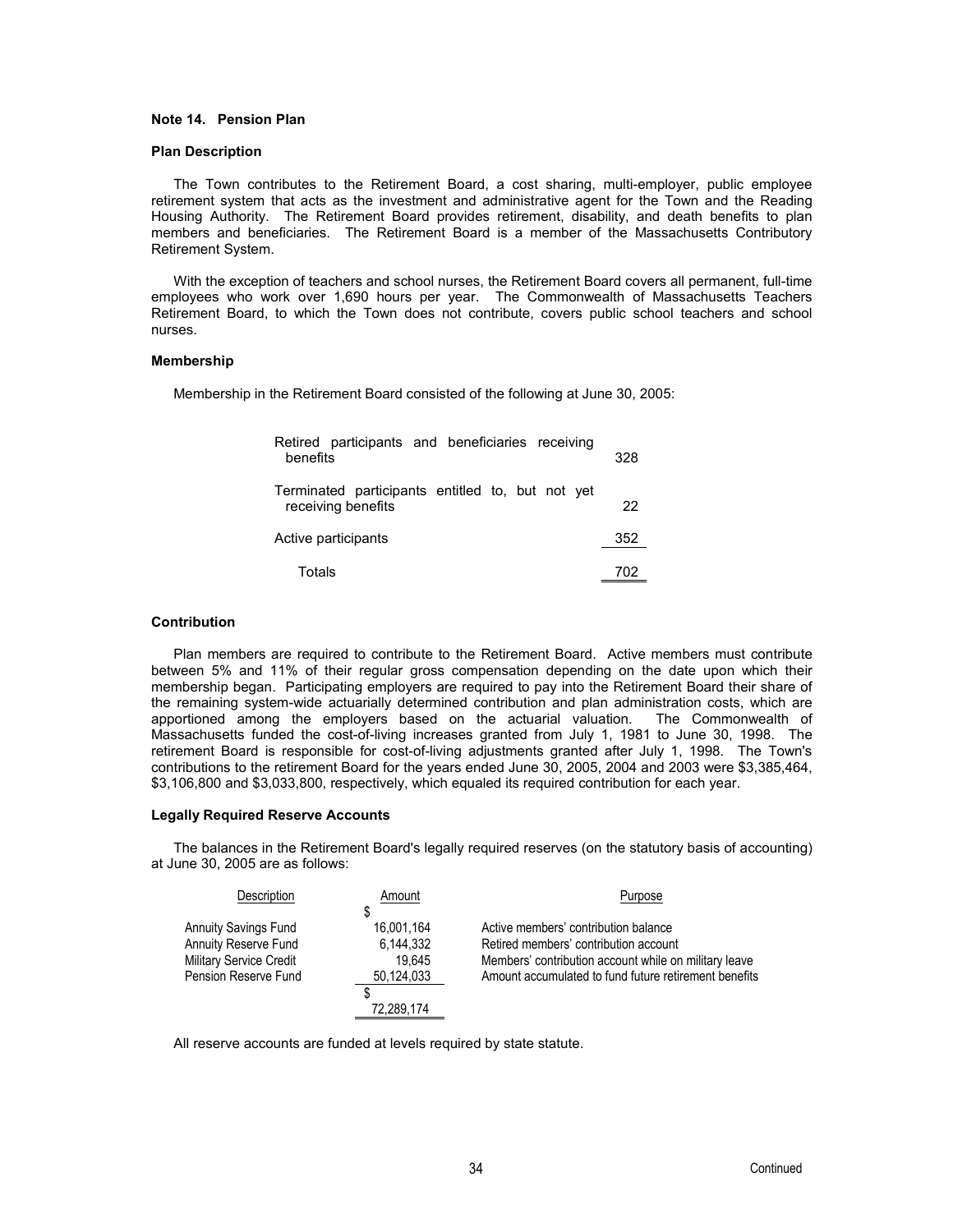## Note 14. Pension Plan

### Plan Description

The Town contributes to the Retirement Board, a cost sharing, multi-employer, public employee retirement system that acts as the investment and administrative agent for the Town and the Reading Housing Authority. The Retirement Board provides retirement, disability, and death benefits to plan members and beneficiaries. The Retirement Board is a member of the Massachusetts Contributory Retirement System.

With the exception of teachers and school nurses, the Retirement Board covers all permanent, full-time employees who work over 1,690 hours per year. The Commonwealth of Massachusetts Teachers Retirement Board, to which the Town does not contribute, covers public school teachers and school nurses.

### Membership

Membership in the Retirement Board consisted of the following at June 30, 2005:

| | |
|---|---|
| Retired participants and beneficiaries receiving benefits | 328 |
| Terminated participants entitled to, but not yet receiving benefits | 22 |
| Active participants | 352 |
| Totals | 702 |

### Contribution

Plan members are required to contribute to the Retirement Board. Active members must contribute between 5% and 11% of their regular gross compensation depending on the date upon which their membership began. Participating employers are required to pay into the Retirement Board their share of the remaining system-wide actuarially determined contribution and plan administration costs, which are apportioned among the employers based on the actuarial valuation. The Commonwealth of Massachusetts funded the cost-of-living increases granted from July 1, 1981 to June 30, 1998. The retirement Board is responsible for cost-of-living adjustments granted after July 1, 1998. The Town's contributions to the retirement Board for the years ended June 30, 2005, 2004 and 2003 were $3,385,464, $3,106,800 and $3,033,800, respectively, which equaled its required contribution for each year.

### Legally Required Reserve Accounts

The balances in the Retirement Board's legally required reserves (on the statutory basis of accounting) at June 30, 2005 are as follows:

| Description | Amount | Purpose |
|---|---|---|
| | $ | |
| Annuity Savings Fund | 16,001,164 | Active members' contribution balance |
| Annuity Reserve Fund | 6,144,332 | Retired members' contribution account |
| Military Service Credit | 19,645 | Members' contribution account while on military leave |
| Pension Reserve Fund | 50,124,033 | Amount accumulated to fund future retirement benefits |
| | $ 72,289,174 | |

All reserve accounts are funded at levels required by state statute.

Continued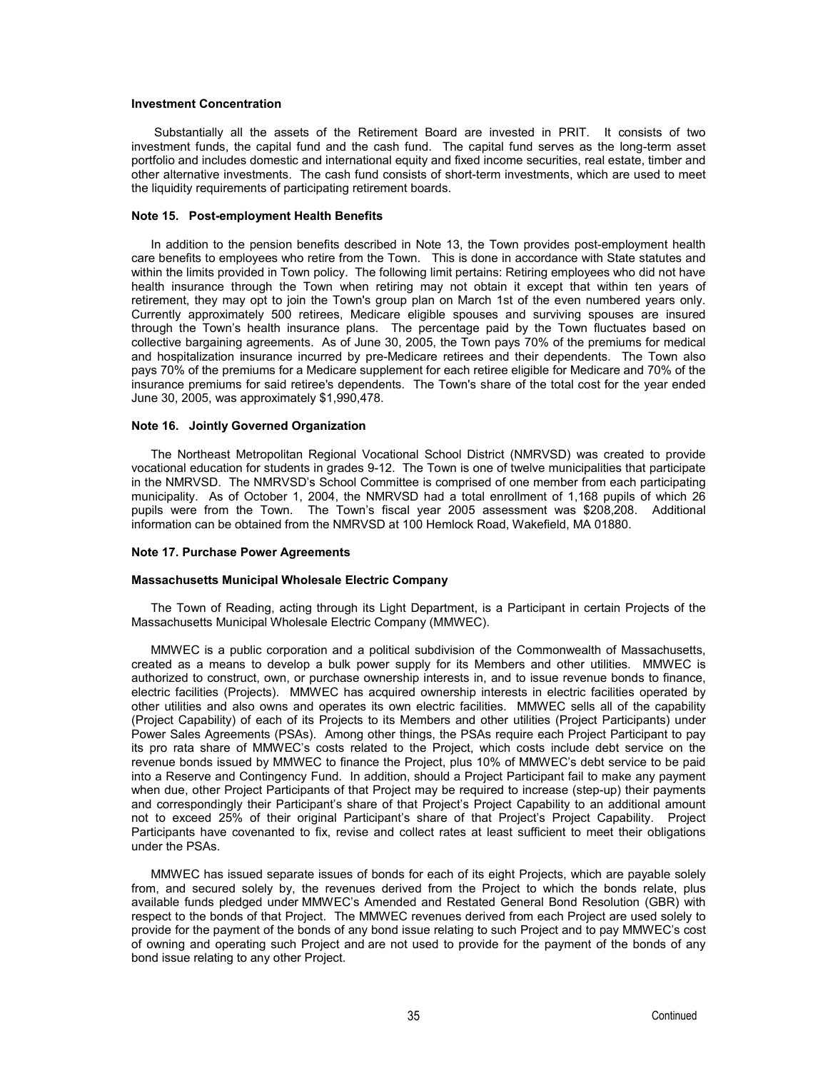**Investment Concentration**

Substantially all the assets of the Retirement Board are invested in PRIT. It consists of two investment funds, the capital fund and the cash fund. The capital fund serves as the long-term asset portfolio and includes domestic and international equity and fixed income securities, real estate, timber and other alternative investments. The cash fund consists of short-term investments, which are used to meet the liquidity requirements of participating retirement boards.

**Note 15. Post-employment Health Benefits**

In addition to the pension benefits described in Note 13, the Town provides post-employment health care benefits to employees who retire from the Town. This is done in accordance with State statutes and within the limits provided in Town policy. The following limit pertains: Retiring employees who did not have health insurance through the Town when retiring may not obtain it except that within ten years of retirement, they may opt to join the Town's group plan on March 1st of the even numbered years only. Currently approximately 500 retirees, Medicare eligible spouses and surviving spouses are insured through the Town's health insurance plans. The percentage paid by the Town fluctuates based on collective bargaining agreements. As of June 30, 2005, the Town pays 70% of the premiums for medical and hospitalization insurance incurred by pre-Medicare retirees and their dependents. The Town also pays 70% of the premiums for a Medicare supplement for each retiree eligible for Medicare and 70% of the insurance premiums for said retiree's dependents. The Town's share of the total cost for the year ended June 30, 2005, was approximately $1,990,478.

**Note 16. Jointly Governed Organization**

The Northeast Metropolitan Regional Vocational School District (NMRVSD) was created to provide vocational education for students in grades 9-12. The Town is one of twelve municipalities that participate in the NMRVSD. The NMRVSD's School Committee is comprised of one member from each participating municipality. As of October 1, 2004, the NMRVSD had a total enrollment of 1,168 pupils of which 26 pupils were from the Town. The Town's fiscal year 2005 assessment was $208,208. Additional information can be obtained from the NMRVSD at 100 Hemlock Road, Wakefield, MA 01880.

**Note 17. Purchase Power Agreements**

**Massachusetts Municipal Wholesale Electric Company**

The Town of Reading, acting through its Light Department, is a Participant in certain Projects of the Massachusetts Municipal Wholesale Electric Company (MMWEC).

MMWEC is a public corporation and a political subdivision of the Commonwealth of Massachusetts, created as a means to develop a bulk power supply for its Members and other utilities. MMWEC is authorized to construct, own, or purchase ownership interests in, and to issue revenue bonds to finance, electric facilities (Projects). MMWEC has acquired ownership interests in electric facilities operated by other utilities and also owns and operates its own electric facilities. MMWEC sells all of the capability (Project Capability) of each of its Projects to its Members and other utilities (Project Participants) under Power Sales Agreements (PSAs). Among other things, the PSAs require each Project Participant to pay its pro rata share of MMWEC's costs related to the Project, which costs include debt service on the revenue bonds issued by MMWEC to finance the Project, plus 10% of MMWEC's debt service to be paid into a Reserve and Contingency Fund. In addition, should a Project Participant fail to make any payment when due, other Project Participants of that Project may be required to increase (step-up) their payments and correspondingly their Participant's share of that Project's Project Capability to an additional amount not to exceed 25% of their original Participant's share of that Project's Project Capability. Project Participants have covenanted to fix, revise and collect rates at least sufficient to meet their obligations under the PSAs.

MMWEC has issued separate issues of bonds for each of its eight Projects, which are payable solely from, and secured solely by, the revenues derived from the Project to which the bonds relate, plus available funds pledged under MMWEC's Amended and Restated General Bond Resolution (GBR) with respect to the bonds of that Project. The MMWEC revenues derived from each Project are used solely to provide for the payment of the bonds of any bond issue relating to such Project and to pay MMWEC's cost of owning and operating such Project and are not used to provide for the payment of the bonds of any bond issue relating to any other Project.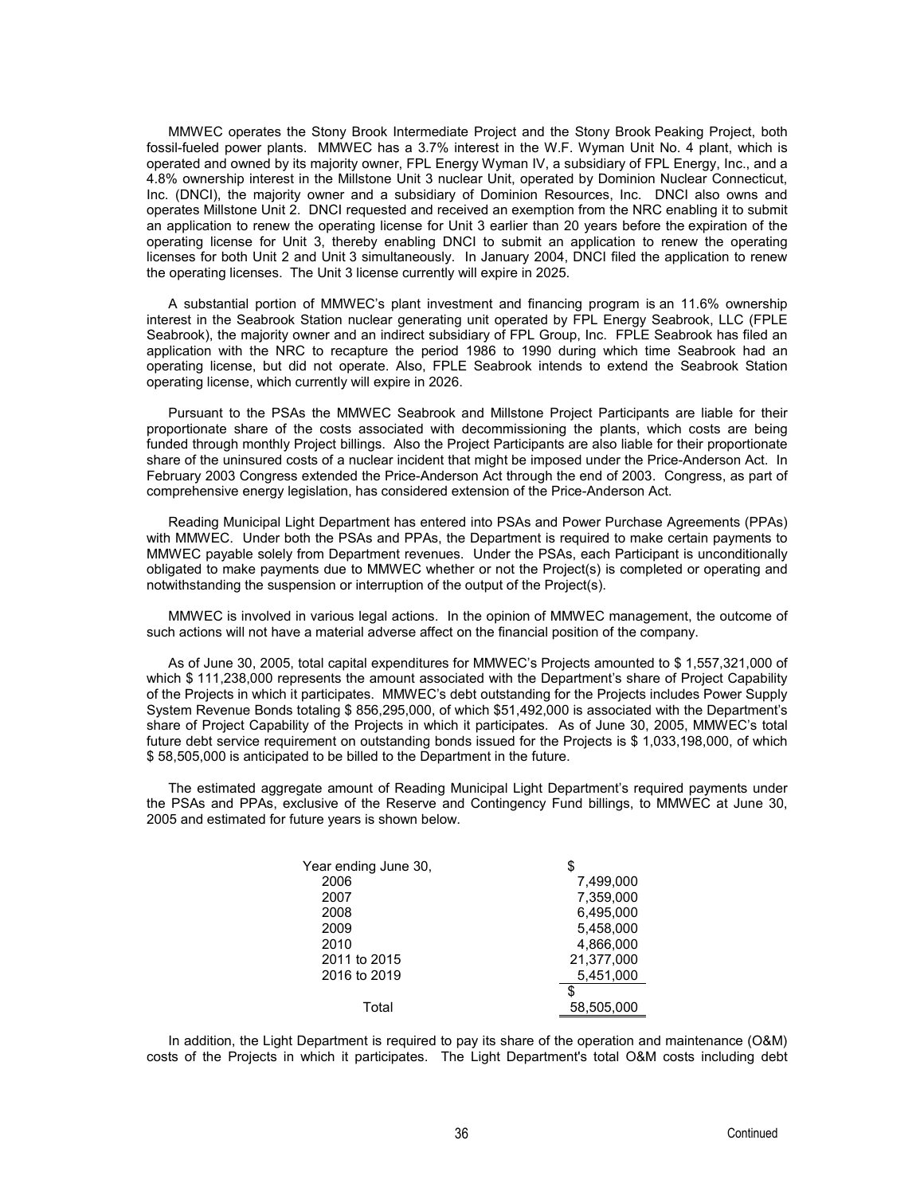MMWEC operates the Stony Brook Intermediate Project and the Stony Brook Peaking Project, both fossil-fueled power plants. MMWEC has a 3.7% interest in the W.F. Wyman Unit No. 4 plant, which is operated and owned by its majority owner, FPL Energy Wyman IV, a subsidiary of FPL Energy, Inc., and a 4.8% ownership interest in the Millstone Unit 3 nuclear Unit, operated by Dominion Nuclear Connecticut, Inc. (DNCI), the majority owner and a subsidiary of Dominion Resources, Inc. DNCI also owns and operates Millstone Unit 2. DNCI requested and received an exemption from the NRC enabling it to submit an application to renew the operating license for Unit 3 earlier than 20 years before the expiration of the operating license for Unit 3, thereby enabling DNCI to submit an application to renew the operating licenses for both Unit 2 and Unit 3 simultaneously. In January 2004, DNCI filed the application to renew the operating licenses. The Unit 3 license currently will expire in 2025.

A substantial portion of MMWEC's plant investment and financing program is an 11.6% ownership interest in the Seabrook Station nuclear generating unit operated by FPL Energy Seabrook, LLC (FPLE Seabrook), the majority owner and an indirect subsidiary of FPL Group, Inc. FPLE Seabrook has filed an application with the NRC to recapture the period 1986 to 1990 during which time Seabrook had an operating license, but did not operate. Also, FPLE Seabrook intends to extend the Seabrook Station operating license, which currently will expire in 2026.

Pursuant to the PSAs the MMWEC Seabrook and Millstone Project Participants are liable for their proportionate share of the costs associated with decommissioning the plants, which costs are being funded through monthly Project billings. Also the Project Participants are also liable for their proportionate share of the uninsured costs of a nuclear incident that might be imposed under the Price-Anderson Act. In February 2003 Congress extended the Price-Anderson Act through the end of 2003. Congress, as part of comprehensive energy legislation, has considered extension of the Price-Anderson Act.

Reading Municipal Light Department has entered into PSAs and Power Purchase Agreements (PPAs) with MMWEC. Under both the PSAs and PPAs, the Department is required to make certain payments to MMWEC payable solely from Department revenues. Under the PSAs, each Participant is unconditionally obligated to make payments due to MMWEC whether or not the Project(s) is completed or operating and notwithstanding the suspension or interruption of the output of the Project(s).

MMWEC is involved in various legal actions. In the opinion of MMWEC management, the outcome of such actions will not have a material adverse affect on the financial position of the company.

As of June 30, 2005, total capital expenditures for MMWEC's Projects amounted to $ 1,557,321,000 of which $ 111,238,000 represents the amount associated with the Department's share of Project Capability of the Projects in which it participates. MMWEC's debt outstanding for the Projects includes Power Supply System Revenue Bonds totaling $ 856,295,000, of which $51,492,000 is associated with the Department's share of Project Capability of the Projects in which it participates. As of June 30, 2005, MMWEC's total future debt service requirement on outstanding bonds issued for the Projects is $ 1,033,198,000, of which $ 58,505,000 is anticipated to be billed to the Department in the future.

The estimated aggregate amount of Reading Municipal Light Department's required payments under the PSAs and PPAs, exclusive of the Reserve and Contingency Fund billings, to MMWEC at June 30, 2005 and estimated for future years is shown below.

| Year ending June 30, | $ |
|---|---|
| 2006 | 7,499,000 |
| 2007 | 7,359,000 |
| 2008 | 6,495,000 |
| 2009 | 5,458,000 |
| 2010 | 4,866,000 |
| 2011 to 2015 | 21,377,000 |
| 2016 to 2019 | 5,451,000 |
| Total | $ 58,505,000 |

In addition, the Light Department is required to pay its share of the operation and maintenance (O&M) costs of the Projects in which it participates. The Light Department's total O&M costs including debt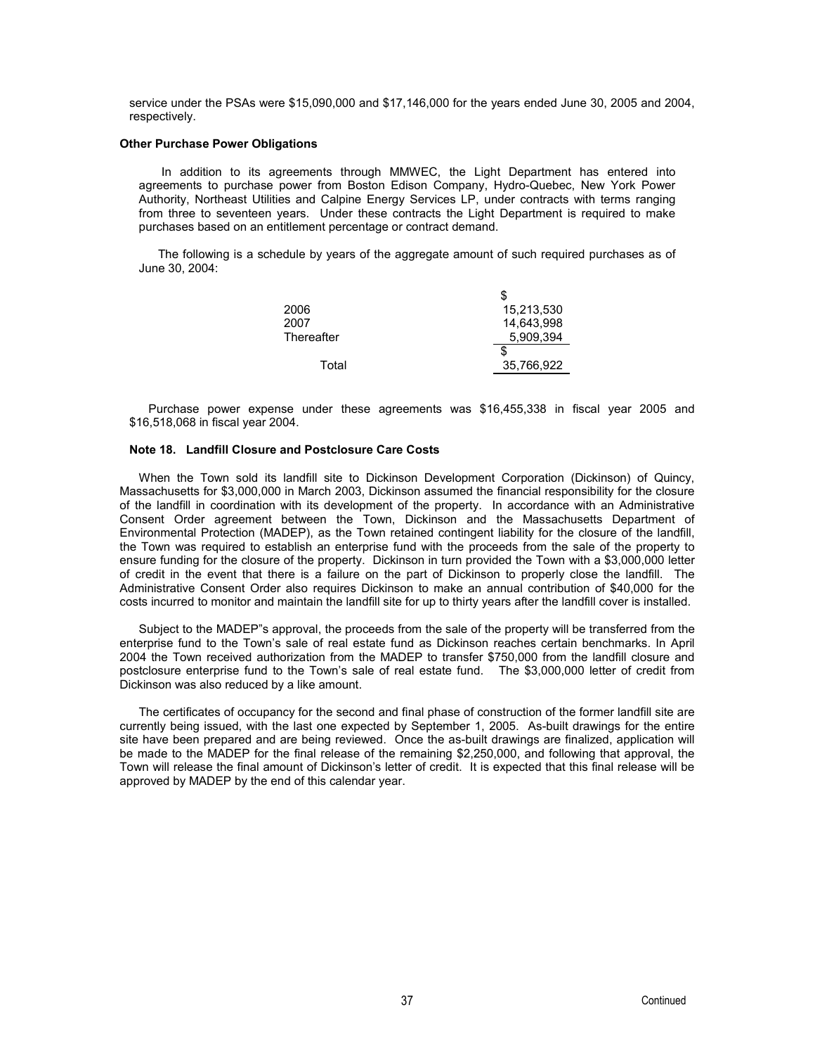service under the PSAs were $15,090,000 and $17,146,000 for the years ended June 30, 2005 and 2004, respectively.

**Other Purchase Power Obligations**

In addition to its agreements through MMWEC, the Light Department has entered into agreements to purchase power from Boston Edison Company, Hydro-Quebec, New York Power Authority, Northeast Utilities and Calpine Energy Services LP, under contracts with terms ranging from three to seventeen years. Under these contracts the Light Department is required to make purchases based on an entitlement percentage or contract demand.

The following is a schedule by years of the aggregate amount of such required purchases as of June 30, 2004:

| | |
|---|---|
| 2006 | $ 15,213,530 |
| 2007 | 14,643,998 |
| Thereafter | 5,909,394 |
| Total | $ 35,766,922 |

Purchase power expense under these agreements was $16,455,338 in fiscal year 2005 and $16,518,068 in fiscal year 2004.

**Note 18. Landfill Closure and Postclosure Care Costs**

When the Town sold its landfill site to Dickinson Development Corporation (Dickinson) of Quincy, Massachusetts for $3,000,000 in March 2003, Dickinson assumed the financial responsibility for the closure of the landfill in coordination with its development of the property. In accordance with an Administrative Consent Order agreement between the Town, Dickinson and the Massachusetts Department of Environmental Protection (MADEP), as the Town retained contingent liability for the closure of the landfill, the Town was required to establish an enterprise fund with the proceeds from the sale of the property to ensure funding for the closure of the property. Dickinson in turn provided the Town with a $3,000,000 letter of credit in the event that there is a failure on the part of Dickinson to properly close the landfill. The Administrative Consent Order also requires Dickinson to make an annual contribution of $40,000 for the costs incurred to monitor and maintain the landfill site for up to thirty years after the landfill cover is installed.

Subject to the MADEP"s approval, the proceeds from the sale of the property will be transferred from the enterprise fund to the Town's sale of real estate fund as Dickinson reaches certain benchmarks. In April 2004 the Town received authorization from the MADEP to transfer $750,000 from the landfill closure and postclosure enterprise fund to the Town's sale of real estate fund. The $3,000,000 letter of credit from Dickinson was also reduced by a like amount.

The certificates of occupancy for the second and final phase of construction of the former landfill site are currently being issued, with the last one expected by September 1, 2005. As-built drawings for the entire site have been prepared and are being reviewed. Once the as-built drawings are finalized, application will be made to the MADEP for the final release of the remaining $2,250,000, and following that approval, the Town will release the final amount of Dickinson's letter of credit. It is expected that this final release will be approved by MADEP by the end of this calendar year.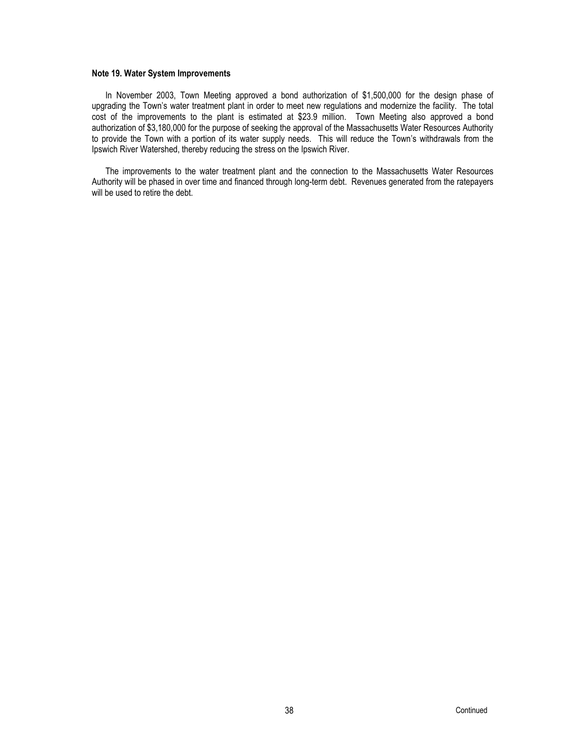**Note 19. Water System Improvements**

In November 2003, Town Meeting approved a bond authorization of $1,500,000 for the design phase of upgrading the Town's water treatment plant in order to meet new regulations and modernize the facility. The total cost of the improvements to the plant is estimated at $23.9 million. Town Meeting also approved a bond authorization of $3,180,000 for the purpose of seeking the approval of the Massachusetts Water Resources Authority to provide the Town with a portion of its water supply needs. This will reduce the Town's withdrawals from the Ipswich River Watershed, thereby reducing the stress on the Ipswich River.

The improvements to the water treatment plant and the connection to the Massachusetts Water Resources Authority will be phased in over time and financed through long-term debt. Revenues generated from the ratepayers will be used to retire the debt.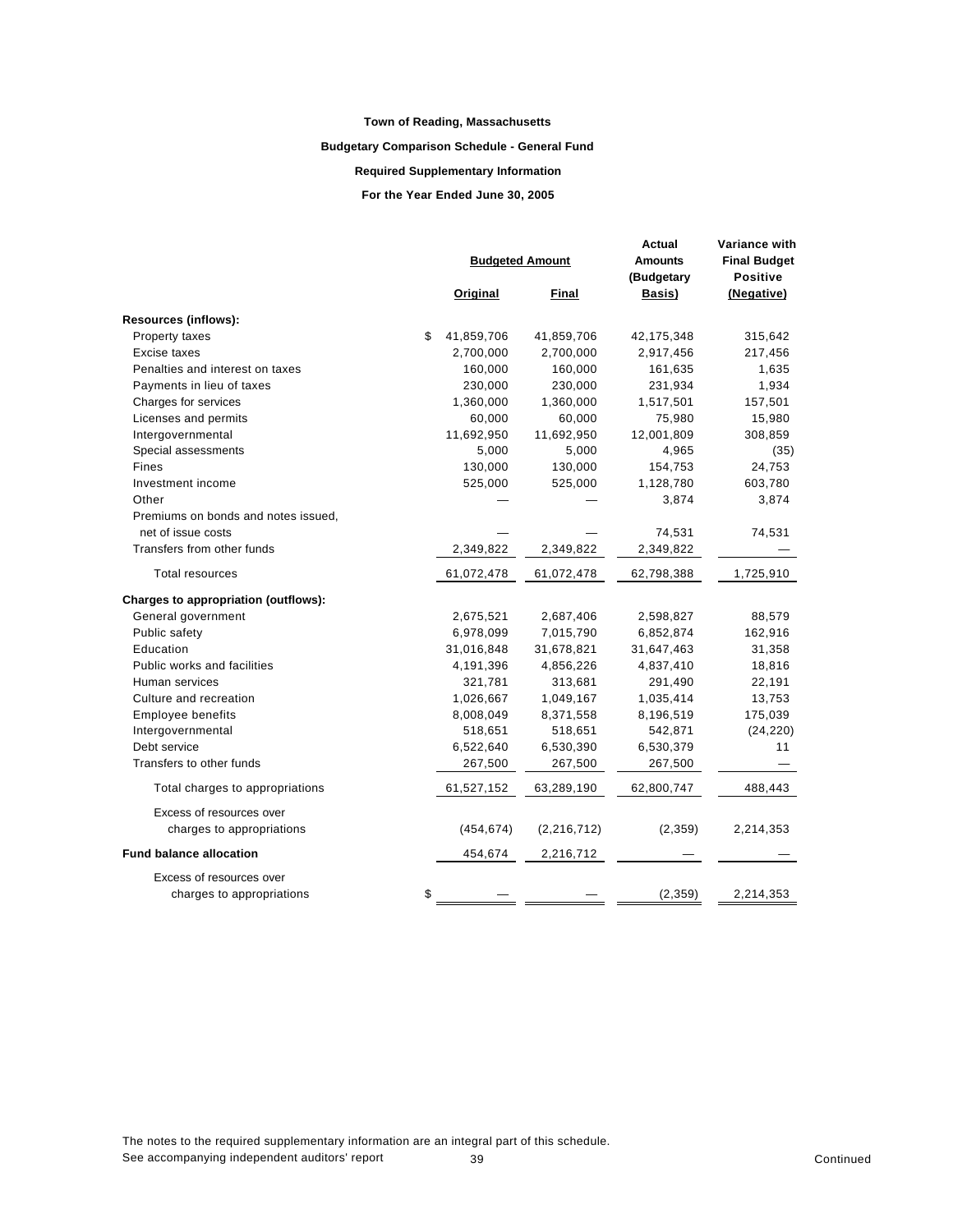**Town of Reading, Massachusetts**

**Budgetary Comparison Schedule - General Fund**

**Required Supplementary Information**

**For the Year Ended June 30, 2005**

| | Budgeted Amount | | Actual Amounts (Budgetary Basis) | Variance with Final Budget Positive (Negative) |
|---|---|---|---|---|
| | Original | Final | | |
| **Resources (inflows):** | | | | |
| Property taxes | $ 41,859,706 | 41,859,706 | 42,175,348 | 315,642 |
| Excise taxes | 2,700,000 | 2,700,000 | 2,917,456 | 217,456 |
| Penalties and interest on taxes | 160,000 | 160,000 | 161,635 | 1,635 |
| Payments in lieu of taxes | 230,000 | 230,000 | 231,934 | 1,934 |
| Charges for services | 1,360,000 | 1,360,000 | 1,517,501 | 157,501 |
| Licenses and permits | 60,000 | 60,000 | 75,980 | 15,980 |
| Intergovernmental | 11,692,950 | 11,692,950 | 12,001,809 | 308,859 |
| Special assessments | 5,000 | 5,000 | 4,965 | (35) |
| Fines | 130,000 | 130,000 | 154,753 | 24,753 |
| Investment income | 525,000 | 525,000 | 1,128,780 | 603,780 |
| Other | — | — | 3,874 | 3,874 |
| Premiums on bonds and notes issued, net of issue costs | — | — | 74,531 | 74,531 |
| Transfers from other funds | 2,349,822 | 2,349,822 | 2,349,822 | — |
| Total resources | 61,072,478 | 61,072,478 | 62,798,388 | 1,725,910 |
| **Charges to appropriation (outflows):** | | | | |
| General government | 2,675,521 | 2,687,406 | 2,598,827 | 88,579 |
| Public safety | 6,978,099 | 7,015,790 | 6,852,874 | 162,916 |
| Education | 31,016,848 | 31,678,821 | 31,647,463 | 31,358 |
| Public works and facilities | 4,191,396 | 4,856,226 | 4,837,410 | 18,816 |
| Human services | 321,781 | 313,681 | 291,490 | 22,191 |
| Culture and recreation | 1,026,667 | 1,049,167 | 1,035,414 | 13,753 |
| Employee benefits | 8,008,049 | 8,371,558 | 8,196,519 | 175,039 |
| Intergovernmental | 518,651 | 518,651 | 542,871 | (24,220) |
| Debt service | 6,522,640 | 6,530,390 | 6,530,379 | 11 |
| Transfers to other funds | 267,500 | 267,500 | 267,500 | — |
| Total charges to appropriations | 61,527,152 | 63,289,190 | 62,800,747 | 488,443 |
| Excess of resources over charges to appropriations | (454,674) | (2,216,712) | (2,359) | 2,214,353 |
| **Fund balance allocation** | 454,674 | 2,216,712 | — | — |
| Excess of resources over charges to appropriations | $ — | — | (2,359) | 2,214,353 |

The notes to the required supplementary information are an integral part of this schedule.
See accompanying independent auditors' report

Continued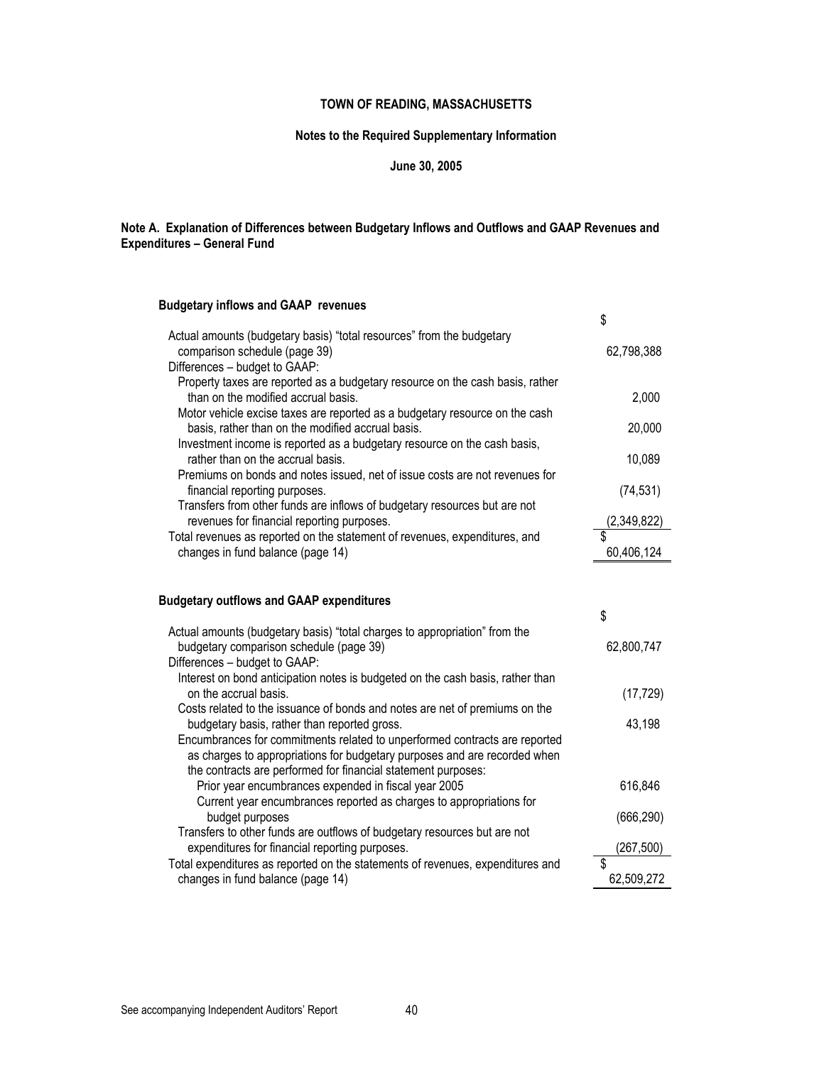**TOWN OF READING, MASSACHUSETTS**

**Notes to the Required Supplementary Information**

**June 30, 2005**

**Note A. Explanation of Differences between Budgetary Inflows and Outflows and GAAP Revenues and Expenditures – General Fund**

**Budgetary inflows and GAAP revenues**

| | $ |
|---|---|
| Actual amounts (budgetary basis) "total resources" from the budgetary comparison schedule (page 39) | 62,798,388 |
| Differences – budget to GAAP: | |
| Property taxes are reported as a budgetary resource on the cash basis, rather than on the modified accrual basis. | 2,000 |
| Motor vehicle excise taxes are reported as a budgetary resource on the cash basis, rather than on the modified accrual basis. | 20,000 |
| Investment income is reported as a budgetary resource on the cash basis, rather than on the accrual basis. | 10,089 |
| Premiums on bonds and notes issued, net of issue costs are not revenues for financial reporting purposes. | (74,531) |
| Transfers from other funds are inflows of budgetary resources but are not revenues for financial reporting purposes. | (2,349,822) |
| Total revenues as reported on the statement of revenues, expenditures, and changes in fund balance (page 14) | $ 60,406,124 |

**Budgetary outflows and GAAP expenditures**

| | $ |
|---|---|
| Actual amounts (budgetary basis) "total charges to appropriation" from the budgetary comparison schedule (page 39) | 62,800,747 |
| Differences – budget to GAAP: | |
| Interest on bond anticipation notes is budgeted on the cash basis, rather than on the accrual basis. | (17,729) |
| Costs related to the issuance of bonds and notes are net of premiums on the budgetary basis, rather than reported gross. | 43,198 |
| Encumbrances for commitments related to unperformed contracts are reported as charges to appropriations for budgetary purposes and are recorded when the contracts are performed for financial statement purposes: | |
| Prior year encumbrances expended in fiscal year 2005 | 616,846 |
| Current year encumbrances reported as charges to appropriations for budget purposes | (666,290) |
| Transfers to other funds are outflows of budgetary resources but are not expenditures for financial reporting purposes. | (267,500) |
| Total expenditures as reported on the statements of revenues, expenditures and changes in fund balance (page 14) | $ 62,509,272 |

See accompanying Independent Auditors' Report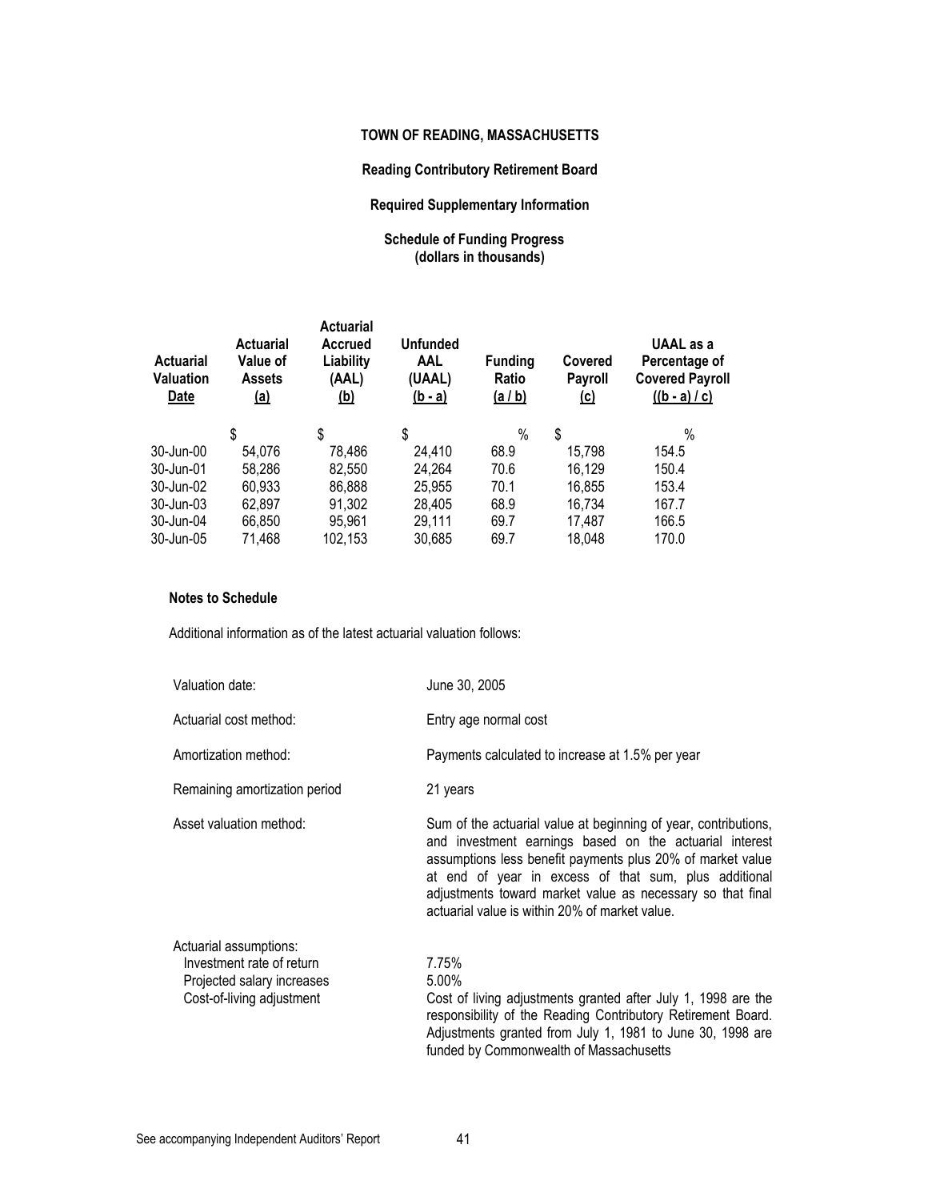# TOWN OF READING, MASSACHUSETTS

## Reading Contributory Retirement Board

## Required Supplementary Information

### Schedule of Funding Progress
(dollars in thousands)

| Actuarial Valuation Date | Actuarial Value of Assets (a) | Actuarial Accrued Liability (AAL) (b) | Unfunded AAL (UAAL) (b - a) | Funding Ratio (a / b) | Covered Payroll (c) | UAAL as a Percentage of Covered Payroll ((b - a) / c) |
|---|---|---|---|---|---|---|
| | $ | $ | $ | % | $ | % |
| 30-Jun-00 | 54,076 | 78,486 | 24,410 | 68.9 | 15,798 | 154.5 |
| 30-Jun-01 | 58,286 | 82,550 | 24,264 | 70.6 | 16,129 | 150.4 |
| 30-Jun-02 | 60,933 | 86,888 | 25,955 | 70.1 | 16,855 | 153.4 |
| 30-Jun-03 | 62,897 | 91,302 | 28,405 | 68.9 | 16,734 | 167.7 |
| 30-Jun-04 | 66,850 | 95,961 | 29,111 | 69.7 | 17,487 | 166.5 |
| 30-Jun-05 | 71,468 | 102,153 | 30,685 | 69.7 | 18,048 | 170.0 |

**Notes to Schedule**

Additional information as of the latest actuarial valuation follows:

| | |
|---|---|
| Valuation date: | June 30, 2005 |
| Actuarial cost method: | Entry age normal cost |
| Amortization method: | Payments calculated to increase at 1.5% per year |
| Remaining amortization period | 21 years |
| Asset valuation method: | Sum of the actuarial value at beginning of year, contributions, and investment earnings based on the actuarial interest assumptions less benefit payments plus 20% of market value at end of year in excess of that sum, plus additional adjustments toward market value as necessary so that final actuarial value is within 20% of market value. |
| Actuarial assumptions: | |
| Investment rate of return | 7.75% |
| Projected salary increases | 5.00% |
| Cost-of-living adjustment | Cost of living adjustments granted after July 1, 1998 are the responsibility of the Reading Contributory Retirement Board. Adjustments granted from July 1, 1981 to June 30, 1998 are funded by Commonwealth of Massachusetts |

See accompanying Independent Auditors' Report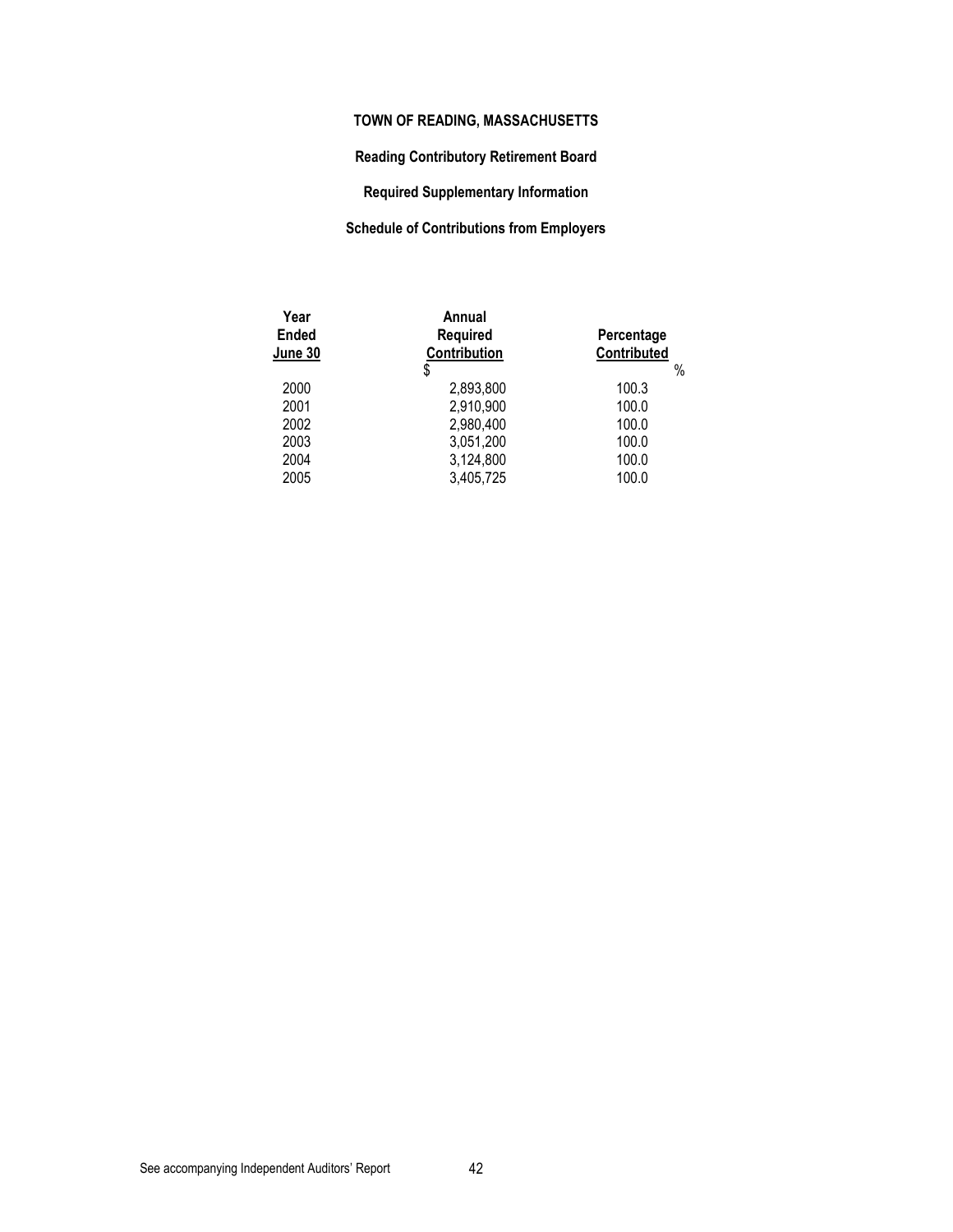**TOWN OF READING, MASSACHUSETTS**

**Reading Contributory Retirement Board**

**Required Supplementary Information**

**Schedule of Contributions from Employers**

| Year Ended June 30 | Annual Required Contribution | Percentage Contributed |
|---|---|---|
| | $ | % |
| 2000 | 2,893,800 | 100.3 |
| 2001 | 2,910,900 | 100.0 |
| 2002 | 2,980,400 | 100.0 |
| 2003 | 3,051,200 | 100.0 |
| 2004 | 3,124,800 | 100.0 |
| 2005 | 3,405,725 | 100.0 |

See accompanying Independent Auditors' Report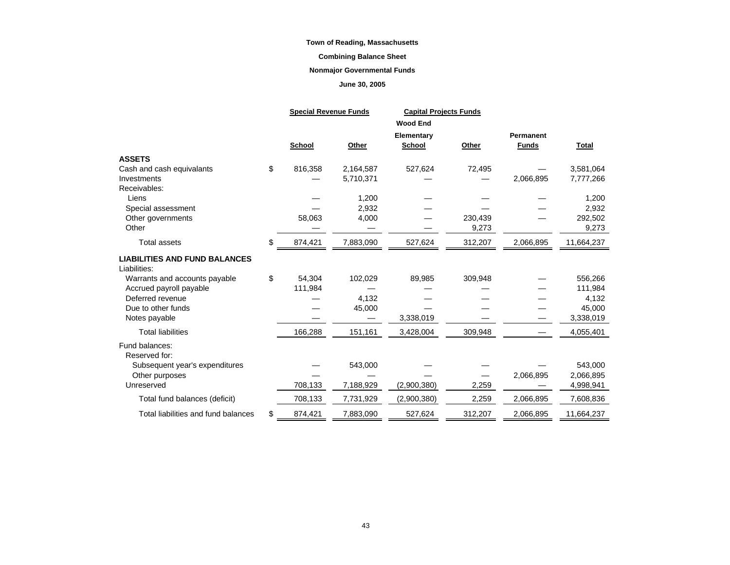**Town of Reading, Massachusetts**

**Combining Balance Sheet**

**Nonmajor Governmental Funds**

**June 30, 2005**

| | Special Revenue Funds | | Capital Projects Funds | | | |
|---|---|---|---|---|---|---|
| | School | Other | Wood End Elementary School | Other | Permanent Funds | Total |
| **ASSETS** | | | | | | |
| Cash and cash equivalants | $ 816,358 | 2,164,587 | 527,624 | 72,495 | — | 3,581,064 |
| Investments | — | 5,710,371 | — | — | 2,066,895 | 7,777,266 |
| Receivables: | | | | | | |
| Liens | — | 1,200 | — | — | — | 1,200 |
| Special assessment | — | 2,932 | — | — | — | 2,932 |
| Other governments | 58,063 | 4,000 | — | 230,439 | — | 292,502 |
| Other | — | — | — | 9,273 | | 9,273 |
| Total assets | $ 874,421 | 7,883,090 | 527,624 | 312,207 | 2,066,895 | 11,664,237 |
| **LIABILITIES AND FUND BALANCES** | | | | | | |
| Liabilities: | | | | | | |
| Warrants and accounts payable | $ 54,304 | 102,029 | 89,985 | 309,948 | — | 556,266 |
| Accrued payroll payable | 111,984 | — | — | — | — | 111,984 |
| Deferred revenue | — | 4,132 | — | — | — | 4,132 |
| Due to other funds | — | 45,000 | — | — | — | 45,000 |
| Notes payable | — | — | 3,338,019 | — | — | 3,338,019 |
| Total liabilities | 166,288 | 151,161 | 3,428,004 | 309,948 | — | 4,055,401 |
| Fund balances: | | | | | | |
| Reserved for: | | | | | | |
| Subsequent year's expenditures | — | 543,000 | — | — | — | 543,000 |
| Other purposes | — | — | — | — | 2,066,895 | 2,066,895 |
| Unreserved | 708,133 | 7,188,929 | (2,900,380) | 2,259 | — | 4,998,941 |
| Total fund balances (deficit) | 708,133 | 7,731,929 | (2,900,380) | 2,259 | 2,066,895 | 7,608,836 |
| Total liabilities and fund balances | $ 874,421 | 7,883,090 | 527,624 | 312,207 | 2,066,895 | 11,664,237 |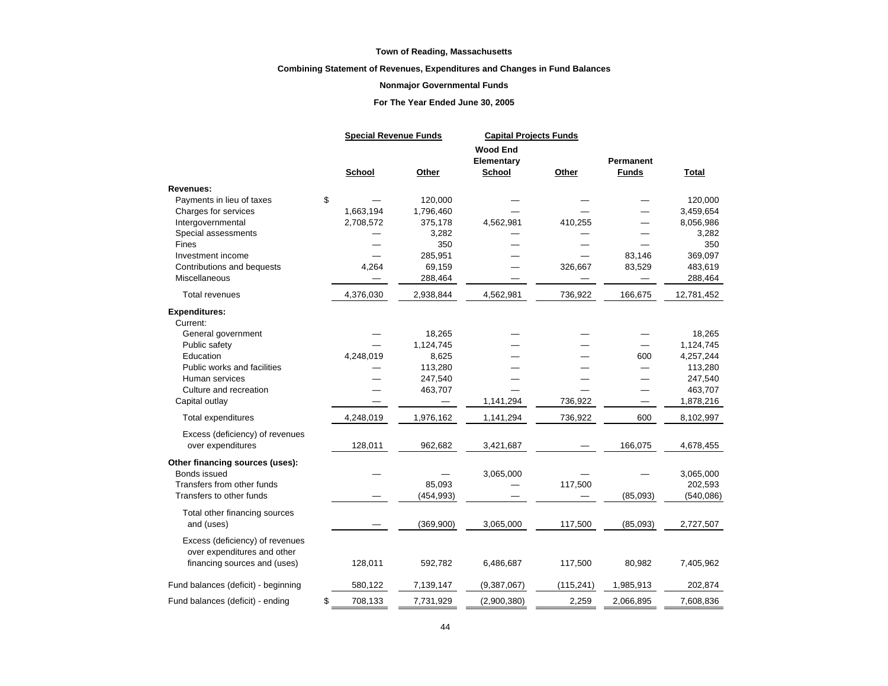**Town of Reading, Massachusetts**

**Combining Statement of Revenues, Expenditures and Changes in Fund Balances**

**Nonmajor Governmental Funds**

**For The Year Ended June 30, 2005**

| | Special Revenue Funds | | Capital Projects Funds | | | |
|---|---|---|---|---|---|---|
| | School | Other | Wood End Elementary School | Other | Permanent Funds | Total |
| **Revenues:** | | | | | | |
| Payments in lieu of taxes | $ — | 120,000 | — | — | — | 120,000 |
| Charges for services | 1,663,194 | 1,796,460 | — | — | — | 3,459,654 |
| Intergovernmental | 2,708,572 | 375,178 | 4,562,981 | 410,255 | — | 8,056,986 |
| Special assessments | — | 3,282 | — | — | — | 3,282 |
| Fines | — | 350 | — | — | — | 350 |
| Investment income | — | 285,951 | — | — | 83,146 | 369,097 |
| Contributions and bequests | 4,264 | 69,159 | — | 326,667 | 83,529 | 483,619 |
| Miscellaneous | — | 288,464 | — | — | — | 288,464 |
| Total revenues | 4,376,030 | 2,938,844 | 4,562,981 | 736,922 | 166,675 | 12,781,452 |
| **Expenditures:** | | | | | | |
| Current: | | | | | | |
| General government | — | 18,265 | — | — | — | 18,265 |
| Public safety | — | 1,124,745 | — | — | — | 1,124,745 |
| Education | 4,248,019 | 8,625 | — | — | 600 | 4,257,244 |
| Public works and facilities | — | 113,280 | — | — | — | 113,280 |
| Human services | — | 247,540 | — | — | — | 247,540 |
| Culture and recreation | — | 463,707 | — | — | — | 463,707 |
| Capital outlay | — | — | 1,141,294 | 736,922 | — | 1,878,216 |
| Total expenditures | 4,248,019 | 1,976,162 | 1,141,294 | 736,922 | 600 | 8,102,997 |
| Excess (deficiency) of revenues over expenditures | 128,011 | 962,682 | 3,421,687 | — | 166,075 | 4,678,455 |
| **Other financing sources (uses):** | | | | | | |
| Bonds issued | — | — | 3,065,000 | — | — | 3,065,000 |
| Transfers from other funds | | 85,093 | — | 117,500 | | 202,593 |
| Transfers to other funds | — | (454,993) | — | — | (85,093) | (540,086) |
| Total other financing sources and (uses) | — | (369,900) | 3,065,000 | 117,500 | (85,093) | 2,727,507 |
| Excess (deficiency) of revenues over expenditures and other financing sources and (uses) | 128,011 | 592,782 | 6,486,687 | 117,500 | 80,982 | 7,405,962 |
| Fund balances (deficit) - beginning | 580,122 | 7,139,147 | (9,387,067) | (115,241) | 1,985,913 | 202,874 |
| Fund balances (deficit) - ending | $ 708,133 | 7,731,929 | (2,900,380) | 2,259 | 2,066,895 | 7,608,836 |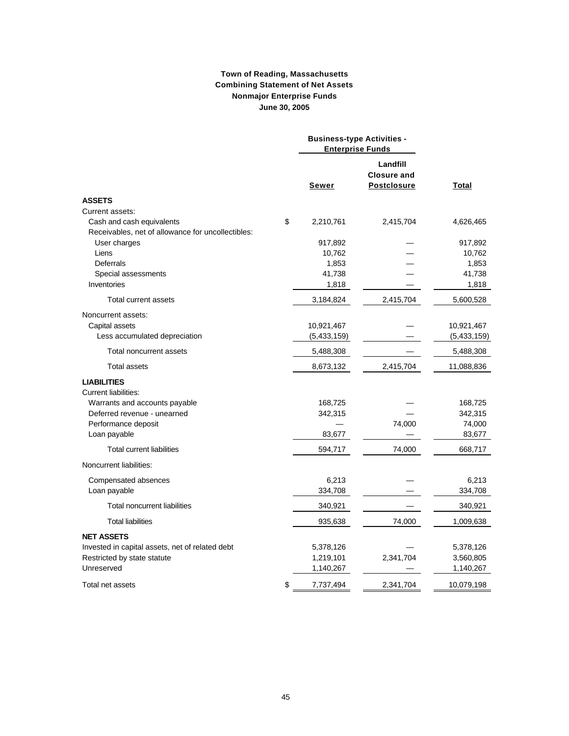**Town of Reading, Massachusetts**
**Combining Statement of Net Assets**
**Nonmajor Enterprise Funds**
**June 30, 2005**

| | Business-type Activities - Enterprise Funds | | |
|---|---|---|---|
| | **Sewer** | **Landfill Closure and Postclosure** | **Total** |
| **ASSETS** | | | |
| Current assets: | | | |
| Cash and cash equivalents | $ 2,210,761 | 2,415,704 | 4,626,465 |
| Receivables, net of allowance for uncollectibles: | | | |
| User charges | 917,892 | — | 917,892 |
| Liens | 10,762 | — | 10,762 |
| Deferrals | 1,853 | — | 1,853 |
| Special assessments | 41,738 | — | 41,738 |
| Inventories | 1,818 | — | 1,818 |
| Total current assets | 3,184,824 | 2,415,704 | 5,600,528 |
| Noncurrent assets: | | | |
| Capital assets | 10,921,467 | — | 10,921,467 |
| Less accumulated depreciation | (5,433,159) | — | (5,433,159) |
| Total noncurrent assets | 5,488,308 | — | 5,488,308 |
| Total assets | 8,673,132 | 2,415,704 | 11,088,836 |
| **LIABILITIES** | | | |
| Current liabilities: | | | |
| Warrants and accounts payable | 168,725 | — | 168,725 |
| Deferred revenue - unearned | 342,315 | — | 342,315 |
| Performance deposit | — | 74,000 | 74,000 |
| Loan payable | 83,677 | — | 83,677 |
| Total current liabilities | 594,717 | 74,000 | 668,717 |
| Noncurrent liabilities: | | | |
| Compensated absences | 6,213 | — | 6,213 |
| Loan payable | 334,708 | — | 334,708 |
| Total noncurrent liabilities | 340,921 | — | 340,921 |
| Total liabilities | 935,638 | 74,000 | 1,009,638 |
| **NET ASSETS** | | | |
| Invested in capital assets, net of related debt | 5,378,126 | — | 5,378,126 |
| Restricted by state statute | 1,219,101 | 2,341,704 | 3,560,805 |
| Unreserved | 1,140,267 | — | 1,140,267 |
| Total net assets | $ 7,737,494 | 2,341,704 | 10,079,198 |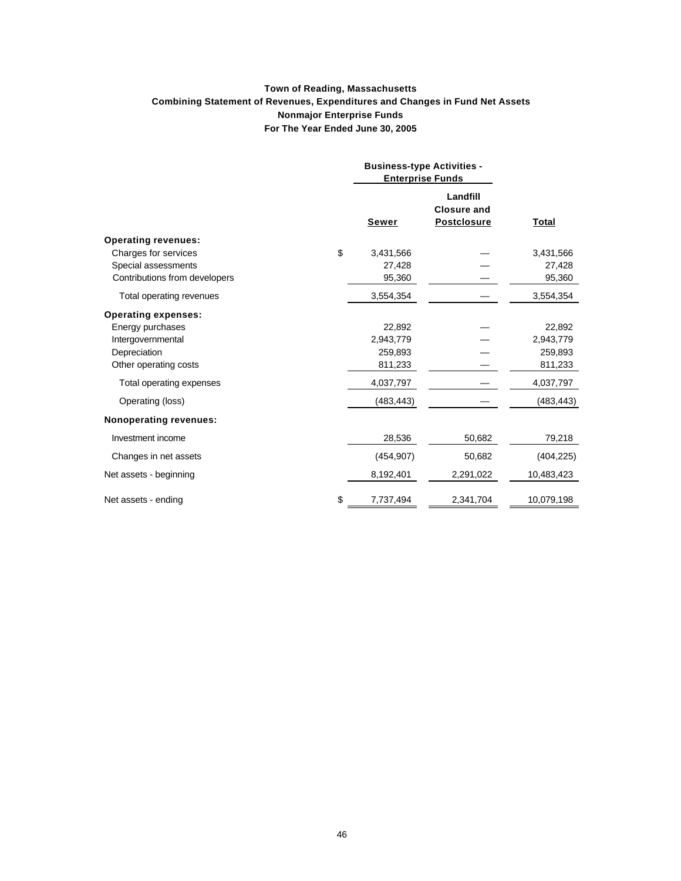**Town of Reading, Massachusetts**
**Combining Statement of Revenues, Expenditures and Changes in Fund Net Assets**
**Nonmajor Enterprise Funds**
**For The Year Ended June 30, 2005**

| | Business-type Activities - Enterprise Funds | | |
|---|---|---|---|
| | **Sewer** | **Landfill Closure and Postclosure** | **Total** |
| **Operating revenues:** | | | |
| Charges for services | $ 3,431,566 | — | 3,431,566 |
| Special assessments | 27,428 | — | 27,428 |
| Contributions from developers | 95,360 | — | 95,360 |
| Total operating revenues | 3,554,354 | — | 3,554,354 |
| **Operating expenses:** | | | |
| Energy purchases | 22,892 | — | 22,892 |
| Intergovernmental | 2,943,779 | — | 2,943,779 |
| Depreciation | 259,893 | — | 259,893 |
| Other operating costs | 811,233 | — | 811,233 |
| Total operating expenses | 4,037,797 | — | 4,037,797 |
| Operating (loss) | (483,443) | — | (483,443) |
| **Nonoperating revenues:** | | | |
| Investment income | 28,536 | 50,682 | 79,218 |
| Changes in net assets | (454,907) | 50,682 | (404,225) |
| Net assets - beginning | 8,192,401 | 2,291,022 | 10,483,423 |
| Net assets - ending | $ 7,737,494 | 2,341,704 | 10,079,198 |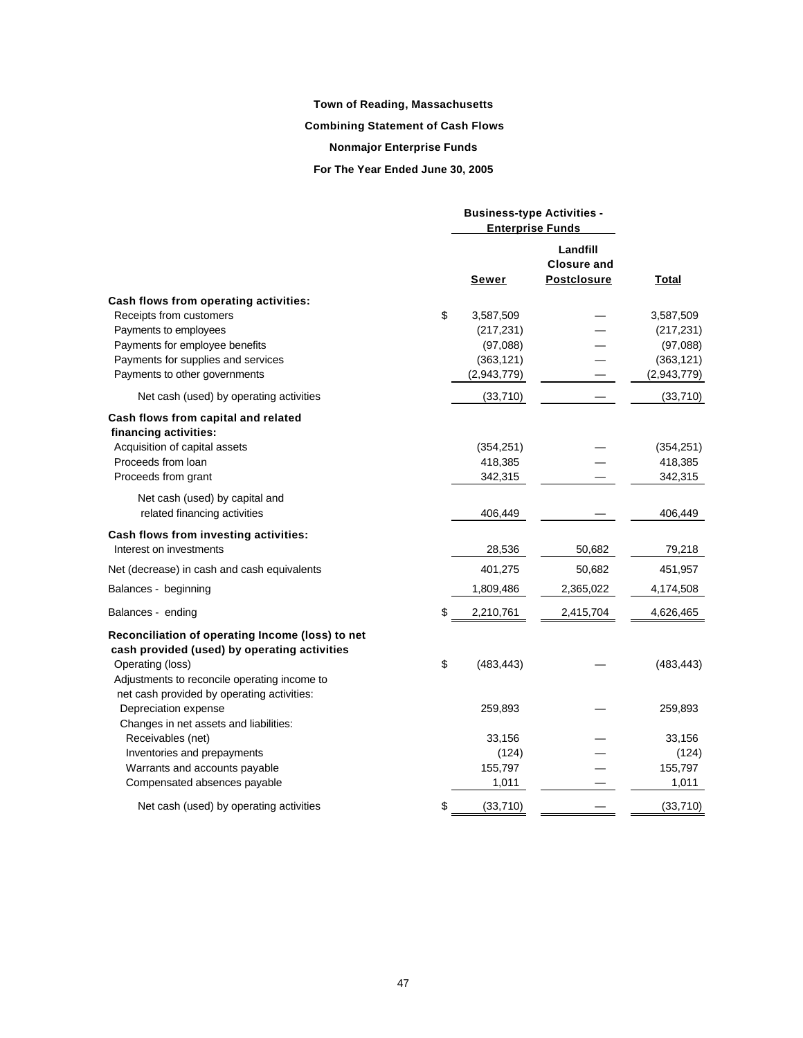**Town of Reading, Massachusetts**

**Combining Statement of Cash Flows**

**Nonmajor Enterprise Funds**

**For The Year Ended June 30, 2005**

| | Business-type Activities - Enterprise Funds | | |
|---|---|---|---|
| | **Sewer** | **Landfill Closure and Postclosure** | **Total** |
| **Cash flows from operating activities:** | | | |
| Receipts from customers | $ 3,587,509 | — | 3,587,509 |
| Payments to employees | (217,231) | — | (217,231) |
| Payments for employee benefits | (97,088) | — | (97,088) |
| Payments for supplies and services | (363,121) | — | (363,121) |
| Payments to other governments | (2,943,779) | — | (2,943,779) |
| Net cash (used) by operating activities | (33,710) | — | (33,710) |
| **Cash flows from capital and related financing activities:** | | | |
| Acquisition of capital assets | (354,251) | — | (354,251) |
| Proceeds from loan | 418,385 | — | 418,385 |
| Proceeds from grant | 342,315 | — | 342,315 |
| Net cash (used) by capital and related financing activities | 406,449 | — | 406,449 |
| **Cash flows from investing activities:** | | | |
| Interest on investments | 28,536 | 50,682 | 79,218 |
| Net (decrease) in cash and cash equivalents | 401,275 | 50,682 | 451,957 |
| Balances - beginning | 1,809,486 | 2,365,022 | 4,174,508 |
| Balances - ending | $ 2,210,761 | 2,415,704 | 4,626,465 |
| **Reconciliation of operating Income (loss) to net cash provided (used) by operating activities** | | | |
| Operating (loss) | $ (483,443) | — | (483,443) |
| Adjustments to reconcile operating income to net cash provided by operating activities: | | | |
| Depreciation expense | 259,893 | — | 259,893 |
| Changes in net assets and liabilities: | | | |
| Receivables (net) | 33,156 | — | 33,156 |
| Inventories and prepayments | (124) | — | (124) |
| Warrants and accounts payable | 155,797 | — | 155,797 |
| Compensated absences payable | 1,011 | — | 1,011 |
| Net cash (used) by operating activities | $ (33,710) | — | (33,710) |